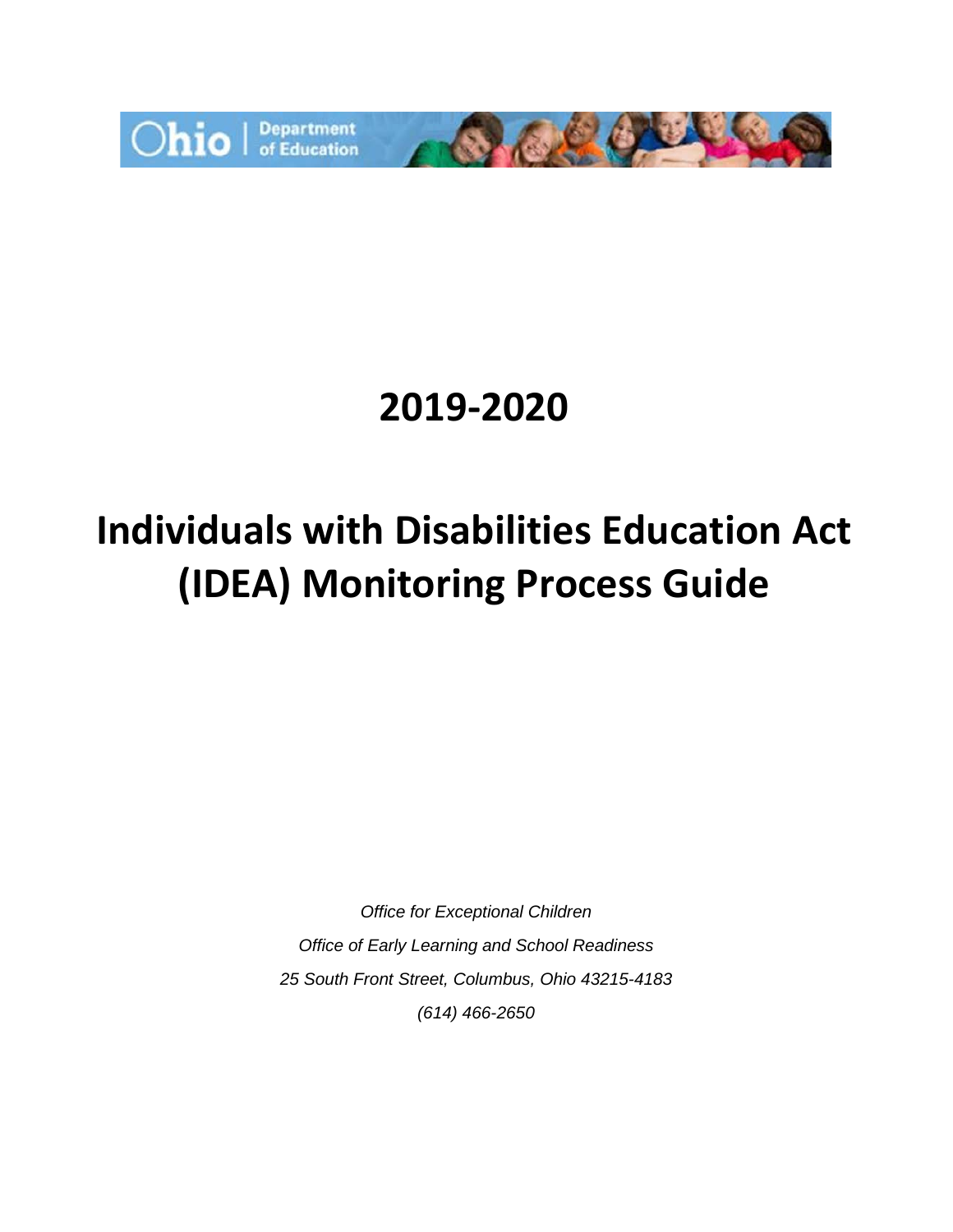# 2019-2020

# Individuals with Disabilities Education Act (IDEA) Monitoring Process Guide

*Office for Exceptional Children*

*Office of Early Learning and School Readiness*

*25 South Front Street, Columbus, Ohio 43215-4183*

*(614) 466-2650*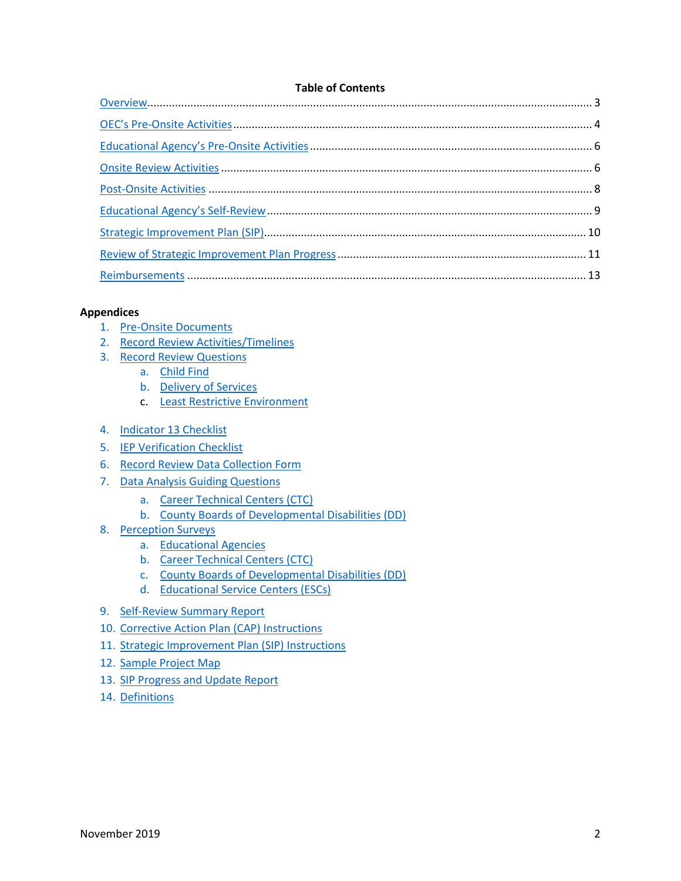## Table of Contents

- Overview ..... 3
- OEC's Pre-Onsite Activities ..... 4
- Educational Agency's Pre-Onsite Activities ..... 6
- Onsite Review Activities ..... 6
- Post-Onsite Activities ..... 8
- Educational Agency's Self-Review ..... 9
- Strategic Improvement Plan (SIP) ..... 10
- Review of Strategic Improvement Plan Progress ..... 11
- Reimbursements ..... 13

**Appendices**

1. Pre-Onsite Documents
2. Record Review Activities/Timelines
3. Record Review Questions
    a. Child Find
    b. Delivery of Services
    c. Least Restrictive Environment
4. Indicator 13 Checklist
5. IEP Verification Checklist
6. Record Review Data Collection Form
7. Data Analysis Guiding Questions
    a. Career Technical Centers (CTC)
    b. County Boards of Developmental Disabilities (DD)
8. Perception Surveys
    a. Educational Agencies
    b. Career Technical Centers (CTC)
    c. County Boards of Developmental Disabilities (DD)
    d. Educational Service Centers (ESCs)
9. Self-Review Summary Report
10. Corrective Action Plan (CAP) Instructions
11. Strategic Improvement Plan (SIP) Instructions
12. Sample Project Map
13. SIP Progress and Update Report
14. Definitions

November 2019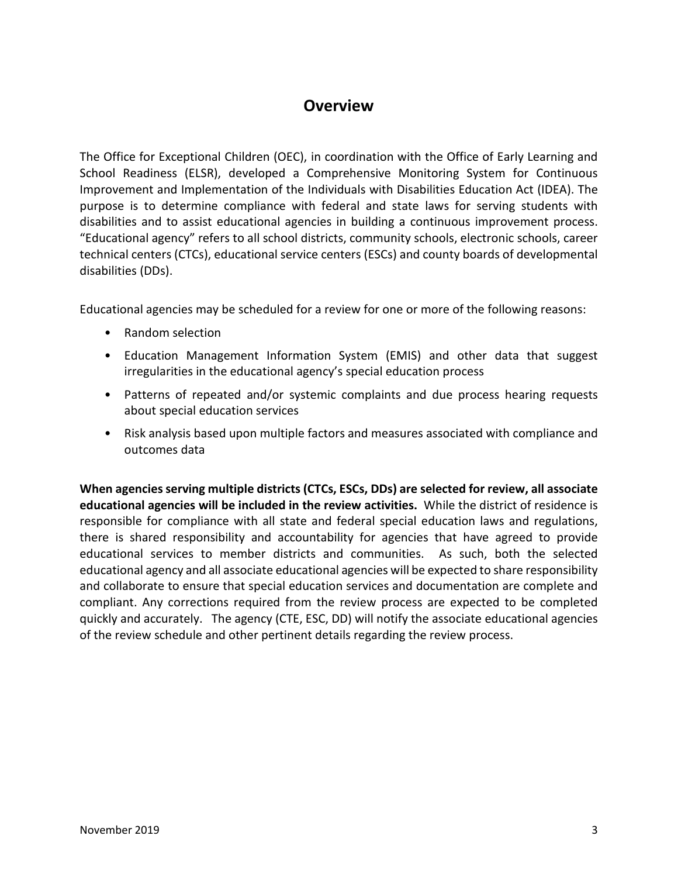# Overview

The Office for Exceptional Children (OEC), in coordination with the Office of Early Learning and School Readiness (ELSR), developed a Comprehensive Monitoring System for Continuous Improvement and Implementation of the Individuals with Disabilities Education Act (IDEA). The purpose is to determine compliance with federal and state laws for serving students with disabilities and to assist educational agencies in building a continuous improvement process. "Educational agency" refers to all school districts, community schools, electronic schools, career technical centers (CTCs), educational service centers (ESCs) and county boards of developmental disabilities (DDs).

Educational agencies may be scheduled for a review for one or more of the following reasons:

- Random selection
- Education Management Information System (EMIS) and other data that suggest irregularities in the educational agency's special education process
- Patterns of repeated and/or systemic complaints and due process hearing requests about special education services
- Risk analysis based upon multiple factors and measures associated with compliance and outcomes data

**When agencies serving multiple districts (CTCs, ESCs, DDs) are selected for review, all associate educational agencies will be included in the review activities.** While the district of residence is responsible for compliance with all state and federal special education laws and regulations, there is shared responsibility and accountability for agencies that have agreed to provide educational services to member districts and communities. As such, both the selected educational agency and all associate educational agencies will be expected to share responsibility and collaborate to ensure that special education services and documentation are complete and compliant. Any corrections required from the review process are expected to be completed quickly and accurately. The agency (CTE, ESC, DD) will notify the associate educational agencies of the review schedule and other pertinent details regarding the review process.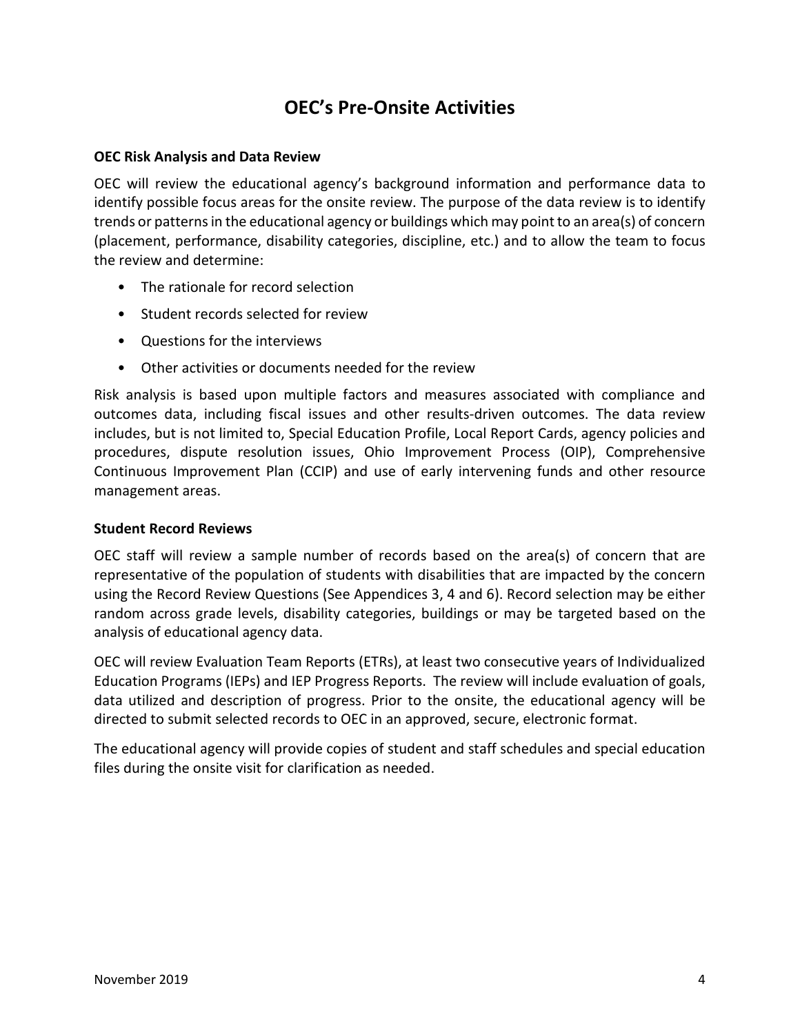# OEC's Pre-Onsite Activities

### OEC Risk Analysis and Data Review

OEC will review the educational agency's background information and performance data to identify possible focus areas for the onsite review. The purpose of the data review is to identify trends or patterns in the educational agency or buildings which may point to an area(s) of concern (placement, performance, disability categories, discipline, etc.) and to allow the team to focus the review and determine:

- The rationale for record selection
- Student records selected for review
- Questions for the interviews
- Other activities or documents needed for the review

Risk analysis is based upon multiple factors and measures associated with compliance and outcomes data, including fiscal issues and other results-driven outcomes. The data review includes, but is not limited to, Special Education Profile, Local Report Cards, agency policies and procedures, dispute resolution issues, Ohio Improvement Process (OIP), Comprehensive Continuous Improvement Plan (CCIP) and use of early intervening funds and other resource management areas.

### Student Record Reviews

OEC staff will review a sample number of records based on the area(s) of concern that are representative of the population of students with disabilities that are impacted by the concern using the Record Review Questions (See Appendices 3, 4 and 6). Record selection may be either random across grade levels, disability categories, buildings or may be targeted based on the analysis of educational agency data.

OEC will review Evaluation Team Reports (ETRs), at least two consecutive years of Individualized Education Programs (IEPs) and IEP Progress Reports. The review will include evaluation of goals, data utilized and description of progress. Prior to the onsite, the educational agency will be directed to submit selected records to OEC in an approved, secure, electronic format.

The educational agency will provide copies of student and staff schedules and special education files during the onsite visit for clarification as needed.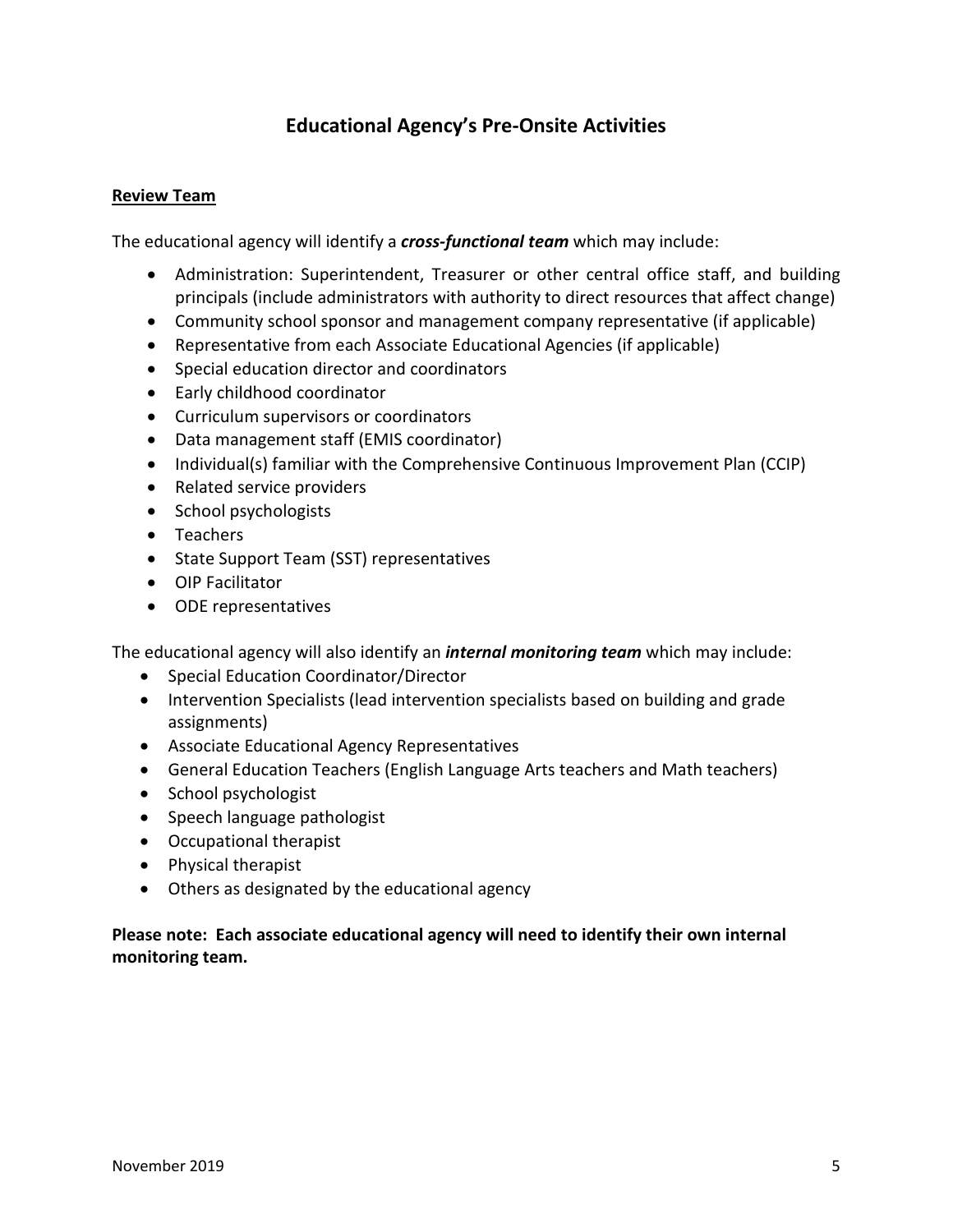# Educational Agency's Pre-Onsite Activities

## Review Team

The educational agency will identify a ***cross-functional team*** which may include:

- Administration: Superintendent, Treasurer or other central office staff, and building principals (include administrators with authority to direct resources that affect change)
- Community school sponsor and management company representative (if applicable)
- Representative from each Associate Educational Agencies (if applicable)
- Special education director and coordinators
- Early childhood coordinator
- Curriculum supervisors or coordinators
- Data management staff (EMIS coordinator)
- Individual(s) familiar with the Comprehensive Continuous Improvement Plan (CCIP)
- Related service providers
- School psychologists
- Teachers
- State Support Team (SST) representatives
- OIP Facilitator
- ODE representatives

The educational agency will also identify an ***internal monitoring team*** which may include:

- Special Education Coordinator/Director
- Intervention Specialists (lead intervention specialists based on building and grade assignments)
- Associate Educational Agency Representatives
- General Education Teachers (English Language Arts teachers and Math teachers)
- School psychologist
- Speech language pathologist
- Occupational therapist
- Physical therapist
- Others as designated by the educational agency

**Please note: Each associate educational agency will need to identify their own internal monitoring team.**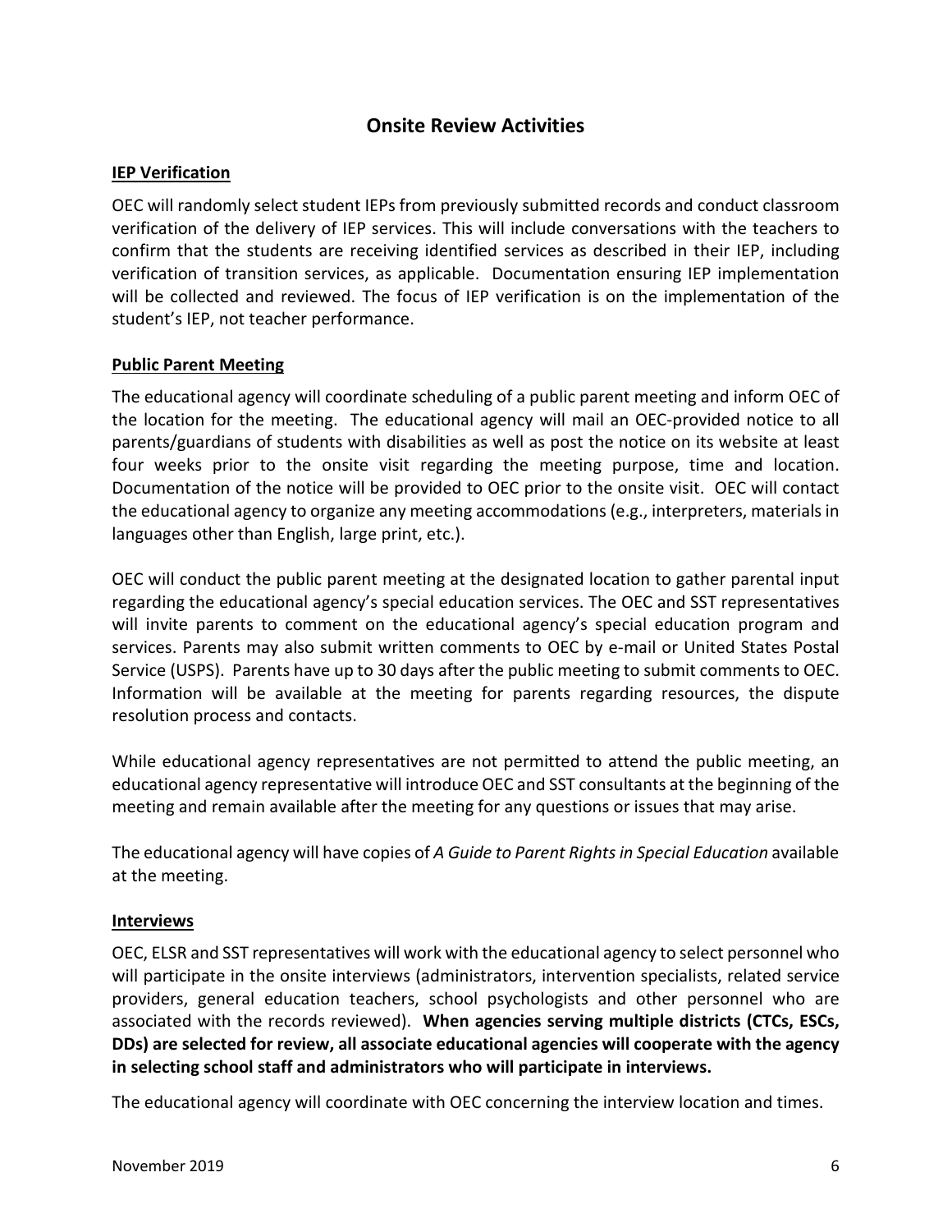## Onsite Review Activities

### IEP Verification

OEC will randomly select student IEPs from previously submitted records and conduct classroom verification of the delivery of IEP services. This will include conversations with the teachers to confirm that the students are receiving identified services as described in their IEP, including verification of transition services, as applicable. Documentation ensuring IEP implementation will be collected and reviewed. The focus of IEP verification is on the implementation of the student's IEP, not teacher performance.

### Public Parent Meeting

The educational agency will coordinate scheduling of a public parent meeting and inform OEC of the location for the meeting. The educational agency will mail an OEC-provided notice to all parents/guardians of students with disabilities as well as post the notice on its website at least four weeks prior to the onsite visit regarding the meeting purpose, time and location. Documentation of the notice will be provided to OEC prior to the onsite visit. OEC will contact the educational agency to organize any meeting accommodations (e.g., interpreters, materials in languages other than English, large print, etc.).

OEC will conduct the public parent meeting at the designated location to gather parental input regarding the educational agency's special education services. The OEC and SST representatives will invite parents to comment on the educational agency's special education program and services. Parents may also submit written comments to OEC by e-mail or United States Postal Service (USPS). Parents have up to 30 days after the public meeting to submit comments to OEC. Information will be available at the meeting for parents regarding resources, the dispute resolution process and contacts.

While educational agency representatives are not permitted to attend the public meeting, an educational agency representative will introduce OEC and SST consultants at the beginning of the meeting and remain available after the meeting for any questions or issues that may arise.

The educational agency will have copies of *A Guide to Parent Rights in Special Education* available at the meeting.

### Interviews

OEC, ELSR and SST representatives will work with the educational agency to select personnel who will participate in the onsite interviews (administrators, intervention specialists, related service providers, general education teachers, school psychologists and other personnel who are associated with the records reviewed). **When agencies serving multiple districts (CTCs, ESCs, DDs) are selected for review, all associate educational agencies will cooperate with the agency in selecting school staff and administrators who will participate in interviews.**

The educational agency will coordinate with OEC concerning the interview location and times.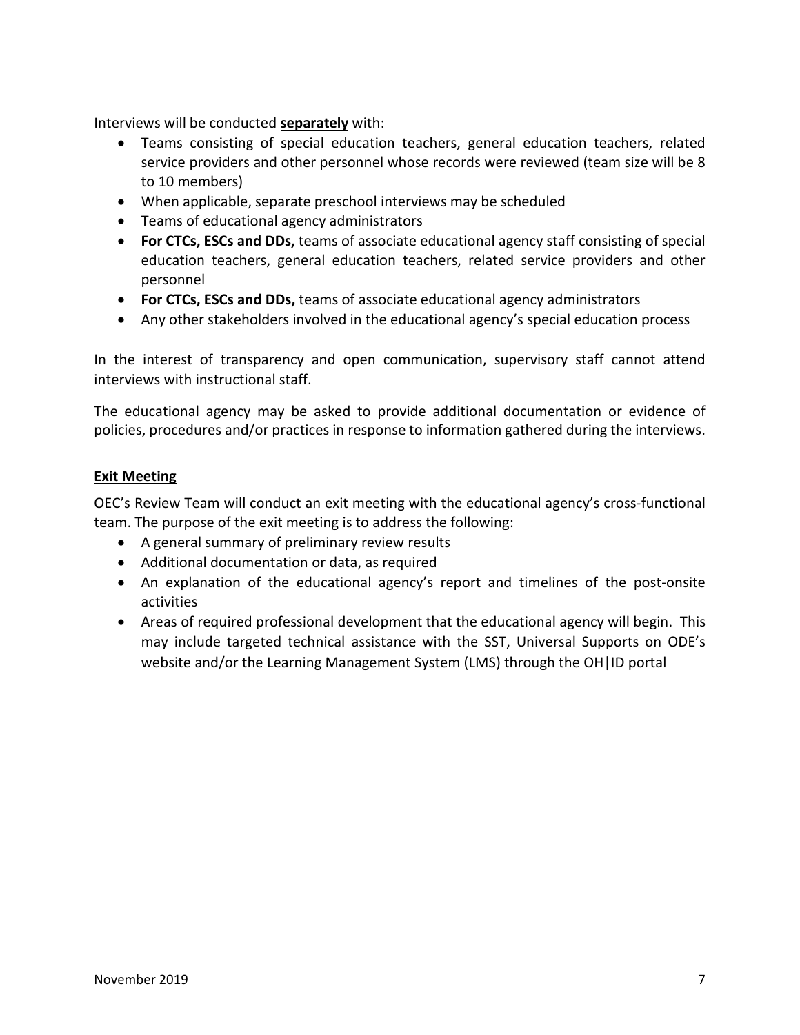Interviews will be conducted **separately** with:

- Teams consisting of special education teachers, general education teachers, related service providers and other personnel whose records were reviewed (team size will be 8 to 10 members)
- When applicable, separate preschool interviews may be scheduled
- Teams of educational agency administrators
- **For CTCs, ESCs and DDs,** teams of associate educational agency staff consisting of special education teachers, general education teachers, related service providers and other personnel
- **For CTCs, ESCs and DDs,** teams of associate educational agency administrators
- Any other stakeholders involved in the educational agency's special education process

In the interest of transparency and open communication, supervisory staff cannot attend interviews with instructional staff.

The educational agency may be asked to provide additional documentation or evidence of policies, procedures and/or practices in response to information gathered during the interviews.

**Exit Meeting**

OEC's Review Team will conduct an exit meeting with the educational agency's cross-functional team. The purpose of the exit meeting is to address the following:

- A general summary of preliminary review results
- Additional documentation or data, as required
- An explanation of the educational agency's report and timelines of the post-onsite activities
- Areas of required professional development that the educational agency will begin. This may include targeted technical assistance with the SST, Universal Supports on ODE's website and/or the Learning Management System (LMS) through the OH|ID portal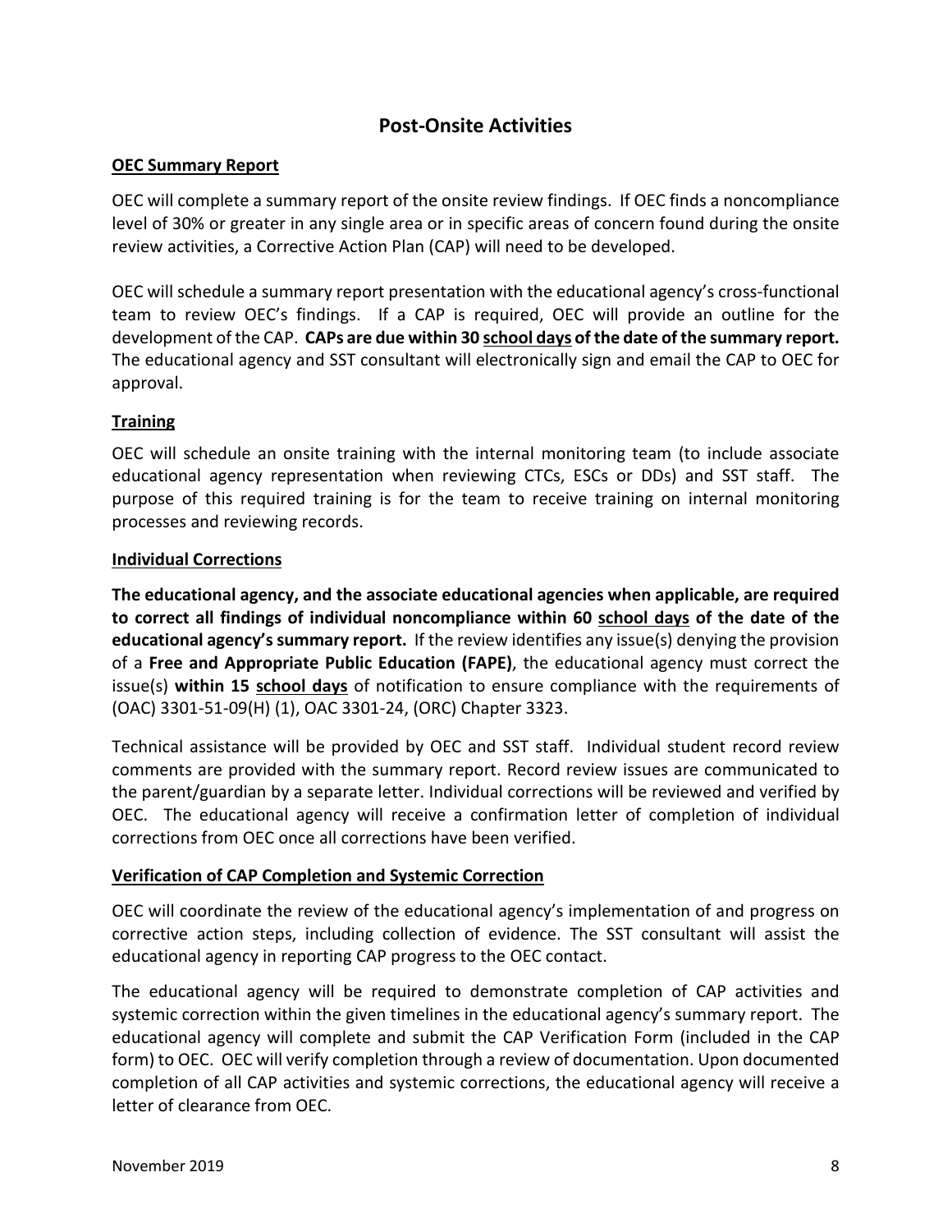## Post-Onsite Activities

**OEC Summary Report**

OEC will complete a summary report of the onsite review findings. If OEC finds a noncompliance level of 30% or greater in any single area or in specific areas of concern found during the onsite review activities, a Corrective Action Plan (CAP) will need to be developed.

OEC will schedule a summary report presentation with the educational agency's cross-functional team to review OEC's findings. If a CAP is required, OEC will provide an outline for the development of the CAP. **CAPs are due within 30 school days of the date of the summary report.** The educational agency and SST consultant will electronically sign and email the CAP to OEC for approval.

**Training**

OEC will schedule an onsite training with the internal monitoring team (to include associate educational agency representation when reviewing CTCs, ESCs or DDs) and SST staff. The purpose of this required training is for the team to receive training on internal monitoring processes and reviewing records.

**Individual Corrections**

**The educational agency, and the associate educational agencies when applicable, are required to correct all findings of individual noncompliance within 60 school days of the date of the educational agency's summary report.** If the review identifies any issue(s) denying the provision of a **Free and Appropriate Public Education (FAPE)**, the educational agency must correct the issue(s) **within 15 school days** of notification to ensure compliance with the requirements of (OAC) 3301-51-09(H) (1), OAC 3301-24, (ORC) Chapter 3323.

Technical assistance will be provided by OEC and SST staff. Individual student record review comments are provided with the summary report. Record review issues are communicated to the parent/guardian by a separate letter. Individual corrections will be reviewed and verified by OEC. The educational agency will receive a confirmation letter of completion of individual corrections from OEC once all corrections have been verified.

**Verification of CAP Completion and Systemic Correction**

OEC will coordinate the review of the educational agency's implementation of and progress on corrective action steps, including collection of evidence. The SST consultant will assist the educational agency in reporting CAP progress to the OEC contact.

The educational agency will be required to demonstrate completion of CAP activities and systemic correction within the given timelines in the educational agency's summary report. The educational agency will complete and submit the CAP Verification Form (included in the CAP form) to OEC. OEC will verify completion through a review of documentation. Upon documented completion of all CAP activities and systemic corrections, the educational agency will receive a letter of clearance from OEC.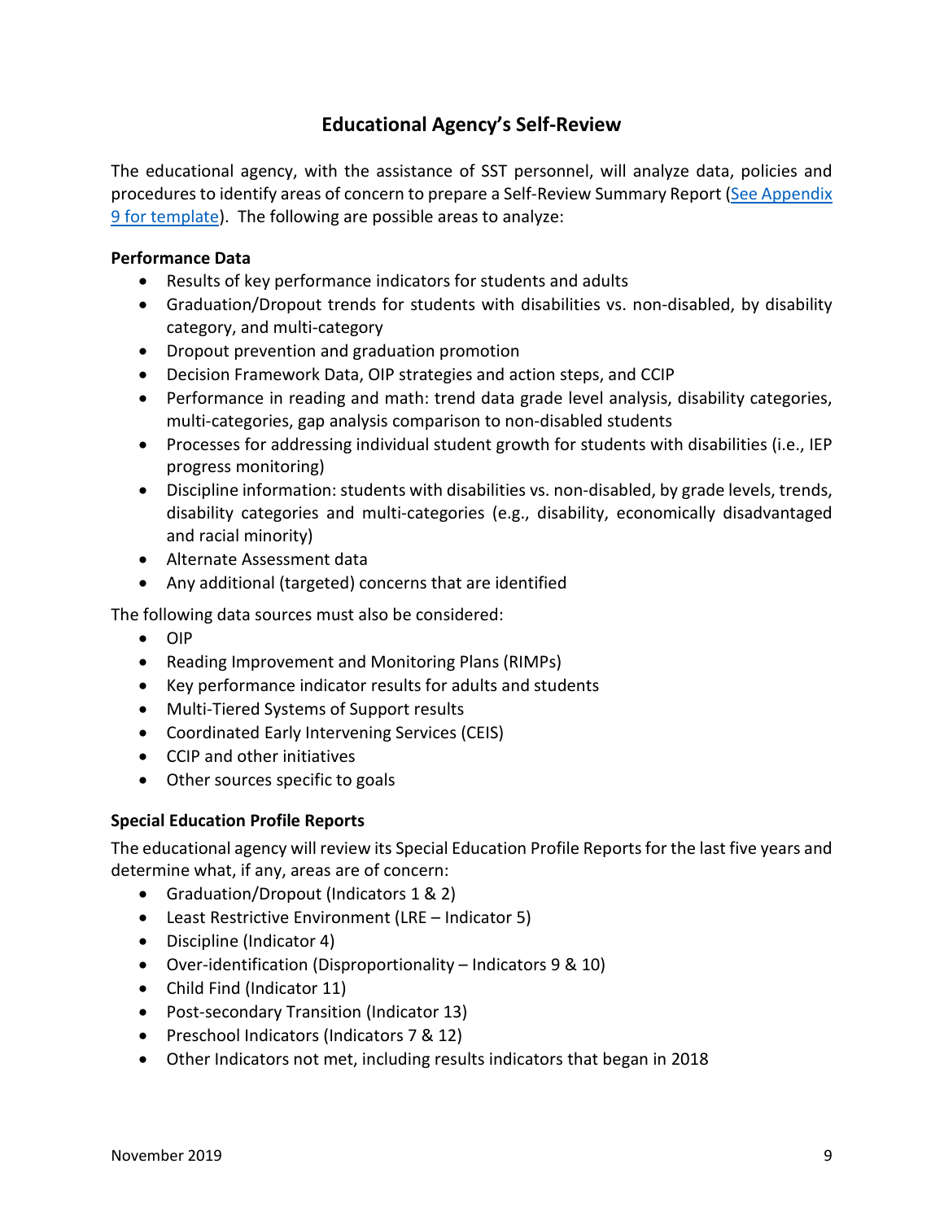## Educational Agency's Self-Review

The educational agency, with the assistance of SST personnel, will analyze data, policies and procedures to identify areas of concern to prepare a Self-Review Summary Report (See Appendix 9 for template). The following are possible areas to analyze:

**Performance Data**

- Results of key performance indicators for students and adults
- Graduation/Dropout trends for students with disabilities vs. non-disabled, by disability category, and multi-category
- Dropout prevention and graduation promotion
- Decision Framework Data, OIP strategies and action steps, and CCIP
- Performance in reading and math: trend data grade level analysis, disability categories, multi-categories, gap analysis comparison to non-disabled students
- Processes for addressing individual student growth for students with disabilities (i.e., IEP progress monitoring)
- Discipline information: students with disabilities vs. non-disabled, by grade levels, trends, disability categories and multi-categories (e.g., disability, economically disadvantaged and racial minority)
- Alternate Assessment data
- Any additional (targeted) concerns that are identified

The following data sources must also be considered:

- OIP
- Reading Improvement and Monitoring Plans (RIMPs)
- Key performance indicator results for adults and students
- Multi-Tiered Systems of Support results
- Coordinated Early Intervening Services (CEIS)
- CCIP and other initiatives
- Other sources specific to goals

**Special Education Profile Reports**

The educational agency will review its Special Education Profile Reports for the last five years and determine what, if any, areas are of concern:

- Graduation/Dropout (Indicators 1 & 2)
- Least Restrictive Environment (LRE – Indicator 5)
- Discipline (Indicator 4)
- Over-identification (Disproportionality – Indicators 9 & 10)
- Child Find (Indicator 11)
- Post-secondary Transition (Indicator 13)
- Preschool Indicators (Indicators 7 & 12)
- Other Indicators not met, including results indicators that began in 2018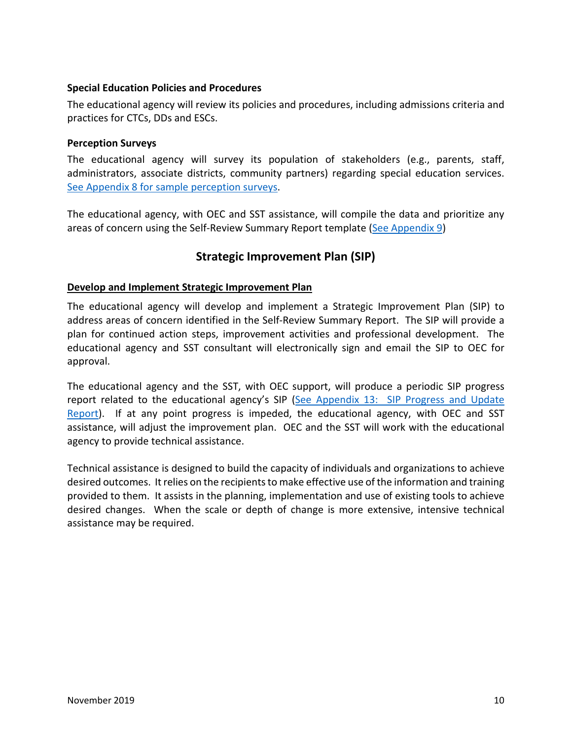**Special Education Policies and Procedures**

The educational agency will review its policies and procedures, including admissions criteria and practices for CTCs, DDs and ESCs.

**Perception Surveys**

The educational agency will survey its population of stakeholders (e.g., parents, staff, administrators, associate districts, community partners) regarding special education services. See Appendix 8 for sample perception surveys.

The educational agency, with OEC and SST assistance, will compile the data and prioritize any areas of concern using the Self-Review Summary Report template (See Appendix 9)

## Strategic Improvement Plan (SIP)

**Develop and Implement Strategic Improvement Plan**

The educational agency will develop and implement a Strategic Improvement Plan (SIP) to address areas of concern identified in the Self-Review Summary Report. The SIP will provide a plan for continued action steps, improvement activities and professional development. The educational agency and SST consultant will electronically sign and email the SIP to OEC for approval.

The educational agency and the SST, with OEC support, will produce a periodic SIP progress report related to the educational agency's SIP (See Appendix 13: SIP Progress and Update Report). If at any point progress is impeded, the educational agency, with OEC and SST assistance, will adjust the improvement plan. OEC and the SST will work with the educational agency to provide technical assistance.

Technical assistance is designed to build the capacity of individuals and organizations to achieve desired outcomes. It relies on the recipients to make effective use of the information and training provided to them. It assists in the planning, implementation and use of existing tools to achieve desired changes. When the scale or depth of change is more extensive, intensive technical assistance may be required.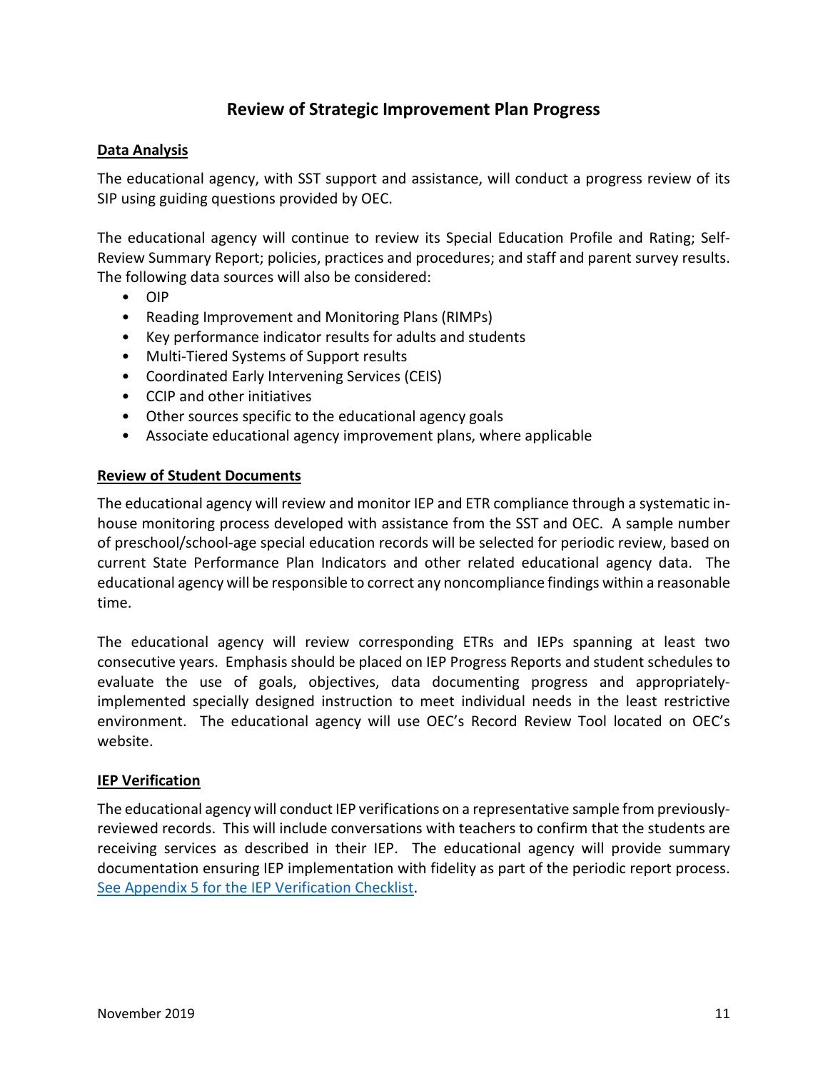## Review of Strategic Improvement Plan Progress

**Data Analysis**

The educational agency, with SST support and assistance, will conduct a progress review of its SIP using guiding questions provided by OEC.

The educational agency will continue to review its Special Education Profile and Rating; Self-Review Summary Report; policies, practices and procedures; and staff and parent survey results. The following data sources will also be considered:

- OIP
- Reading Improvement and Monitoring Plans (RIMPs)
- Key performance indicator results for adults and students
- Multi-Tiered Systems of Support results
- Coordinated Early Intervening Services (CEIS)
- CCIP and other initiatives
- Other sources specific to the educational agency goals
- Associate educational agency improvement plans, where applicable

**Review of Student Documents**

The educational agency will review and monitor IEP and ETR compliance through a systematic in-house monitoring process developed with assistance from the SST and OEC. A sample number of preschool/school-age special education records will be selected for periodic review, based on current State Performance Plan Indicators and other related educational agency data. The educational agency will be responsible to correct any noncompliance findings within a reasonable time.

The educational agency will review corresponding ETRs and IEPs spanning at least two consecutive years. Emphasis should be placed on IEP Progress Reports and student schedules to evaluate the use of goals, objectives, data documenting progress and appropriately-implemented specially designed instruction to meet individual needs in the least restrictive environment. The educational agency will use OEC's Record Review Tool located on OEC's website.

**IEP Verification**

The educational agency will conduct IEP verifications on a representative sample from previously-reviewed records. This will include conversations with teachers to confirm that the students are receiving services as described in their IEP. The educational agency will provide summary documentation ensuring IEP implementation with fidelity as part of the periodic report process. See Appendix 5 for the IEP Verification Checklist.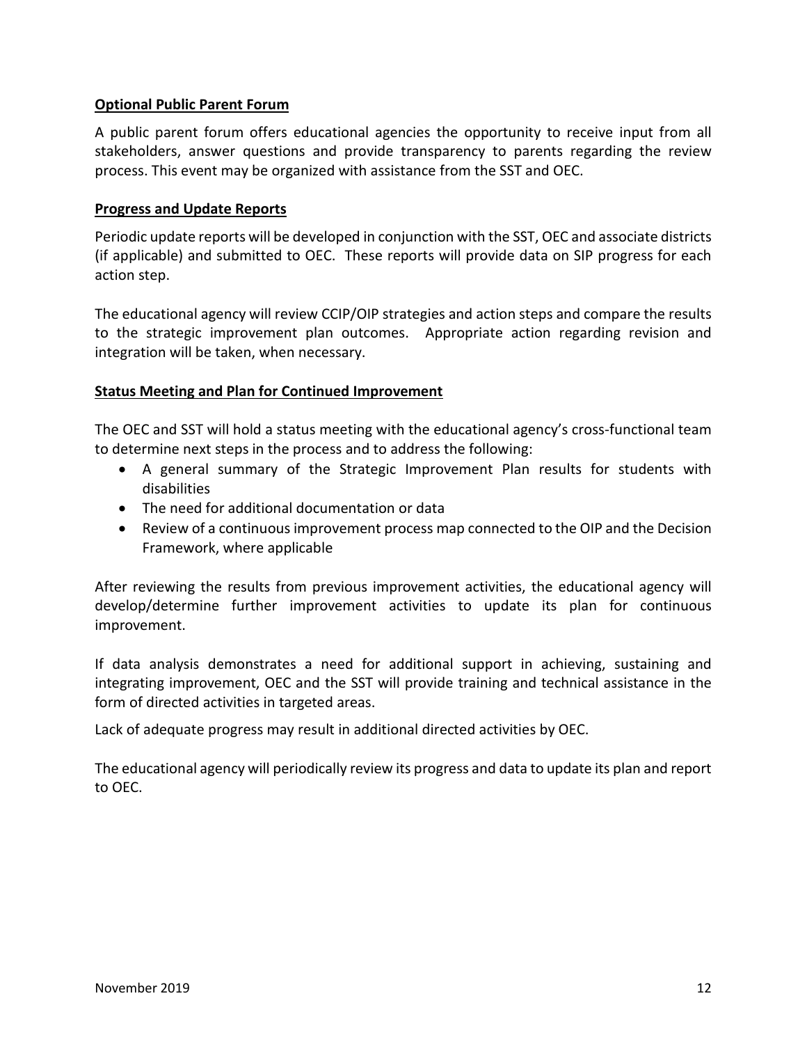**Optional Public Parent Forum**

A public parent forum offers educational agencies the opportunity to receive input from all stakeholders, answer questions and provide transparency to parents regarding the review process. This event may be organized with assistance from the SST and OEC.

**Progress and Update Reports**

Periodic update reports will be developed in conjunction with the SST, OEC and associate districts (if applicable) and submitted to OEC. These reports will provide data on SIP progress for each action step.

The educational agency will review CCIP/OIP strategies and action steps and compare the results to the strategic improvement plan outcomes. Appropriate action regarding revision and integration will be taken, when necessary.

**Status Meeting and Plan for Continued Improvement**

The OEC and SST will hold a status meeting with the educational agency's cross-functional team to determine next steps in the process and to address the following:

- A general summary of the Strategic Improvement Plan results for students with disabilities
- The need for additional documentation or data
- Review of a continuous improvement process map connected to the OIP and the Decision Framework, where applicable

After reviewing the results from previous improvement activities, the educational agency will develop/determine further improvement activities to update its plan for continuous improvement.

If data analysis demonstrates a need for additional support in achieving, sustaining and integrating improvement, OEC and the SST will provide training and technical assistance in the form of directed activities in targeted areas.

Lack of adequate progress may result in additional directed activities by OEC.

The educational agency will periodically review its progress and data to update its plan and report to OEC.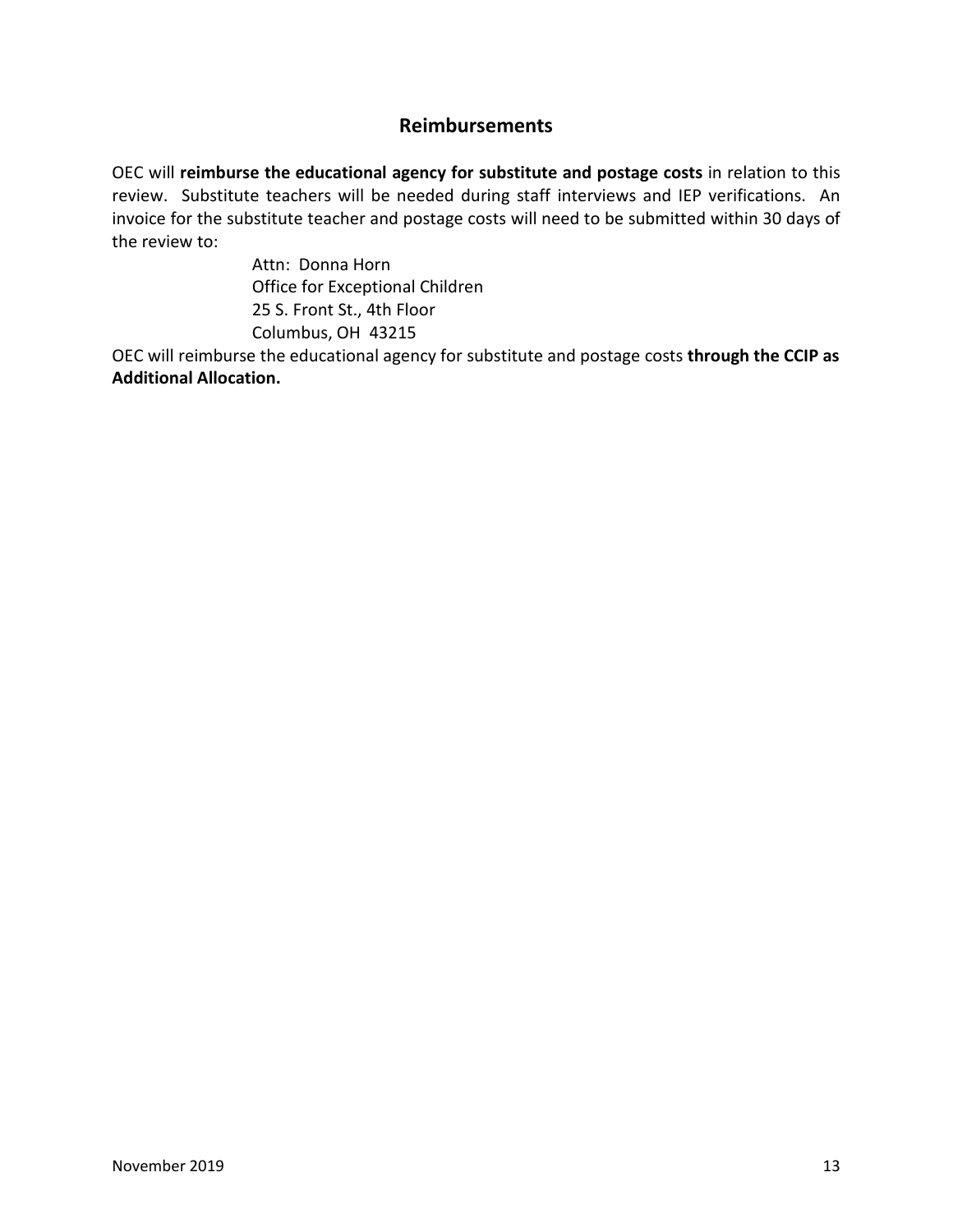## Reimbursements

OEC will **reimburse the educational agency for substitute and postage costs** in relation to this review. Substitute teachers will be needed during staff interviews and IEP verifications. An invoice for the substitute teacher and postage costs will need to be submitted within 30 days of the review to:

> Attn: Donna Horn
> Office for Exceptional Children
> 25 S. Front St., 4th Floor
> Columbus, OH 43215

OEC will reimburse the educational agency for substitute and postage costs **through the CCIP as Additional Allocation.**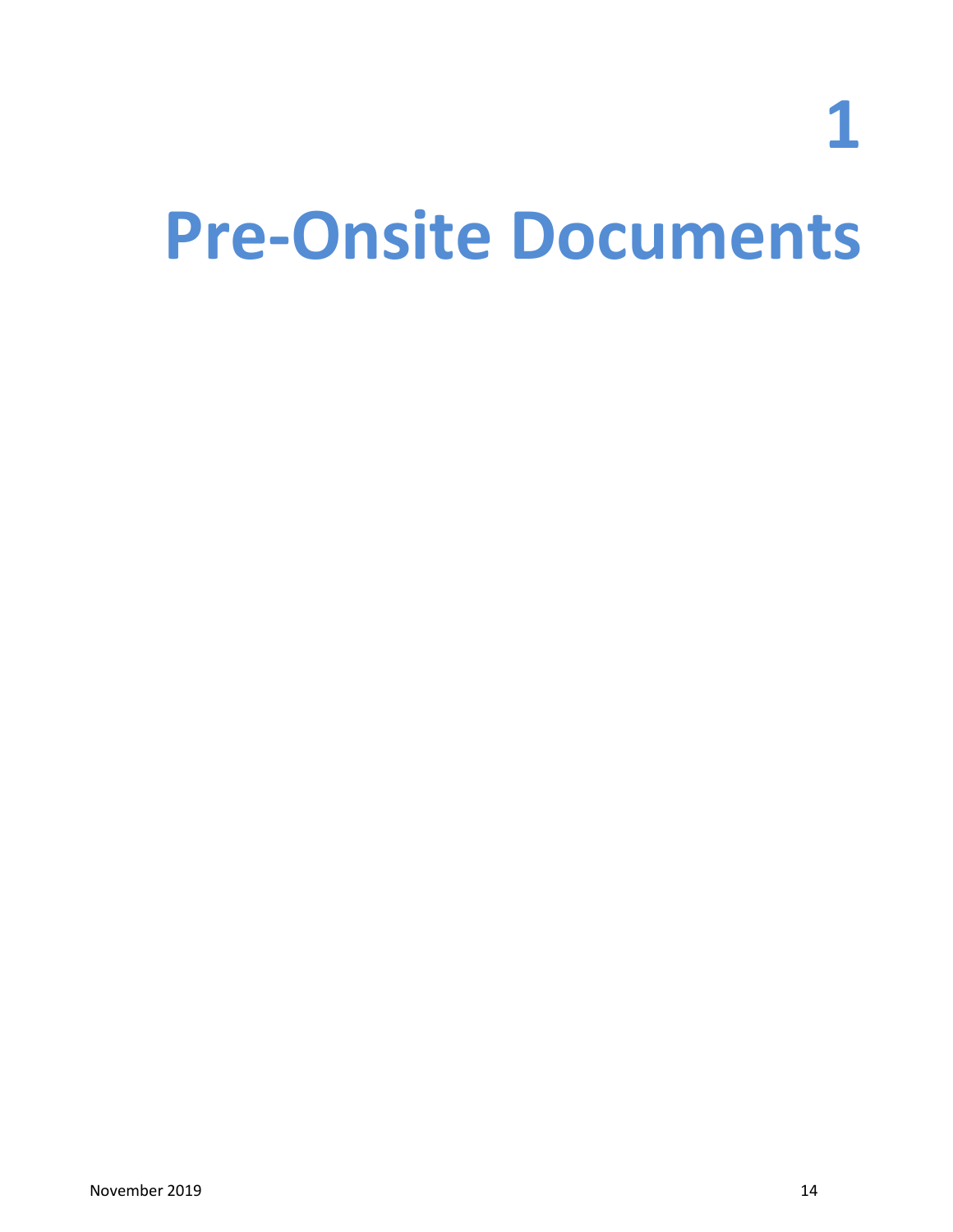# 1

# Pre-Onsite Documents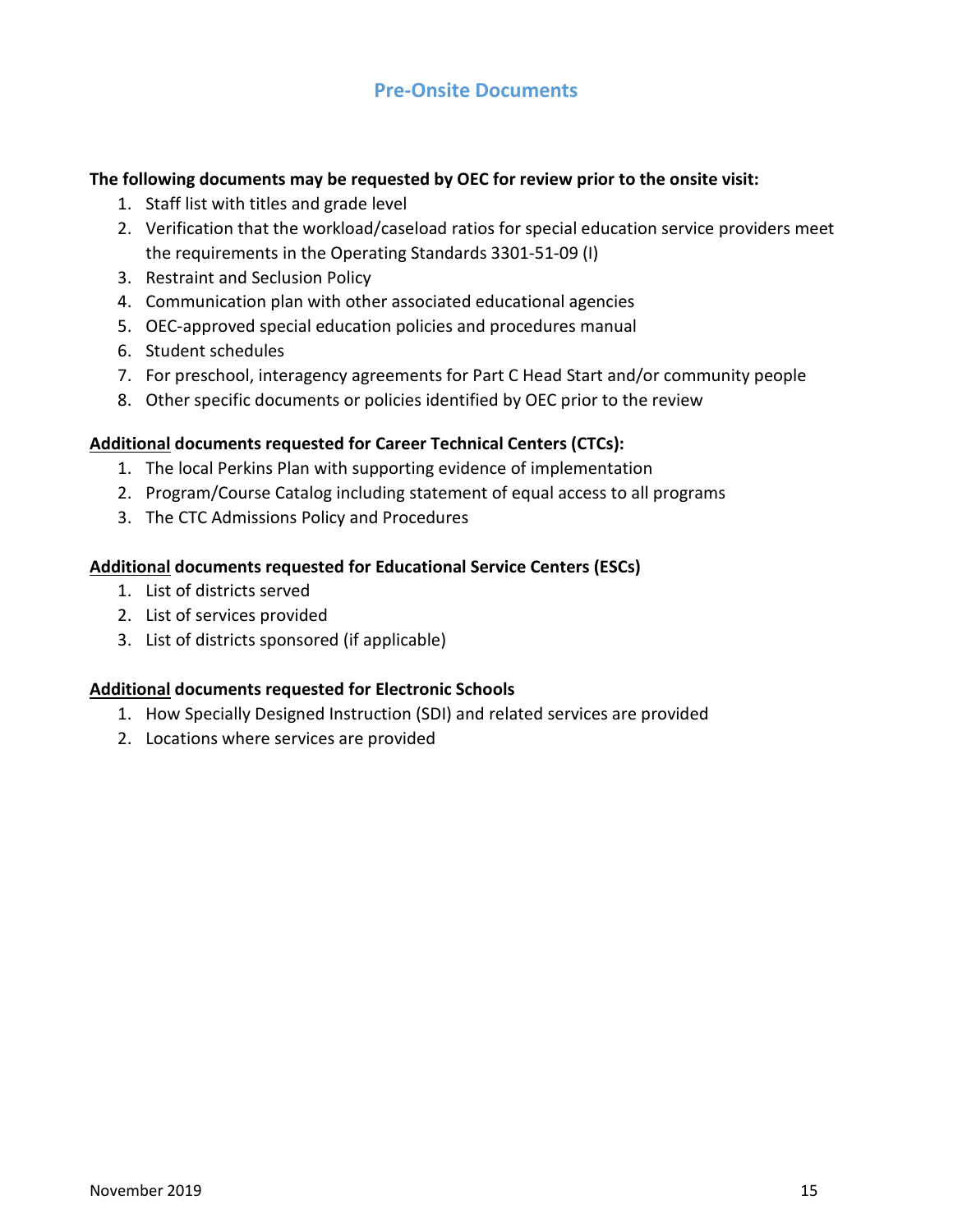## Pre-Onsite Documents

**The following documents may be requested by OEC for review prior to the onsite visit:**

1. Staff list with titles and grade level
2. Verification that the workload/caseload ratios for special education service providers meet the requirements in the Operating Standards 3301-51-09 (I)
3. Restraint and Seclusion Policy
4. Communication plan with other associated educational agencies
5. OEC-approved special education policies and procedures manual
6. Student schedules
7. For preschool, interagency agreements for Part C Head Start and/or community people
8. Other specific documents or policies identified by OEC prior to the review

**<u>Additional</u> documents requested for Career Technical Centers (CTCs):**

1. The local Perkins Plan with supporting evidence of implementation
2. Program/Course Catalog including statement of equal access to all programs
3. The CTC Admissions Policy and Procedures

**<u>Additional</u> documents requested for Educational Service Centers (ESCs)**

1. List of districts served
2. List of services provided
3. List of districts sponsored (if applicable)

**<u>Additional</u> documents requested for Electronic Schools**

1. How Specially Designed Instruction (SDI) and related services are provided
2. Locations where services are provided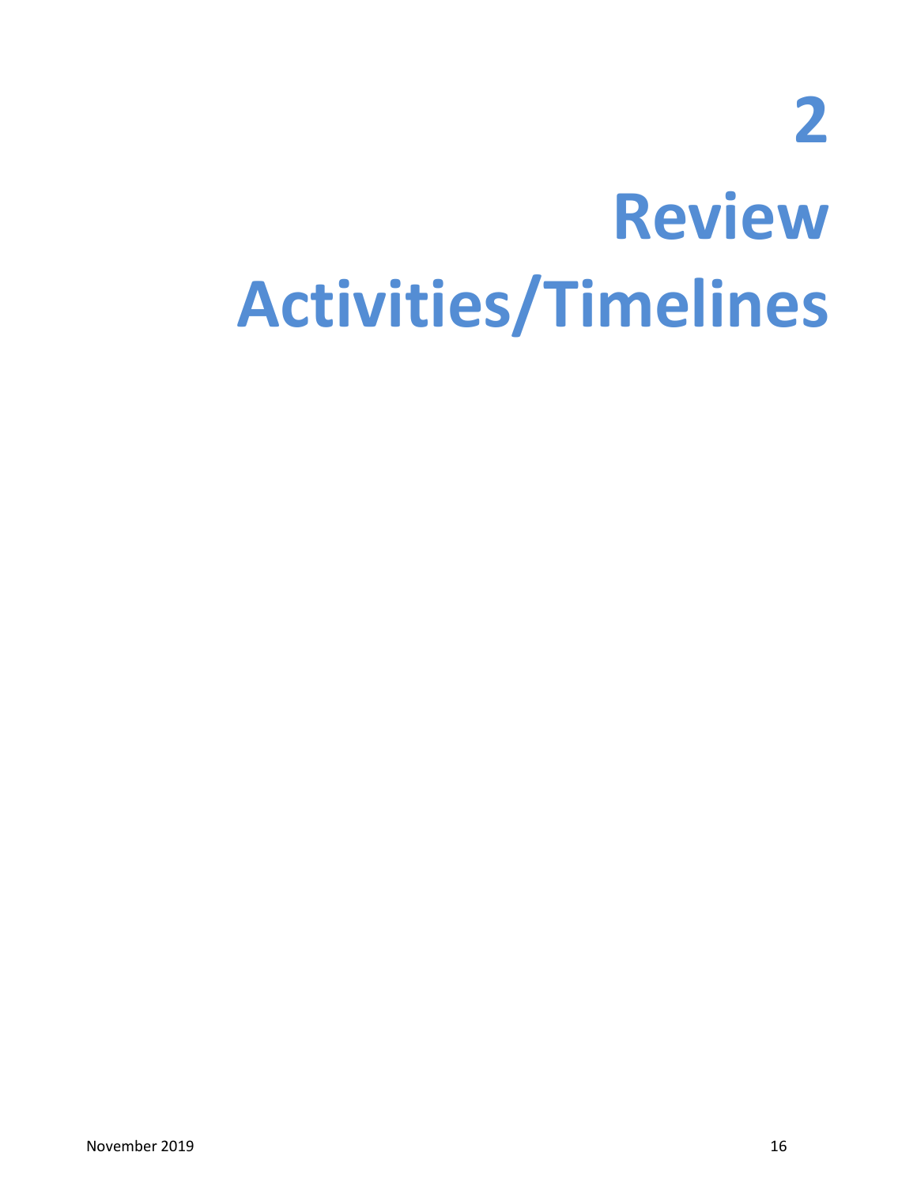# 2

# Review Activities/Timelines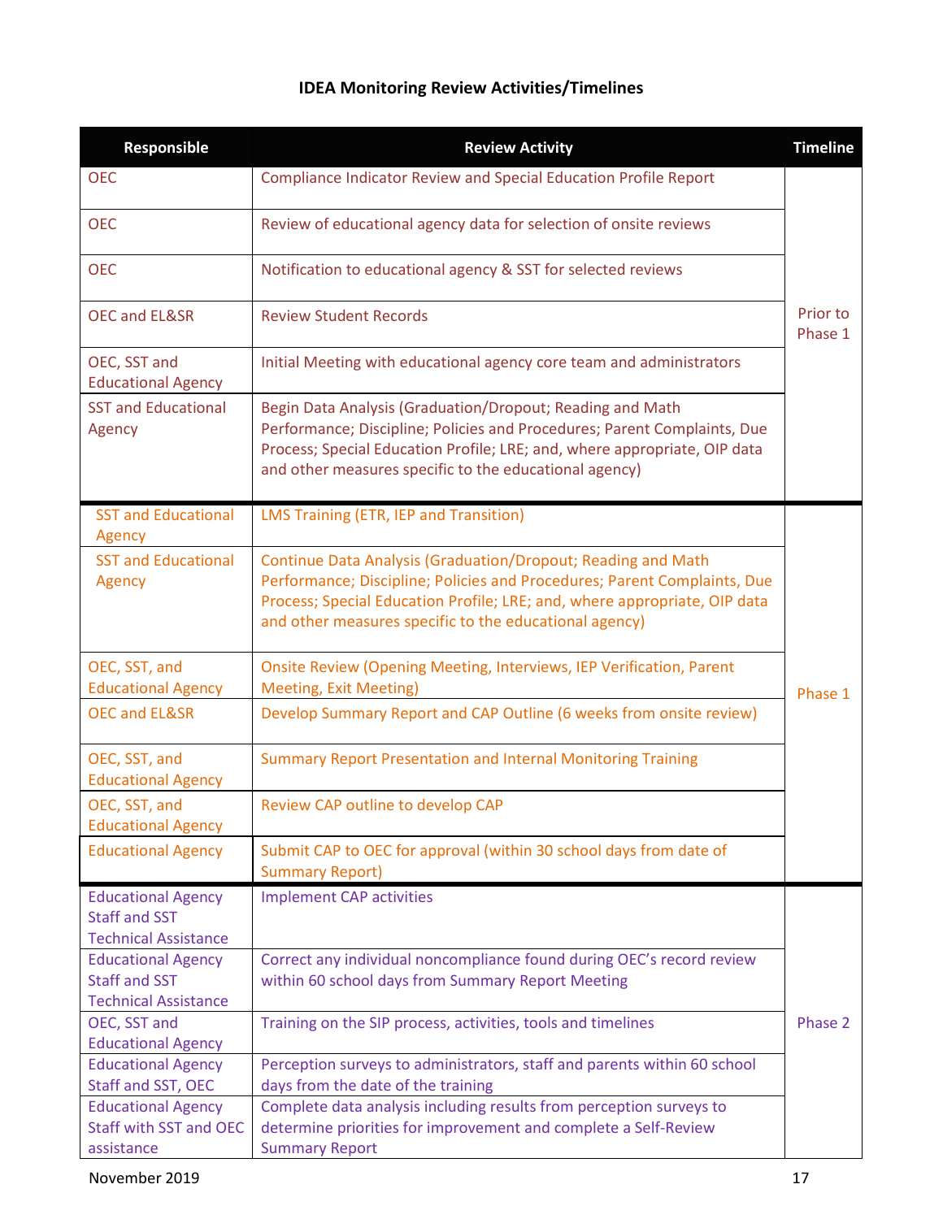### IDEA Monitoring Review Activities/Timelines

| Responsible | Review Activity | Timeline |
|---|---|---|
| OEC | Compliance Indicator Review and Special Education Profile Report | Prior to Phase 1 |
| OEC | Review of educational agency data for selection of onsite reviews | |
| OEC | Notification to educational agency & SST for selected reviews | |
| OEC and EL&SR | Review Student Records | |
| OEC, SST and Educational Agency | Initial Meeting with educational agency core team and administrators | |
| SST and Educational Agency | Begin Data Analysis (Graduation/Dropout; Reading and Math Performance; Discipline; Policies and Procedures; Parent Complaints, Due Process; Special Education Profile; LRE; and, where appropriate, OIP data and other measures specific to the educational agency) | |
| SST and Educational Agency | LMS Training (ETR, IEP and Transition) | Phase 1 |
| SST and Educational Agency | Continue Data Analysis (Graduation/Dropout; Reading and Math Performance; Discipline; Policies and Procedures; Parent Complaints, Due Process; Special Education Profile; LRE; and, where appropriate, OIP data and other measures specific to the educational agency) | |
| OEC, SST, and Educational Agency | Onsite Review (Opening Meeting, Interviews, IEP Verification, Parent Meeting, Exit Meeting) | |
| OEC and EL&SR | Develop Summary Report and CAP Outline (6 weeks from onsite review) | |
| OEC, SST, and Educational Agency | Summary Report Presentation and Internal Monitoring Training | |
| OEC, SST, and Educational Agency | Review CAP outline to develop CAP | |
| Educational Agency | Submit CAP to OEC for approval (within 30 school days from date of Summary Report) | |
| Educational Agency Staff and SST Technical Assistance | Implement CAP activities | Phase 2 |
| Educational Agency Staff and SST Technical Assistance | Correct any individual noncompliance found during OEC's record review within 60 school days from Summary Report Meeting | |
| OEC, SST and Educational Agency | Training on the SIP process, activities, tools and timelines | |
| Educational Agency Staff and SST, OEC | Perception surveys to administrators, staff and parents within 60 school days from the date of the training | |
| Educational Agency Staff with SST and OEC assistance | Complete data analysis including results from perception surveys to determine priorities for improvement and complete a Self-Review Summary Report | |

November 2019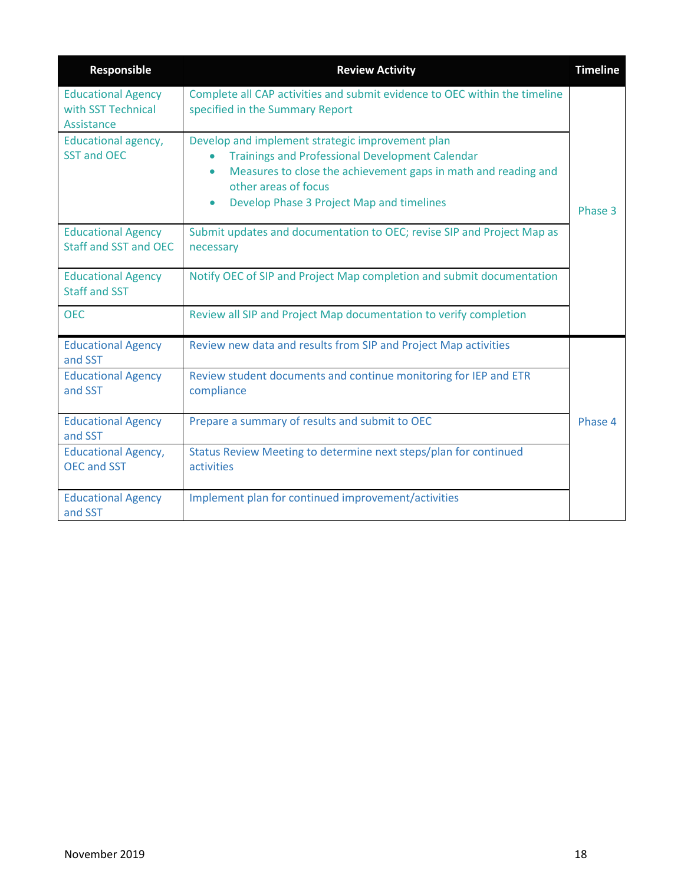| Responsible | Review Activity | Timeline |
|---|---|---|
| Educational Agency with SST Technical Assistance | Complete all CAP activities and submit evidence to OEC within the timeline specified in the Summary Report | Phase 3 |
| Educational agency, SST and OEC | Develop and implement strategic improvement plan<br>• Trainings and Professional Development Calendar<br>• Measures to close the achievement gaps in math and reading and other areas of focus<br>• Develop Phase 3 Project Map and timelines | Phase 3 |
| Educational Agency Staff and SST and OEC | Submit updates and documentation to OEC; revise SIP and Project Map as necessary | Phase 3 |
| Educational Agency Staff and SST | Notify OEC of SIP and Project Map completion and submit documentation | Phase 3 |
| OEC | Review all SIP and Project Map documentation to verify completion | Phase 3 |
| Educational Agency and SST | Review new data and results from SIP and Project Map activities | Phase 4 |
| Educational Agency and SST | Review student documents and continue monitoring for IEP and ETR compliance | Phase 4 |
| Educational Agency and SST | Prepare a summary of results and submit to OEC | Phase 4 |
| Educational Agency, OEC and SST | Status Review Meeting to determine next steps/plan for continued activities | Phase 4 |
| Educational Agency and SST | Implement plan for continued improvement/activities | Phase 4 |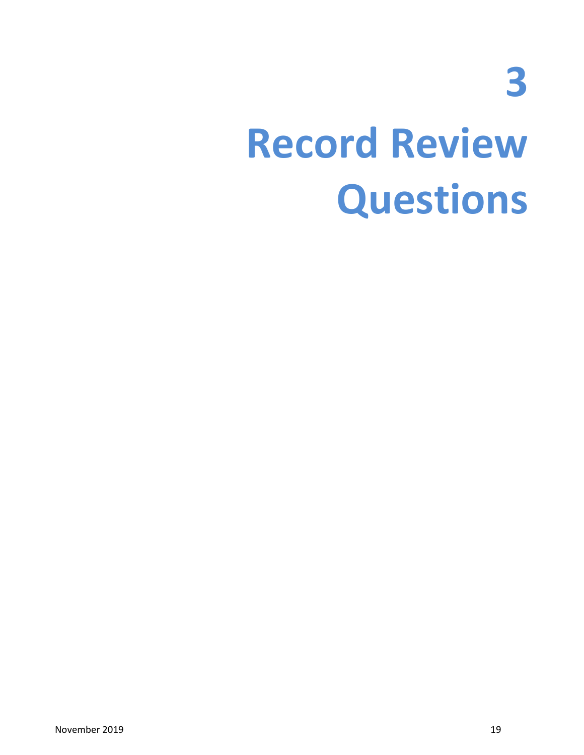# 3

# Record Review Questions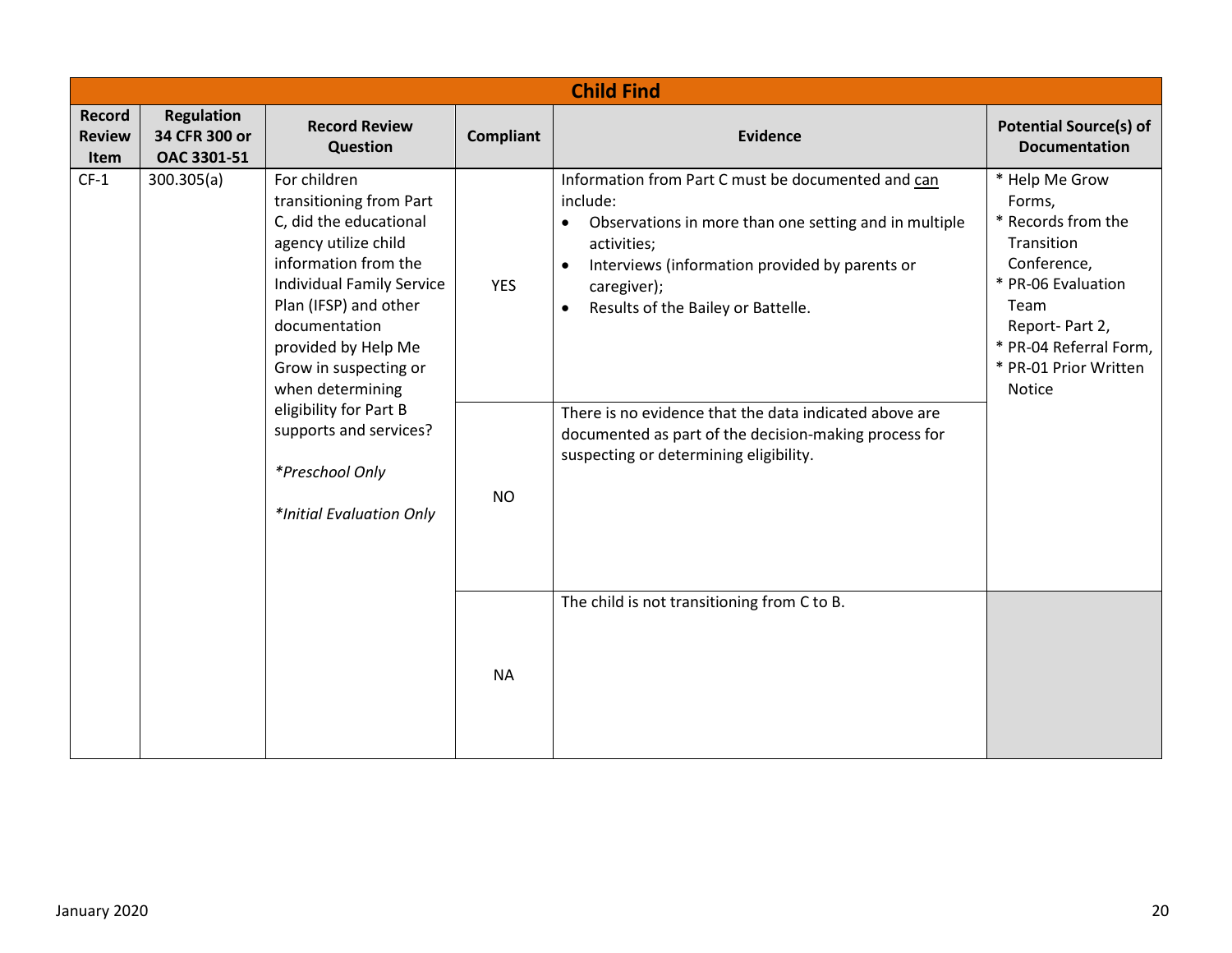| Child Find | | | | | |
|---|---|---|---|---|---|
| **Record Review Item** | **Regulation 34 CFR 300 or OAC 3301-51** | **Record Review Question** | **Compliant** | **Evidence** | **Potential Source(s) of Documentation** |
| CF-1 | 300.305(a) | For children transitioning from Part C, did the educational agency utilize child information from the Individual Family Service Plan (IFSP) and other documentation provided by Help Me Grow in suspecting or when determining eligibility for Part B supports and services?<br><br>*\*Preschool Only*<br><br>*\*Initial Evaluation Only* | YES | Information from Part C must be documented and <u>can</u> include:<br>• Observations in more than one setting and in multiple activities;<br>• Interviews (information provided by parents or caregiver);<br>• Results of the Bailey or Battelle. | * Help Me Grow Forms,<br>* Records from the Transition Conference,<br>* PR-06 Evaluation Team Report- Part 2,<br>* PR-04 Referral Form,<br>* PR-01 Prior Written Notice |
| | | | NO | There is no evidence that the data indicated above are documented as part of the decision-making process for suspecting or determining eligibility. | |
| | | | NA | The child is not transitioning from C to B. | |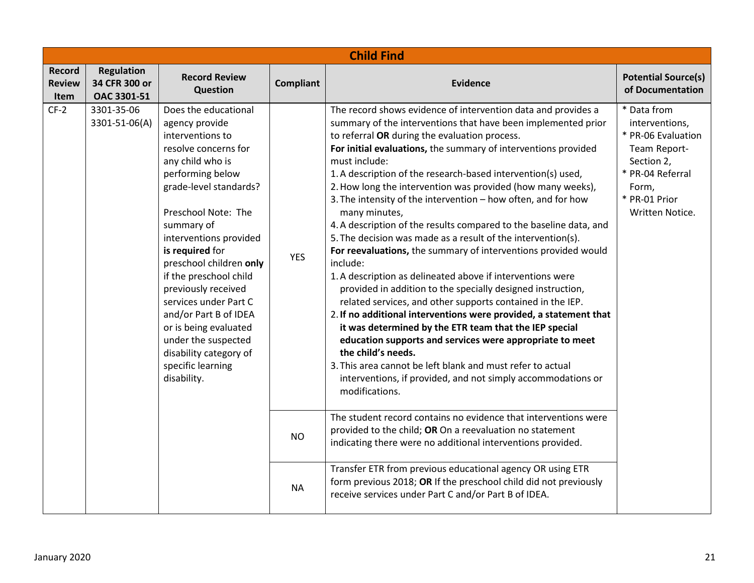| Child Find | | | | | |
|---|---|---|---|---|---|
| **Record Review Item** | **Regulation 34 CFR 300 or OAC 3301-51** | **Record Review Question** | **Compliant** | **Evidence** | **Potential Source(s) of Documentation** |
| CF-2 | 3301-35-06<br>3301-51-06(A) | Does the educational agency provide interventions to resolve concerns for any child who is performing below grade-level standards?<br><br>Preschool Note: The summary of interventions provided **is required** for preschool children **only** if the preschool child previously received services under Part C and/or Part B of IDEA or is being evaluated under the suspected disability category of specific learning disability. | YES | The record shows evidence of intervention data and provides a summary of the interventions that have been implemented prior to referral **OR** during the evaluation process.<br>**For initial evaluations,** the summary of interventions provided must include:<br>1. A description of the research-based intervention(s) used,<br>2. How long the intervention was provided (how many weeks),<br>3. The intensity of the intervention – how often, and for how many minutes,<br>4. A description of the results compared to the baseline data, and<br>5. The decision was made as a result of the intervention(s).<br>**For reevaluations,** the summary of interventions provided would include:<br>1. A description as delineated above if interventions were provided in addition to the specially designed instruction, related services, and other supports contained in the IEP.<br>2. **If no additional interventions were provided, a statement that it was determined by the ETR team that the IEP special education supports and services were appropriate to meet the child's needs.**<br>3. This area cannot be left blank and must refer to actual interventions, if provided, and not simply accommodations or modifications. | * Data from interventions,<br>* PR-06 Evaluation Team Report-Section 2,<br>* PR-04 Referral Form,<br>* PR-01 Prior Written Notice. |
| | | | NO | The student record contains no evidence that interventions were provided to the child; **OR** On a reevaluation no statement indicating there were no additional interventions provided. | |
| | | | NA | Transfer ETR from previous educational agency OR using ETR form previous 2018; **OR** If the preschool child did not previously receive services under Part C and/or Part B of IDEA. | |

January 2020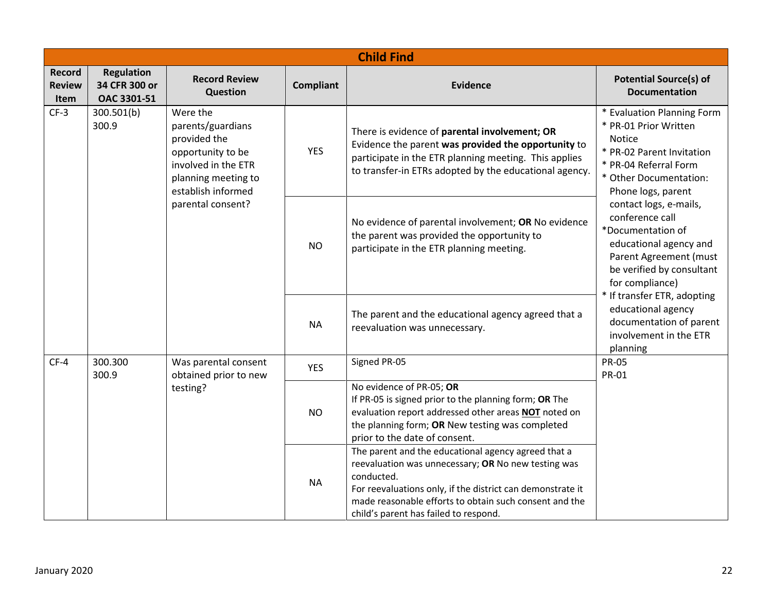| Child Find | | | | | |
|---|---|---|---|---|---|
| **Record Review Item** | **Regulation 34 CFR 300 or OAC 3301-51** | **Record Review Question** | **Compliant** | **Evidence** | **Potential Source(s) of Documentation** |
| CF-3 | 300.501(b) 300.9 | Were the parents/guardians provided the opportunity to be involved in the ETR planning meeting to establish informed parental consent? | YES | There is evidence of **parental involvement; OR** Evidence the parent **was provided the opportunity** to participate in the ETR planning meeting. This applies to transfer-in ETRs adopted by the educational agency. | * Evaluation Planning Form<br>* PR-01 Prior Written Notice<br>* PR-02 Parent Invitation<br>* PR-04 Referral Form<br>* Other Documentation: Phone logs, parent contact logs, e-mails, conference call<br>*Documentation of educational agency and Parent Agreement (must be verified by consultant for compliance)<br>* If transfer ETR, adopting educational agency documentation of parent involvement in the ETR planning |
| | | | NO | No evidence of parental involvement; **OR** No evidence the parent was provided the opportunity to participate in the ETR planning meeting. | |
| | | | NA | The parent and the educational agency agreed that a reevaluation was unnecessary. | |
| CF-4 | 300.300 300.9 | Was parental consent obtained prior to new testing? | YES | Signed PR-05 | PR-05<br>PR-01 |
| | | | NO | No evidence of PR-05; **OR**<br>If PR-05 is signed prior to the planning form; **OR** The evaluation report addressed other areas **<u>NOT</u>** noted on the planning form; **OR** New testing was completed prior to the date of consent. | |
| | | | NA | The parent and the educational agency agreed that a reevaluation was unnecessary; **OR** No new testing was conducted.<br>For reevaluations only, if the district can demonstrate it made reasonable efforts to obtain such consent and the child's parent has failed to respond. | |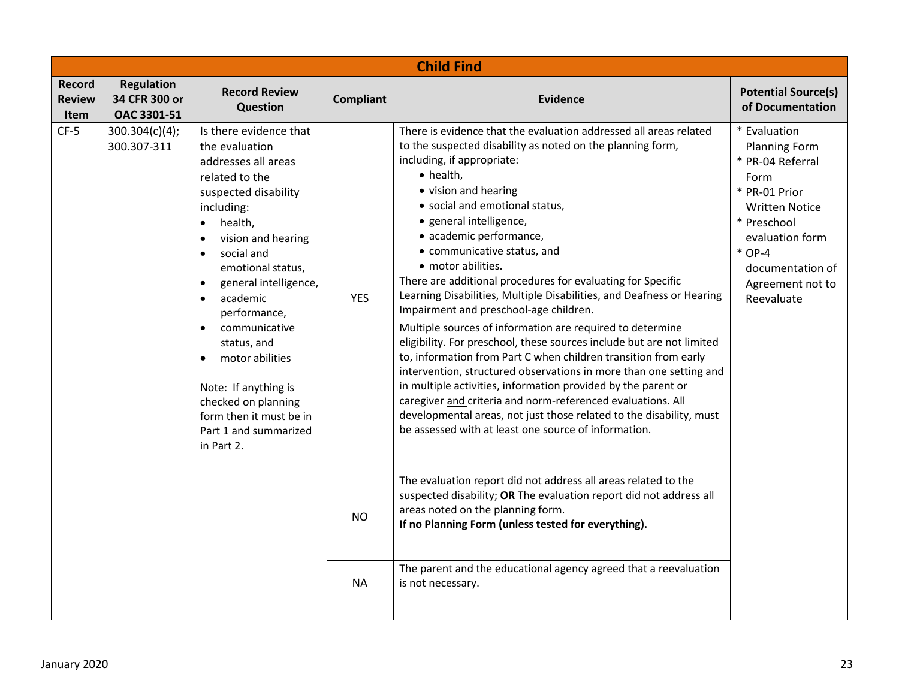| Child Find | | | | | |
|---|---|---|---|---|---|
| **Record Review Item** | **Regulation 34 CFR 300 or OAC 3301-51** | **Record Review Question** | **Compliant** | **Evidence** | **Potential Source(s) of Documentation** |
| CF-5 | 300.304(c)(4); 300.307-311 | Is there evidence that the evaluation addresses all areas related to the suspected disability including:<br>• health,<br>• vision and hearing<br>• social and emotional status,<br>• general intelligence,<br>• academic performance,<br>• communicative status, and<br>• motor abilities<br><br>Note: If anything is checked on planning form then it must be in Part 1 and summarized in Part 2. | YES | There is evidence that the evaluation addressed all areas related to the suspected disability as noted on the planning form, including, if appropriate:<br>• health,<br>• vision and hearing<br>• social and emotional status,<br>• general intelligence,<br>• academic performance,<br>• communicative status, and<br>• motor abilities.<br>There are additional procedures for evaluating for Specific Learning Disabilities, Multiple Disabilities, and Deafness or Hearing Impairment and preschool-age children.<br>Multiple sources of information are required to determine eligibility. For preschool, these sources include but are not limited to, information from Part C when children transition from early intervention, structured observations in more than one setting and in multiple activities, information provided by the parent or caregiver <u>and</u> criteria and norm-referenced evaluations. All developmental areas, not just those related to the disability, must be assessed with at least one source of information. | * Evaluation Planning Form<br>* PR-04 Referral Form<br>* PR-01 Prior Written Notice<br>* Preschool evaluation form<br>* OP-4 documentation of Agreement not to Reevaluate |
| | | | NO | The evaluation report did not address all areas related to the suspected disability; **OR** The evaluation report did not address all areas noted on the planning form.<br>**If no Planning Form (unless tested for everything).** | |
| | | | NA | The parent and the educational agency agreed that a reevaluation is not necessary. | |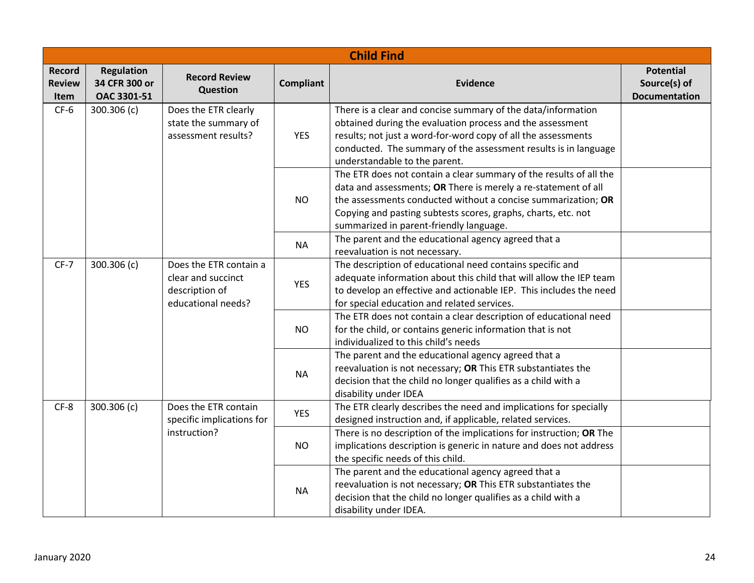| Child Find | | | | | |
|---|---|---|---|---|---|
| **Record Review Item** | **Regulation 34 CFR 300 or OAC 3301-51** | **Record Review Question** | **Compliant** | **Evidence** | **Potential Source(s) of Documentation** |
| CF-6 | 300.306 (c) | Does the ETR clearly state the summary of assessment results? | YES | There is a clear and concise summary of the data/information obtained during the evaluation process and the assessment results; not just a word-for-word copy of all the assessments conducted. The summary of the assessment results is in language understandable to the parent. | |
| | | | NO | The ETR does not contain a clear summary of the results of all the data and assessments; **OR** There is merely a re-statement of all the assessments conducted without a concise summarization; **OR** Copying and pasting subtests scores, graphs, charts, etc. not summarized in parent-friendly language. | |
| | | | NA | The parent and the educational agency agreed that a reevaluation is not necessary. | |
| CF-7 | 300.306 (c) | Does the ETR contain a clear and succinct description of educational needs? | YES | The description of educational need contains specific and adequate information about this child that will allow the IEP team to develop an effective and actionable IEP. This includes the need for special education and related services. | |
| | | | NO | The ETR does not contain a clear description of educational need for the child, or contains generic information that is not individualized to this child's needs | |
| | | | NA | The parent and the educational agency agreed that a reevaluation is not necessary; **OR** This ETR substantiates the decision that the child no longer qualifies as a child with a disability under IDEA | |
| CF-8 | 300.306 (c) | Does the ETR contain specific implications for instruction? | YES | The ETR clearly describes the need and implications for specially designed instruction and, if applicable, related services. | |
| | | | NO | There is no description of the implications for instruction; **OR** The implications description is generic in nature and does not address the specific needs of this child. | |
| | | | NA | The parent and the educational agency agreed that a reevaluation is not necessary; **OR** This ETR substantiates the decision that the child no longer qualifies as a child with a disability under IDEA. | |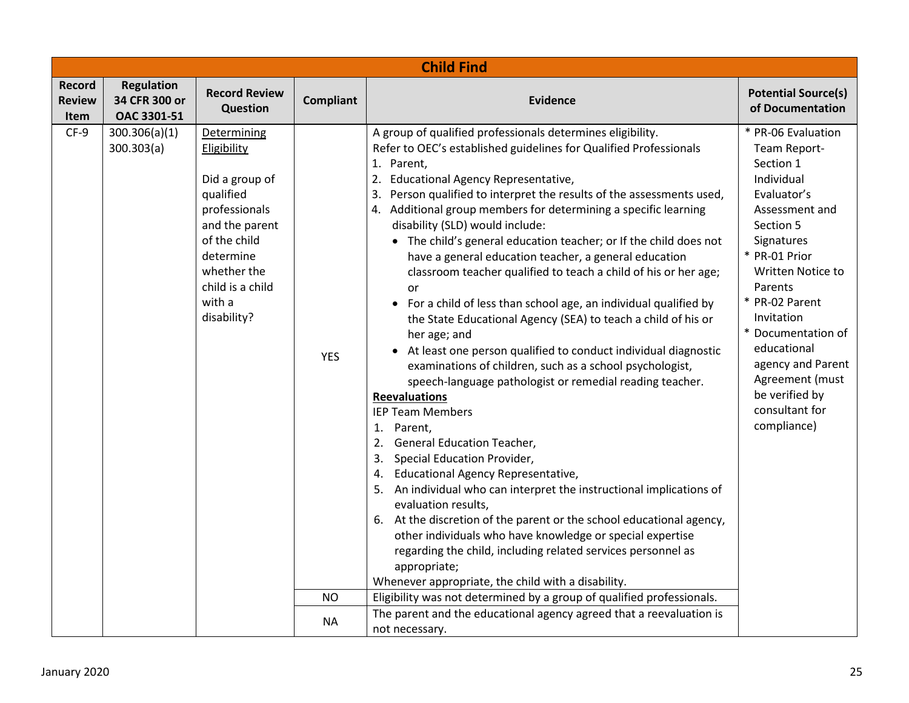| Child Find | | | | | |
|---|---|---|---|---|---|
| **Record Review Item** | **Regulation 34 CFR 300 or OAC 3301-51** | **Record Review Question** | **Compliant** | **Evidence** | **Potential Source(s) of Documentation** |
| CF-9 | 300.306(a)(1) 300.303(a) | Determining Eligibility<br><br>Did a group of qualified professionals and the parent of the child determine whether the child is a child with a disability? | YES | A group of qualified professionals determines eligibility.<br>Refer to OEC's established guidelines for Qualified Professionals<br>1. Parent,<br>2. Educational Agency Representative,<br>3. Person qualified to interpret the results of the assessments used,<br>4. Additional group members for determining a specific learning disability (SLD) would include:<br>• The child's general education teacher; or If the child does not have a general education teacher, a general education classroom teacher qualified to teach a child of his or her age; or<br>• For a child of less than school age, an individual qualified by the State Educational Agency (SEA) to teach a child of his or her age; and<br>• At least one person qualified to conduct individual diagnostic examinations of children, such as a school psychologist, speech-language pathologist or remedial reading teacher.<br>**Reevaluations**<br>IEP Team Members<br>1. Parent,<br>2. General Education Teacher,<br>3. Special Education Provider,<br>4. Educational Agency Representative,<br>5. An individual who can interpret the instructional implications of evaluation results,<br>6. At the discretion of the parent or the school educational agency, other individuals who have knowledge or special expertise regarding the child, including related services personnel as appropriate;<br>Whenever appropriate, the child with a disability. | * PR-06 Evaluation Team Report- Section 1 Individual Evaluator's Assessment and Section 5 Signatures<br>* PR-01 Prior Written Notice to Parents<br>* PR-02 Parent Invitation<br>* Documentation of educational agency and Parent Agreement (must be verified by consultant for compliance) |
| | | | NO | Eligibility was not determined by a group of qualified professionals. | |
| | | | NA | The parent and the educational agency agreed that a reevaluation is not necessary. | |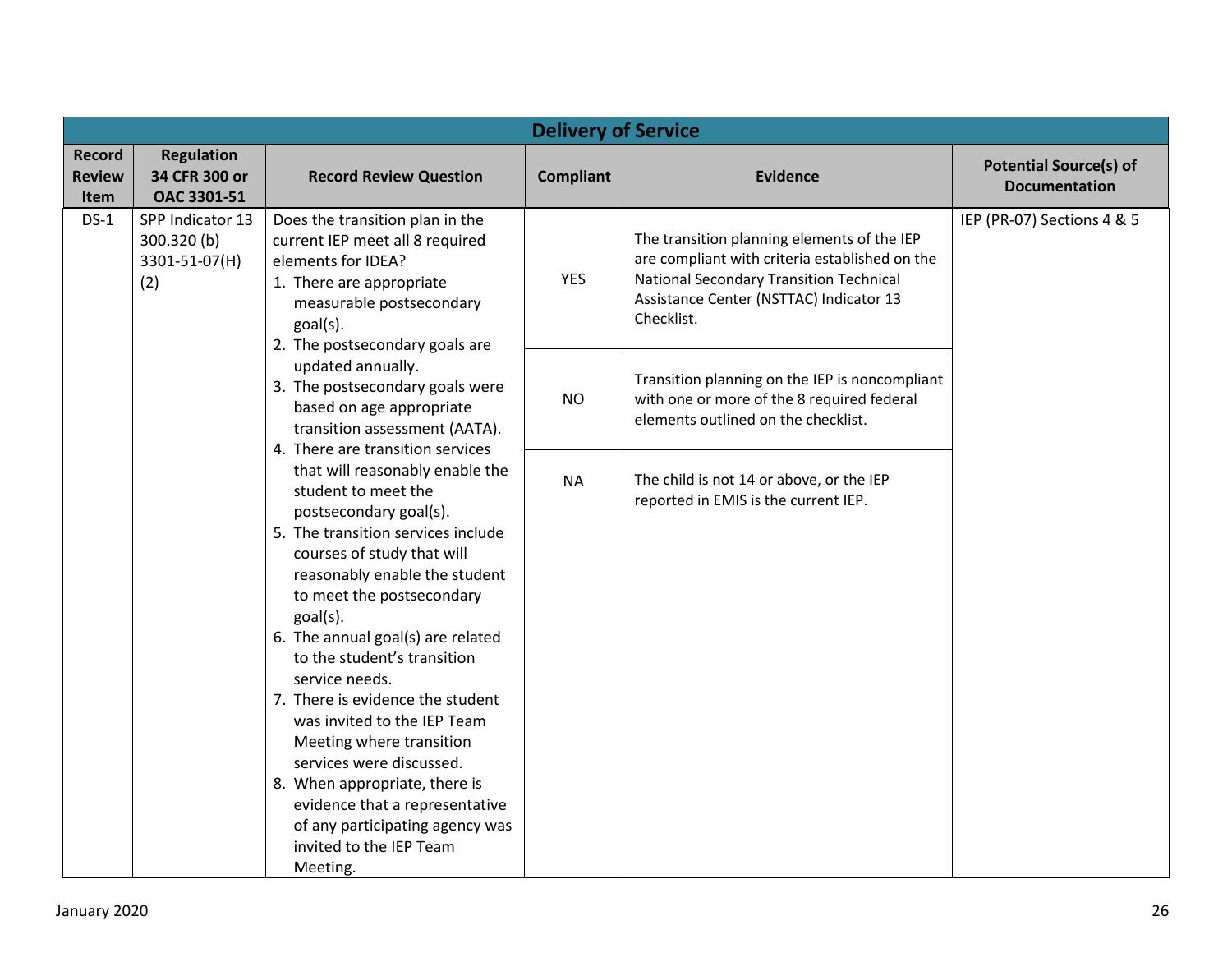| Delivery of Service | | | | | |
|---|---|---|---|---|---|
| **Record Review Item** | **Regulation 34 CFR 300 or OAC 3301-51** | **Record Review Question** | **Compliant** | **Evidence** | **Potential Source(s) of Documentation** |
| DS-1 | SPP Indicator 13<br>300.320 (b)<br>3301-51-07(H)(2) | Does the transition plan in the current IEP meet all 8 required elements for IDEA?<br>1. There are appropriate measurable postsecondary goal(s).<br>2. The postsecondary goals are updated annually.<br>3. The postsecondary goals were based on age appropriate transition assessment (AATA).<br>4. There are transition services that will reasonably enable the student to meet the postsecondary goal(s).<br>5. The transition services include courses of study that will reasonably enable the student to meet the postsecondary goal(s).<br>6. The annual goal(s) are related to the student's transition service needs.<br>7. There is evidence the student was invited to the IEP Team Meeting where transition services were discussed.<br>8. When appropriate, there is evidence that a representative of any participating agency was invited to the IEP Team Meeting. | YES | The transition planning elements of the IEP are compliant with criteria established on the National Secondary Transition Technical Assistance Center (NSTTAC) Indicator 13 Checklist. | IEP (PR-07) Sections 4 & 5 |
| | | | NO | Transition planning on the IEP is noncompliant with one or more of the 8 required federal elements outlined on the checklist. | |
| | | | NA | The child is not 14 or above, or the IEP reported in EMIS is the current IEP. | |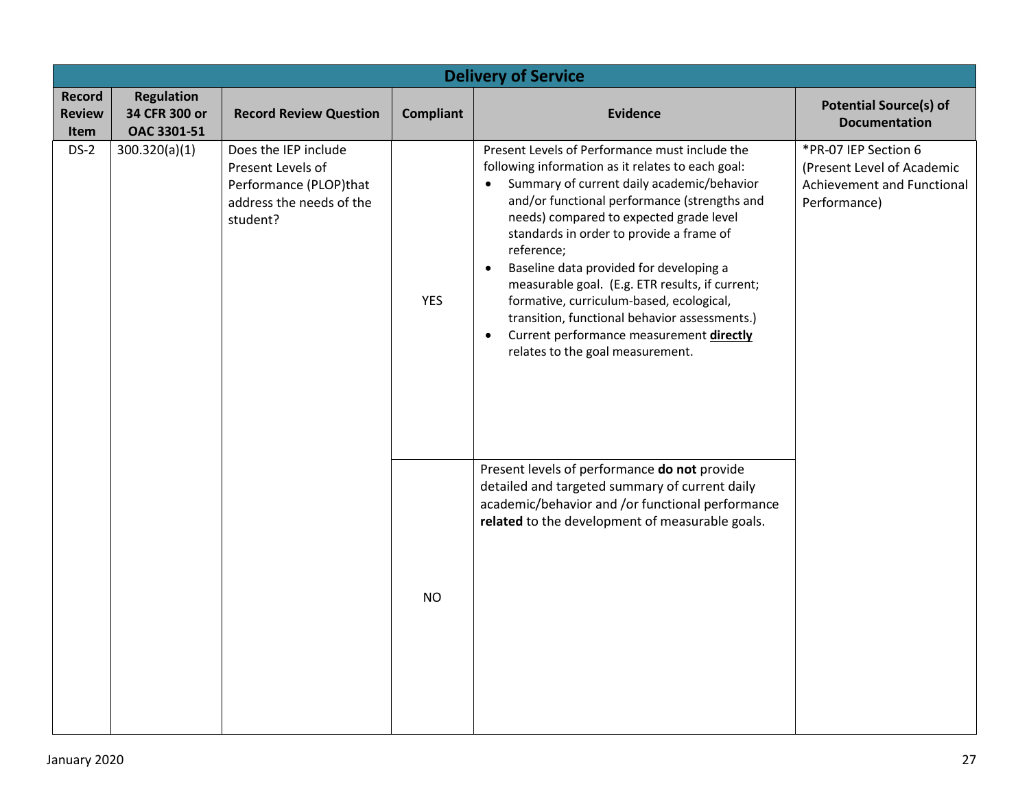## Delivery of Service

| Record Review Item | Regulation 34 CFR 300 or OAC 3301-51 | Record Review Question | Compliant | Evidence | Potential Source(s) of Documentation |
|---|---|---|---|---|---|
| DS-2 | 300.320(a)(1) | Does the IEP include Present Levels of Performance (PLOP)that address the needs of the student? | YES | Present Levels of Performance must include the following information as it relates to each goal:<br>• Summary of current daily academic/behavior and/or functional performance (strengths and needs) compared to expected grade level standards in order to provide a frame of reference;<br>• Baseline data provided for developing a measurable goal. (E.g. ETR results, if current; formative, curriculum-based, ecological, transition, functional behavior assessments.)<br>• Current performance measurement **directly** relates to the goal measurement. | *PR-07 IEP Section 6 (Present Level of Academic Achievement and Functional Performance) |
| | | | NO | Present levels of performance **do not** provide detailed and targeted summary of current daily academic/behavior and /or functional performance **related** to the development of measurable goals. | |

January 2020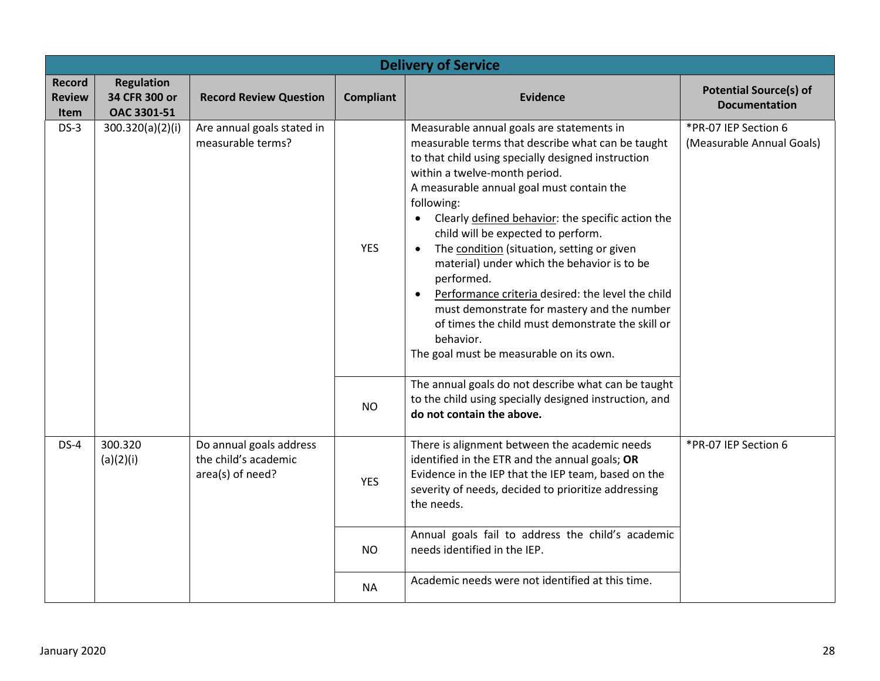## Delivery of Service

| Record Review Item | Regulation 34 CFR 300 or OAC 3301-51 | Record Review Question | Compliant | Evidence | Potential Source(s) of Documentation |
|---|---|---|---|---|---|
| DS-3 | 300.320(a)(2)(i) | Are annual goals stated in measurable terms? | YES | Measurable annual goals are statements in measurable terms that describe what can be taught to that child using specially designed instruction within a twelve-month period.<br>A measurable annual goal must contain the following:<br>• Clearly defined behavior: the specific action the child will be expected to perform.<br>• The condition (situation, setting or given material) under which the behavior is to be performed.<br>• Performance criteria desired: the level the child must demonstrate for mastery and the number of times the child must demonstrate the skill or behavior.<br>The goal must be measurable on its own. | *PR-07 IEP Section 6 (Measurable Annual Goals) |
| | | | NO | The annual goals do not describe what can be taught to the child using specially designed instruction, and **do not contain the above.** | |
| DS-4 | 300.320 (a)(2)(i) | Do annual goals address the child's academic area(s) of need? | YES | There is alignment between the academic needs identified in the ETR and the annual goals; **OR** Evidence in the IEP that the IEP team, based on the severity of needs, decided to prioritize addressing the needs. | *PR-07 IEP Section 6 |
| | | | NO | Annual goals fail to address the child's academic needs identified in the IEP. | |
| | | | NA | Academic needs were not identified at this time. | |

January 2020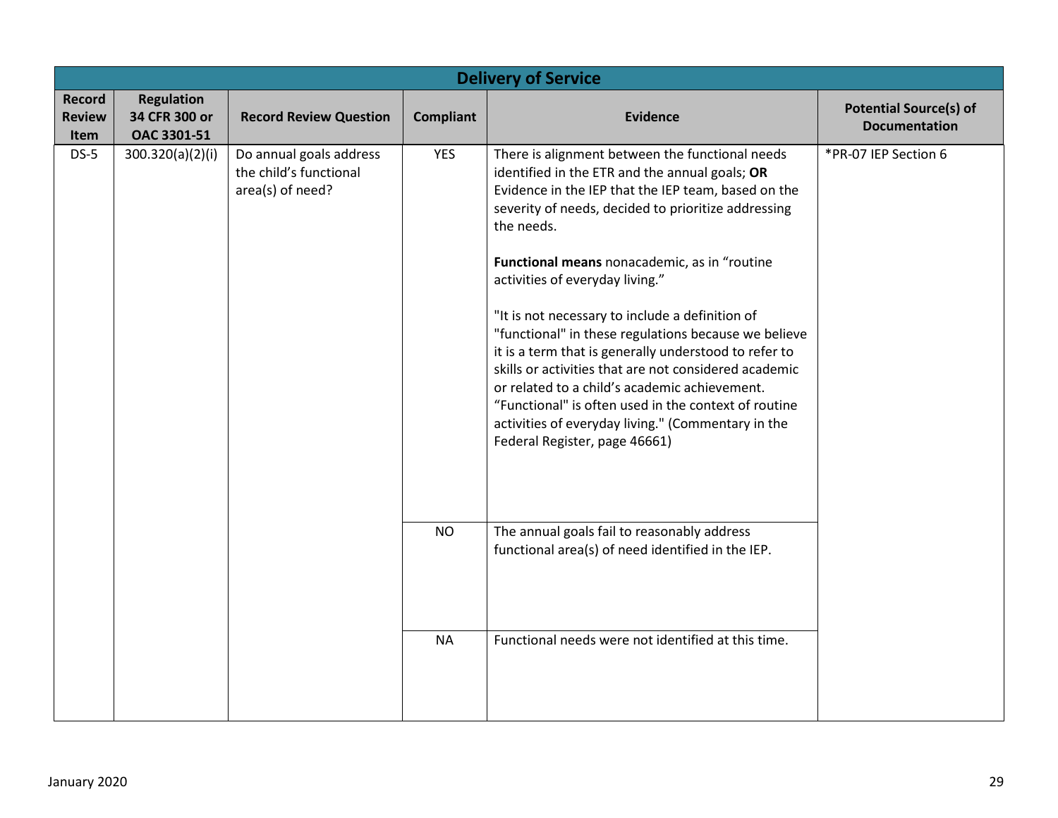| Delivery of Service | | | | | |
|---|---|---|---|---|---|
| **Record Review Item** | **Regulation 34 CFR 300 or OAC 3301-51** | **Record Review Question** | **Compliant** | **Evidence** | **Potential Source(s) of Documentation** |
| DS-5 | 300.320(a)(2)(i) | Do annual goals address the child's functional area(s) of need? | YES | There is alignment between the functional needs identified in the ETR and the annual goals; **OR** Evidence in the IEP that the IEP team, based on the severity of needs, decided to prioritize addressing the needs.<br><br>**Functional means** nonacademic, as in "routine activities of everyday living."<br><br>"It is not necessary to include a definition of "functional" in these regulations because we believe it is a term that is generally understood to refer to skills or activities that are not considered academic or related to a child's academic achievement. "Functional" is often used in the context of routine activities of everyday living." (Commentary in the Federal Register, page 46661) | *PR-07 IEP Section 6 |
| | | | NO | The annual goals fail to reasonably address functional area(s) of need identified in the IEP. | |
| | | | NA | Functional needs were not identified at this time. | |

January 2020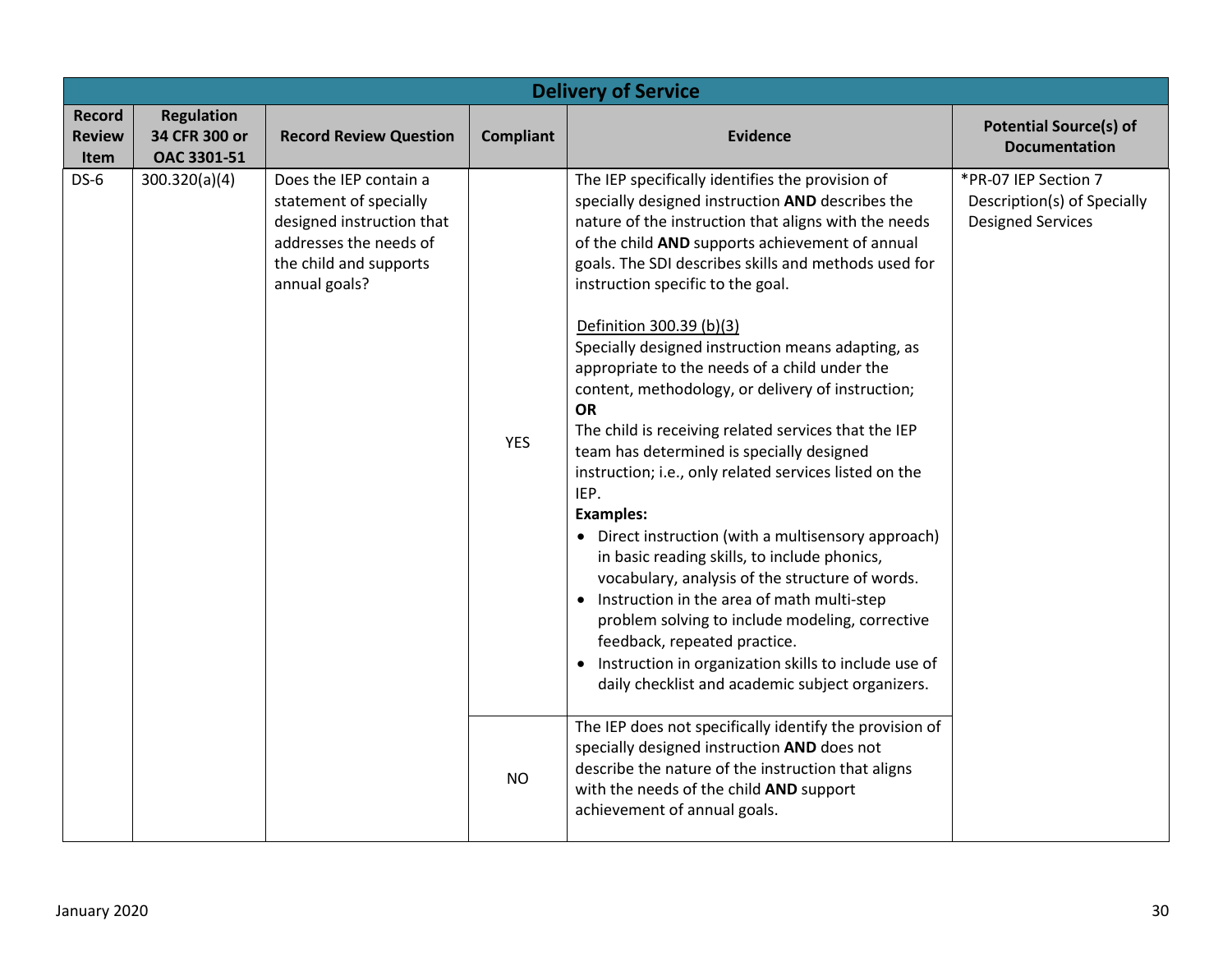| Delivery of Service | | | | | |
|---|---|---|---|---|---|
| **Record Review Item** | **Regulation 34 CFR 300 or OAC 3301-51** | **Record Review Question** | **Compliant** | **Evidence** | **Potential Source(s) of Documentation** |
| DS-6 | 300.320(a)(4) | Does the IEP contain a statement of specially designed instruction that addresses the needs of the child and supports annual goals? | YES | The IEP specifically identifies the provision of specially designed instruction **AND** describes the nature of the instruction that aligns with the needs of the child **AND** supports achievement of annual goals. The SDI describes skills and methods used for instruction specific to the goal.<br><br>Definition 300.39 (b)(3)<br>Specially designed instruction means adapting, as appropriate to the needs of a child under the content, methodology, or delivery of instruction;<br>**OR**<br>The child is receiving related services that the IEP team has determined is specially designed instruction; i.e., only related services listed on the IEP.<br>**Examples:**<br>• Direct instruction (with a multisensory approach) in basic reading skills, to include phonics, vocabulary, analysis of the structure of words.<br>• Instruction in the area of math multi-step problem solving to include modeling, corrective feedback, repeated practice.<br>• Instruction in organization skills to include use of daily checklist and academic subject organizers. | *PR-07 IEP Section 7 Description(s) of Specially Designed Services |
| | | | NO | The IEP does not specifically identify the provision of specially designed instruction **AND** does not describe the nature of the instruction that aligns with the needs of the child **AND** support achievement of annual goals. | |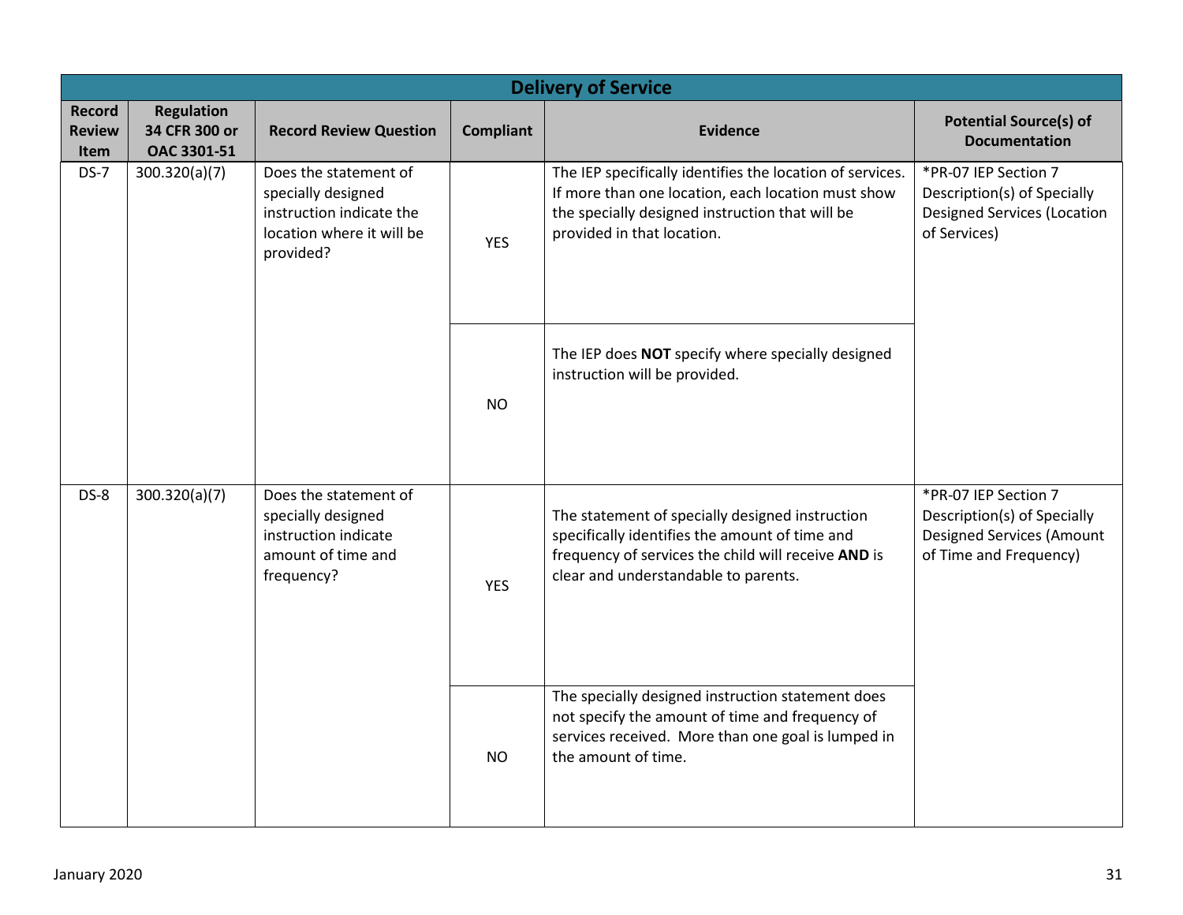| Delivery of Service | | | | | |
|---|---|---|---|---|---|
| **Record Review Item** | **Regulation 34 CFR 300 or OAC 3301-51** | **Record Review Question** | **Compliant** | **Evidence** | **Potential Source(s) of Documentation** |
| DS-7 | 300.320(a)(7) | Does the statement of specially designed instruction indicate the location where it will be provided? | YES | The IEP specifically identifies the location of services. If more than one location, each location must show the specially designed instruction that will be provided in that location. | *PR-07 IEP Section 7 Description(s) of Specially Designed Services (Location of Services) |
| | | | NO | The IEP does **NOT** specify where specially designed instruction will be provided. | |
| DS-8 | 300.320(a)(7) | Does the statement of specially designed instruction indicate amount of time and frequency? | YES | The statement of specially designed instruction specifically identifies the amount of time and frequency of services the child will receive **AND** is clear and understandable to parents. | *PR-07 IEP Section 7 Description(s) of Specially Designed Services (Amount of Time and Frequency) |
| | | | NO | The specially designed instruction statement does not specify the amount of time and frequency of services received. More than one goal is lumped in the amount of time. | |

January 2020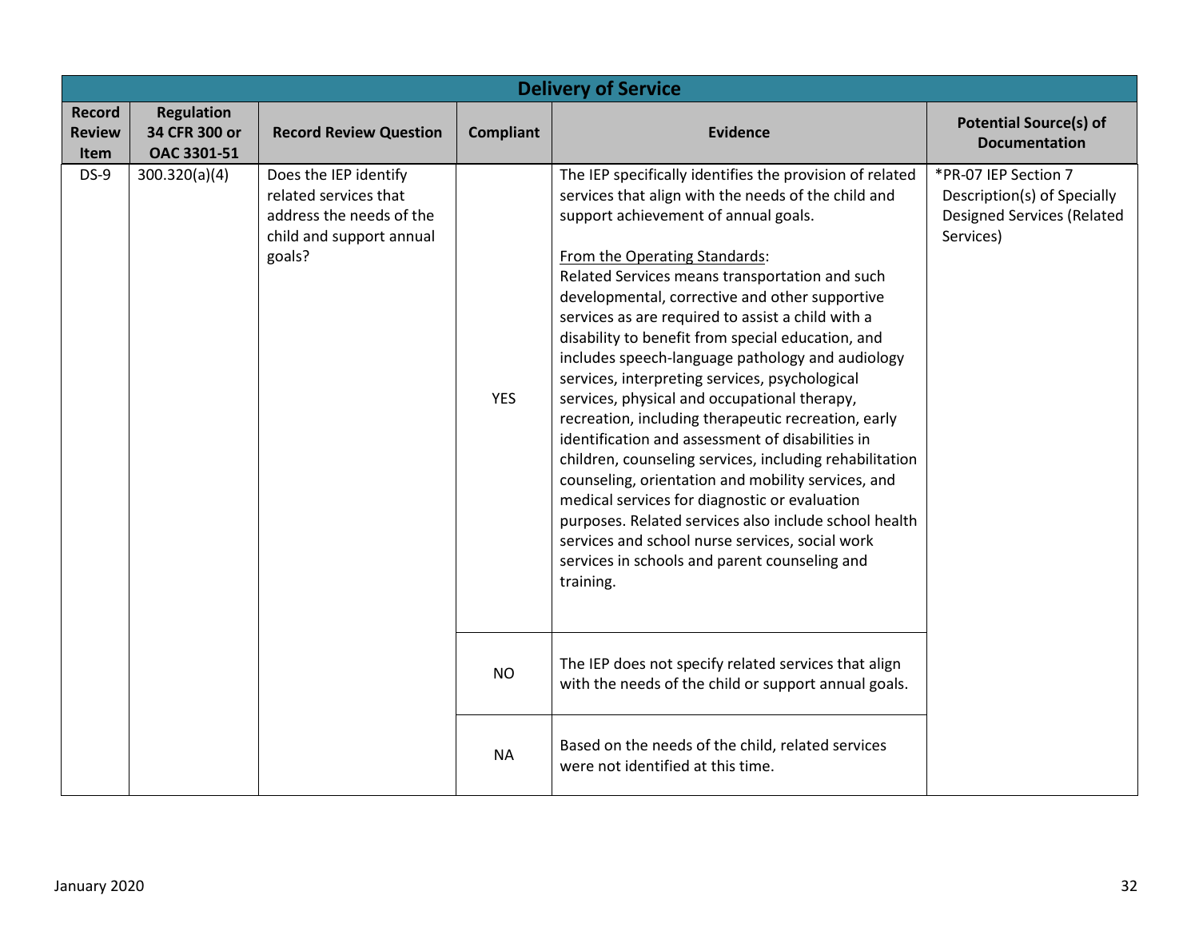| Delivery of Service | | | | | |
|---|---|---|---|---|---|
| **Record Review Item** | **Regulation 34 CFR 300 or OAC 3301-51** | **Record Review Question** | **Compliant** | **Evidence** | **Potential Source(s) of Documentation** |
| DS-9 | 300.320(a)(4) | Does the IEP identify related services that address the needs of the child and support annual goals? | YES | The IEP specifically identifies the provision of related services that align with the needs of the child and support achievement of annual goals.<br><br>From the Operating Standards:<br>Related Services means transportation and such developmental, corrective and other supportive services as are required to assist a child with a disability to benefit from special education, and includes speech-language pathology and audiology services, interpreting services, psychological services, physical and occupational therapy, recreation, including therapeutic recreation, early identification and assessment of disabilities in children, counseling services, including rehabilitation counseling, orientation and mobility services, and medical services for diagnostic or evaluation purposes. Related services also include school health services and school nurse services, social work services in schools and parent counseling and training. | *PR-07 IEP Section 7 Description(s) of Specially Designed Services (Related Services) |
| | | | NO | The IEP does not specify related services that align with the needs of the child or support annual goals. | |
| | | | NA | Based on the needs of the child, related services were not identified at this time. | |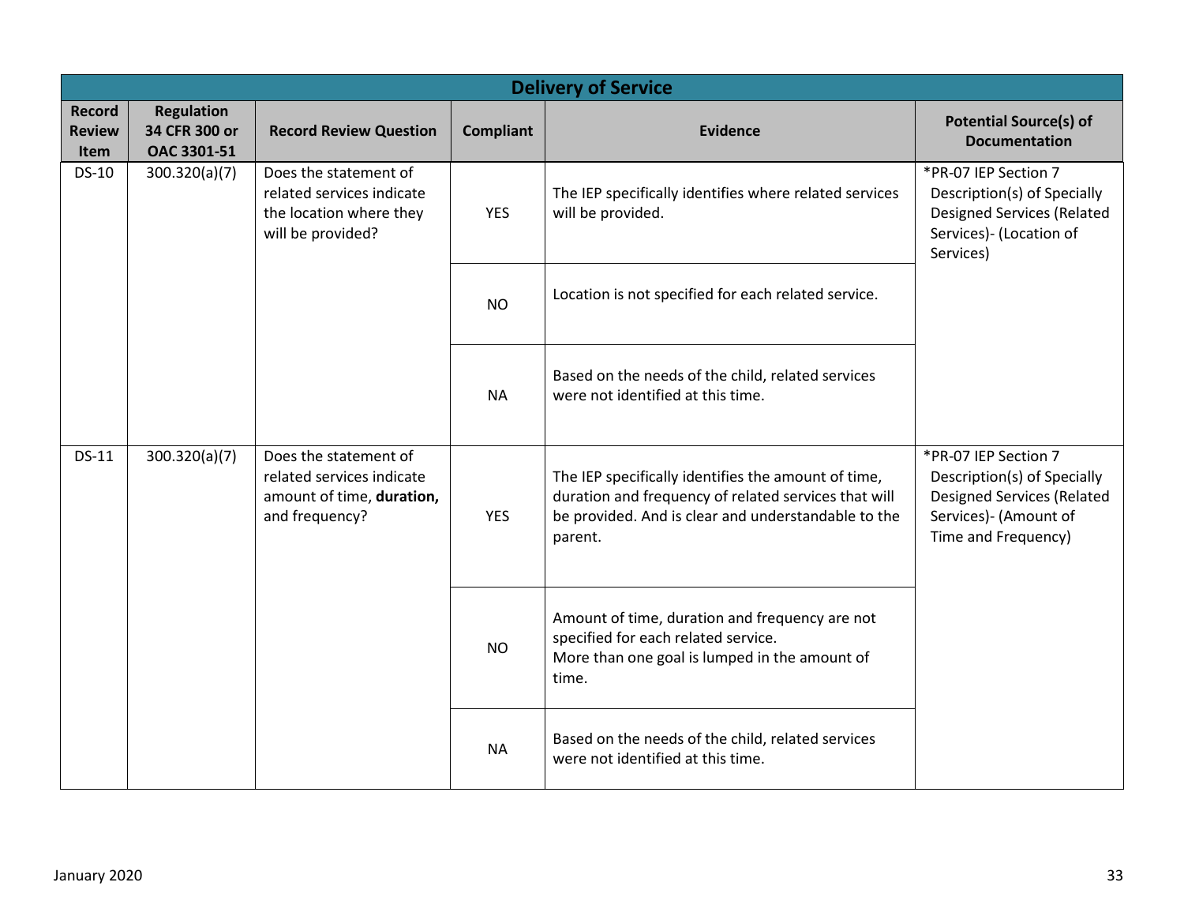| Delivery of Service | | | | | |
|---|---|---|---|---|---|
| **Record Review Item** | **Regulation 34 CFR 300 or OAC 3301-51** | **Record Review Question** | **Compliant** | **Evidence** | **Potential Source(s) of Documentation** |
| DS-10 | 300.320(a)(7) | Does the statement of related services indicate the location where they will be provided? | YES | The IEP specifically identifies where related services will be provided. | *PR-07 IEP Section 7 Description(s) of Specially Designed Services (Related Services)- (Location of Services) |
| | | | NO | Location is not specified for each related service. | |
| | | | NA | Based on the needs of the child, related services were not identified at this time. | |
| DS-11 | 300.320(a)(7) | Does the statement of related services indicate amount of time, **duration,** and frequency? | YES | The IEP specifically identifies the amount of time, duration and frequency of related services that will be provided. And is clear and understandable to the parent. | *PR-07 IEP Section 7 Description(s) of Specially Designed Services (Related Services)- (Amount of Time and Frequency) |
| | | | NO | Amount of time, duration and frequency are not specified for each related service.<br>More than one goal is lumped in the amount of time. | |
| | | | NA | Based on the needs of the child, related services were not identified at this time. | |

January 2020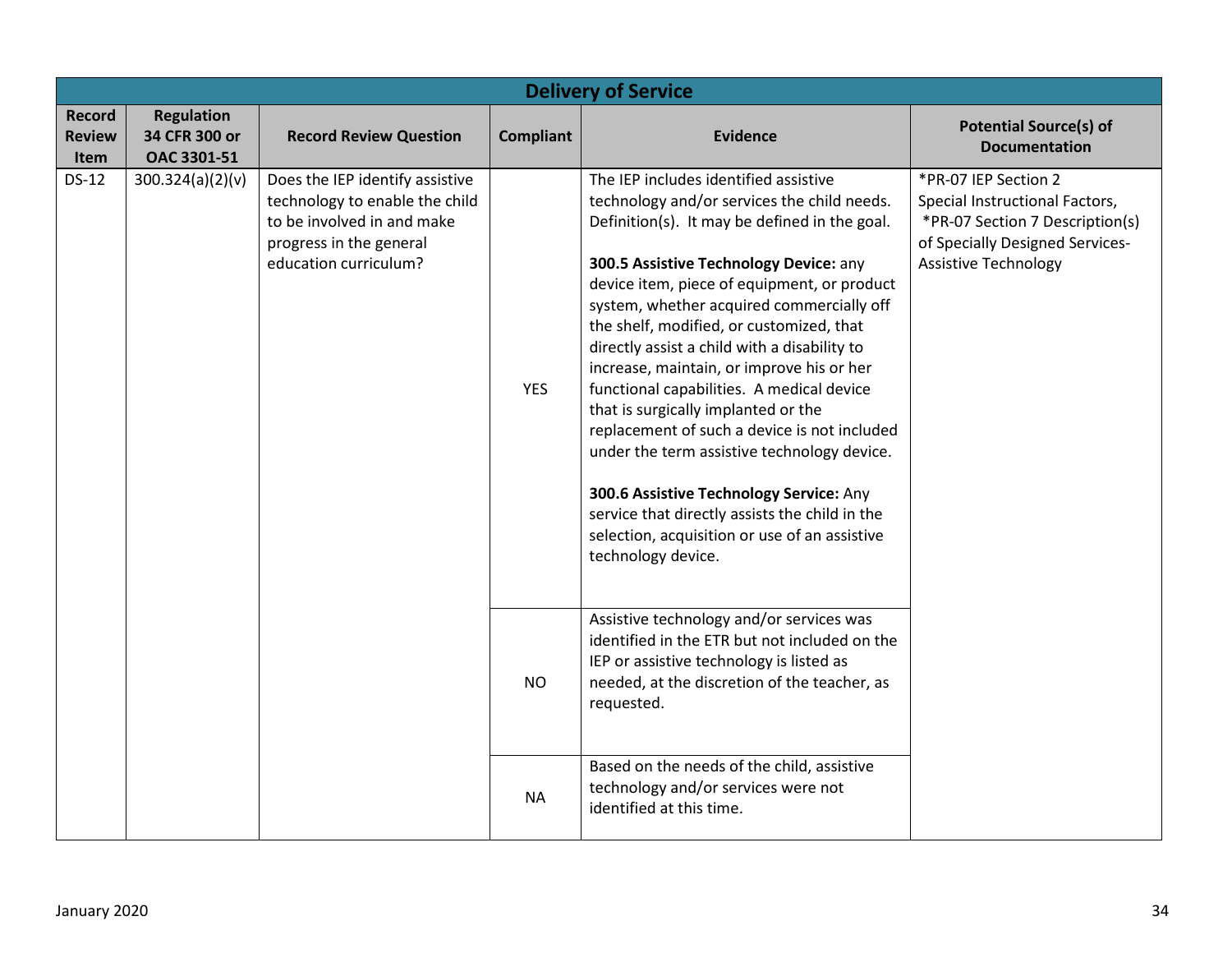| Delivery of Service | | | | | |
|---|---|---|---|---|---|
| **Record Review Item** | **Regulation 34 CFR 300 or OAC 3301-51** | **Record Review Question** | **Compliant** | **Evidence** | **Potential Source(s) of Documentation** |
| DS-12 | 300.324(a)(2)(v) | Does the IEP identify assistive technology to enable the child to be involved in and make progress in the general education curriculum? | YES | The IEP includes identified assistive technology and/or services the child needs. Definition(s). It may be defined in the goal.<br><br>**300.5 Assistive Technology Device:** any device item, piece of equipment, or product system, whether acquired commercially off the shelf, modified, or customized, that directly assist a child with a disability to increase, maintain, or improve his or her functional capabilities. A medical device that is surgically implanted or the replacement of such a device is not included under the term assistive technology device.<br><br>**300.6 Assistive Technology Service:** Any service that directly assists the child in the selection, acquisition or use of an assistive technology device. | *PR-07 IEP Section 2 Special Instructional Factors, *PR-07 Section 7 Description(s) of Specially Designed Services-Assistive Technology |
| | | | NO | Assistive technology and/or services was identified in the ETR but not included on the IEP or assistive technology is listed as needed, at the discretion of the teacher, as requested. | |
| | | | NA | Based on the needs of the child, assistive technology and/or services were not identified at this time. | |

January 2020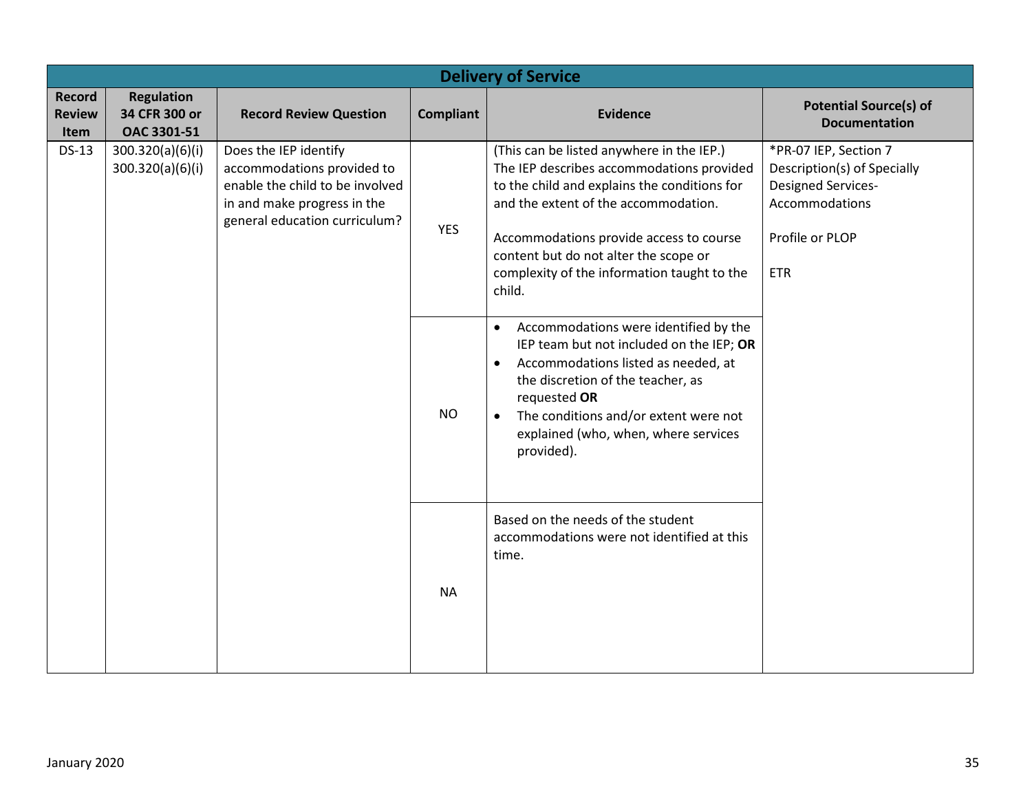| Delivery of Service | | | | | |
|---|---|---|---|---|---|
| **Record Review Item** | **Regulation 34 CFR 300 or OAC 3301-51** | **Record Review Question** | **Compliant** | **Evidence** | **Potential Source(s) of Documentation** |
| DS-13 | 300.320(a)(6)(i) 300.320(a)(6)(i) | Does the IEP identify accommodations provided to enable the child to be involved in and make progress in the general education curriculum? | YES | (This can be listed anywhere in the IEP.) The IEP describes accommodations provided to the child and explains the conditions for and the extent of the accommodation.<br><br>Accommodations provide access to course content but do not alter the scope or complexity of the information taught to the child. | *PR-07 IEP, Section 7 Description(s) of Specially Designed Services-Accommodations<br><br>Profile or PLOP<br><br>ETR |
| | | | NO | • Accommodations were identified by the IEP team but not included on the IEP; **OR**<br>• Accommodations listed as needed, at the discretion of the teacher, as requested **OR**<br>• The conditions and/or extent were not explained (who, when, where services provided). | |
| | | | NA | Based on the needs of the student accommodations were not identified at this time. | |

January 2020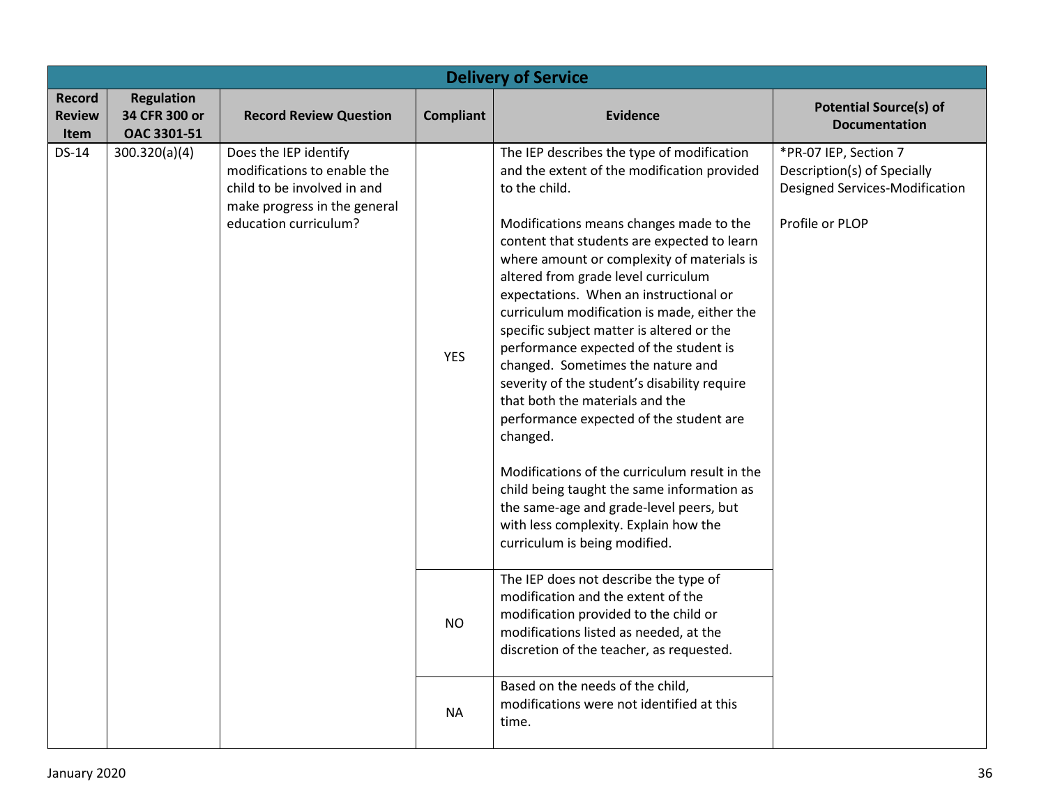| Delivery of Service | | | | | |
|---|---|---|---|---|---|
| **Record Review Item** | **Regulation 34 CFR 300 or OAC 3301-51** | **Record Review Question** | **Compliant** | **Evidence** | **Potential Source(s) of Documentation** |
| DS-14 | 300.320(a)(4) | Does the IEP identify modifications to enable the child to be involved in and make progress in the general education curriculum? | YES | The IEP describes the type of modification and the extent of the modification provided to the child.<br><br>Modifications means changes made to the content that students are expected to learn where amount or complexity of materials is altered from grade level curriculum expectations. When an instructional or curriculum modification is made, either the specific subject matter is altered or the performance expected of the student is changed. Sometimes the nature and severity of the student's disability require that both the materials and the performance expected of the student are changed.<br><br>Modifications of the curriculum result in the child being taught the same information as the same-age and grade-level peers, but with less complexity. Explain how the curriculum is being modified. | *PR-07 IEP, Section 7 Description(s) of Specially Designed Services-Modification<br><br>Profile or PLOP |
| | | | NO | The IEP does not describe the type of modification and the extent of the modification provided to the child or modifications listed as needed, at the discretion of the teacher, as requested. | |
| | | | NA | Based on the needs of the child, modifications were not identified at this time. | |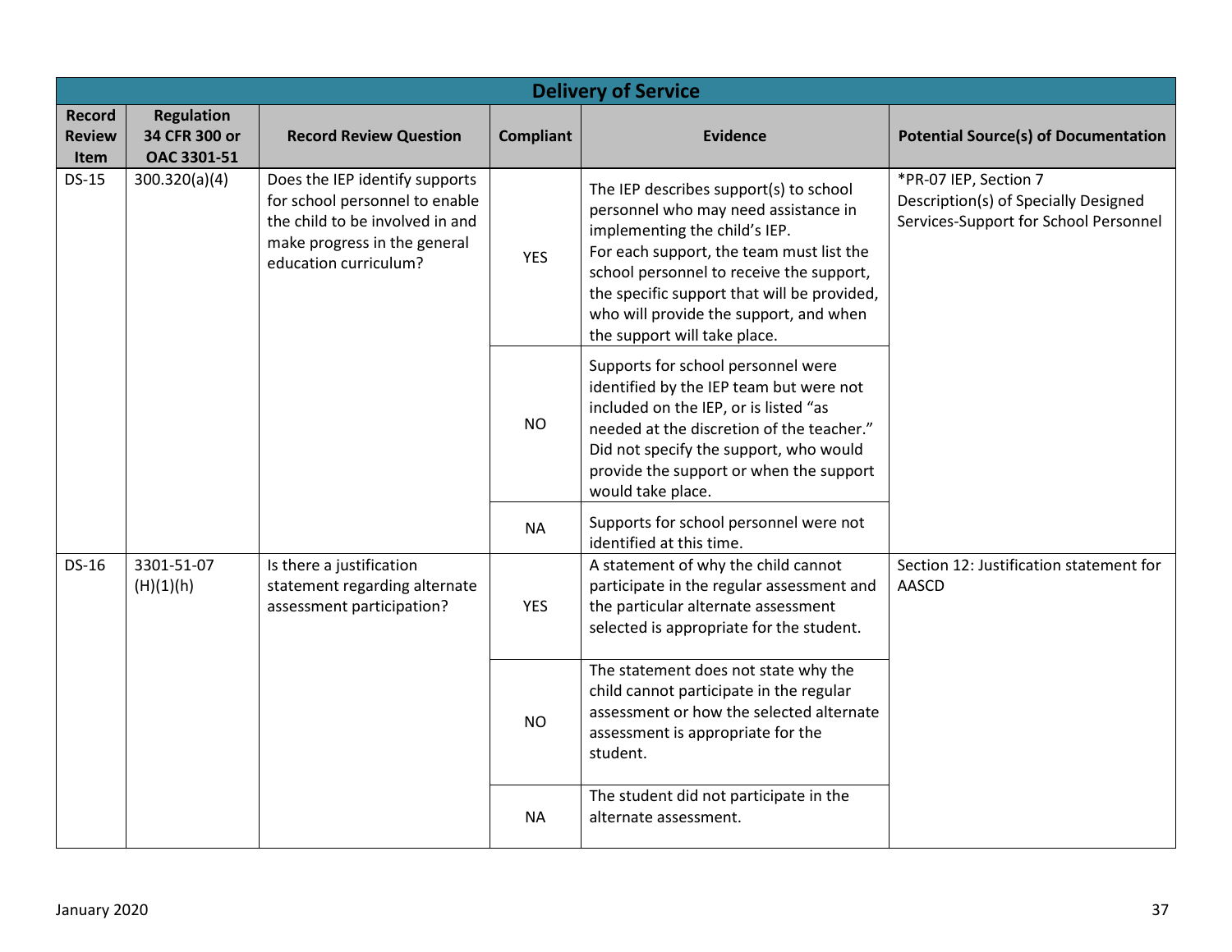| Delivery of Service | | | | | |
|---|---|---|---|---|---|
| **Record Review Item** | **Regulation 34 CFR 300 or OAC 3301-51** | **Record Review Question** | **Compliant** | **Evidence** | **Potential Source(s) of Documentation** |
| DS-15 | 300.320(a)(4) | Does the IEP identify supports for school personnel to enable the child to be involved in and make progress in the general education curriculum? | YES | The IEP describes support(s) to school personnel who may need assistance in implementing the child's IEP. For each support, the team must list the school personnel to receive the support, the specific support that will be provided, who will provide the support, and when the support will take place. | *PR-07 IEP, Section 7 Description(s) of Specially Designed Services-Support for School Personnel |
| | | | NO | Supports for school personnel were identified by the IEP team but were not included on the IEP, or is listed "as needed at the discretion of the teacher." Did not specify the support, who would provide the support or when the support would take place. | |
| | | | NA | Supports for school personnel were not identified at this time. | |
| DS-16 | 3301-51-07 (H)(1)(h) | Is there a justification statement regarding alternate assessment participation? | YES | A statement of why the child cannot participate in the regular assessment and the particular alternate assessment selected is appropriate for the student. | Section 12: Justification statement for AASCD |
| | | | NO | The statement does not state why the child cannot participate in the regular assessment or how the selected alternate assessment is appropriate for the student. | |
| | | | NA | The student did not participate in the alternate assessment. | |

January 2020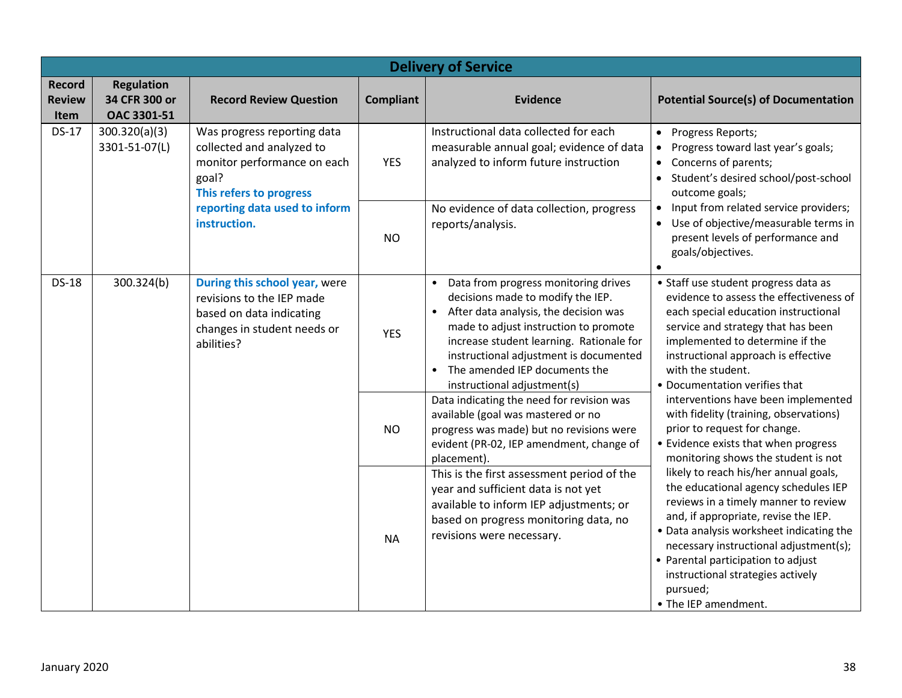| Delivery of Service | | | | | |
|---|---|---|---|---|---|
| **Record Review Item** | **Regulation 34 CFR 300 or OAC 3301-51** | **Record Review Question** | **Compliant** | **Evidence** | **Potential Source(s) of Documentation** |
| DS-17 | 300.320(a)(3) 3301-51-07(L) | Was progress reporting data collected and analyzed to monitor performance on each goal? **This refers to progress reporting data used to inform instruction.** | YES | Instructional data collected for each measurable annual goal; evidence of data analyzed to inform future instruction | • Progress Reports; • Progress toward last year's goals; • Concerns of parents; • Student's desired school/post-school outcome goals; • Input from related service providers; • Use of objective/measurable terms in present levels of performance and goals/objectives. • |
| | | | NO | No evidence of data collection, progress reports/analysis. | |
| DS-18 | 300.324(b) | **During this school year,** were revisions to the IEP made based on data indicating changes in student needs or abilities? | YES | • Data from progress monitoring drives decisions made to modify the IEP. • After data analysis, the decision was made to adjust instruction to promote increase student learning. Rationale for instructional adjustment is documented • The amended IEP documents the instructional adjustment(s) | • Staff use student progress data as evidence to assess the effectiveness of each special education instructional service and strategy that has been implemented to determine if the instructional approach is effective with the student. • Documentation verifies that interventions have been implemented with fidelity (training, observations) prior to request for change. • Evidence exists that when progress monitoring shows the student is not likely to reach his/her annual goals, the educational agency schedules IEP reviews in a timely manner to review and, if appropriate, revise the IEP. • Data analysis worksheet indicating the necessary instructional adjustment(s); • Parental participation to adjust instructional strategies actively pursued; • The IEP amendment. |
| | | | NO | Data indicating the need for revision was available (goal was mastered or no progress was made) but no revisions were evident (PR-02, IEP amendment, change of placement). | |
| | | | NA | This is the first assessment period of the year and sufficient data is not yet available to inform IEP adjustments; or based on progress monitoring data, no revisions were necessary. | |

January 2020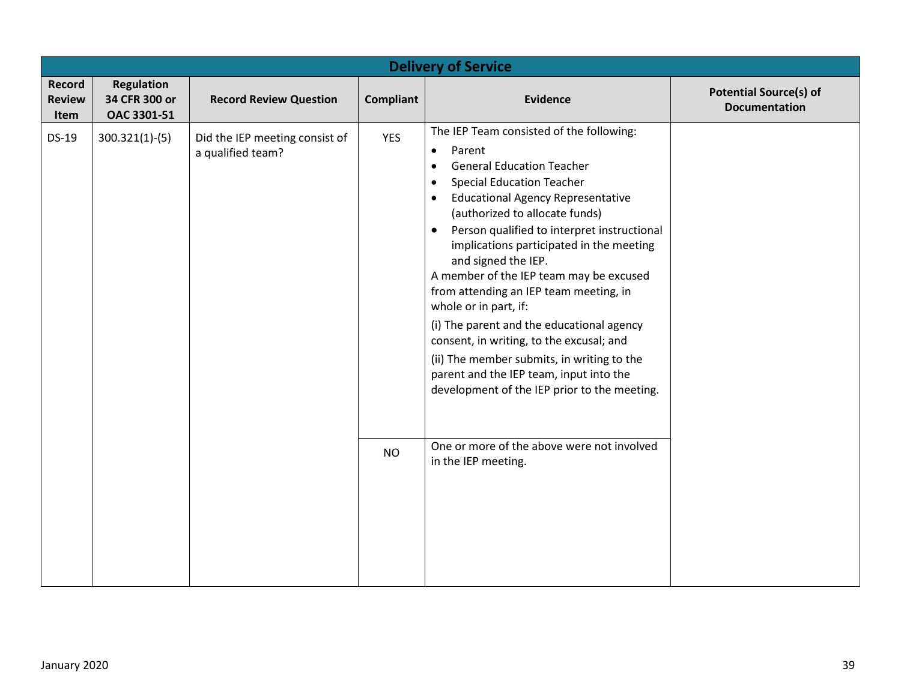| Delivery of Service | | | | | |
|---|---|---|---|---|---|
| **Record Review Item** | **Regulation 34 CFR 300 or OAC 3301-51** | **Record Review Question** | **Compliant** | **Evidence** | **Potential Source(s) of Documentation** |
| DS-19 | 300.321(1)-(5) | Did the IEP meeting consist of a qualified team? | YES | The IEP Team consisted of the following:<br>• Parent<br>• General Education Teacher<br>• Special Education Teacher<br>• Educational Agency Representative (authorized to allocate funds)<br>• Person qualified to interpret instructional implications participated in the meeting and signed the IEP.<br>A member of the IEP team may be excused from attending an IEP team meeting, in whole or in part, if:<br>(i) The parent and the educational agency consent, in writing, to the excusal; and<br>(ii) The member submits, in writing to the parent and the IEP team, input into the development of the IEP prior to the meeting. | |
| | | | NO | One or more of the above were not involved in the IEP meeting. | |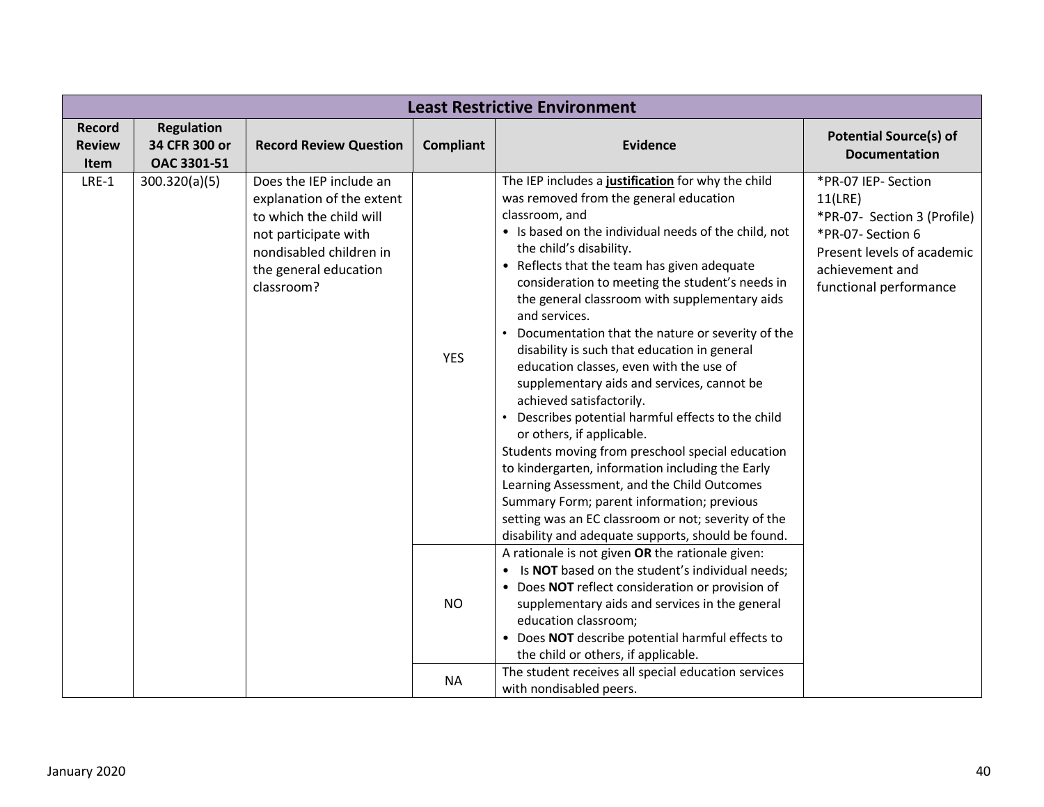| Least Restrictive Environment | | | | | |
|---|---|---|---|---|---|
| **Record Review Item** | **Regulation 34 CFR 300 or OAC 3301-51** | **Record Review Question** | **Compliant** | **Evidence** | **Potential Source(s) of Documentation** |
| LRE-1 | 300.320(a)(5) | Does the IEP include an explanation of the extent to which the child will not participate with nondisabled children in the general education classroom? | YES | The IEP includes a **justification** for why the child was removed from the general education classroom, and<br>• Is based on the individual needs of the child, not the child's disability.<br>• Reflects that the team has given adequate consideration to meeting the student's needs in the general classroom with supplementary aids and services.<br>• Documentation that the nature or severity of the disability is such that education in general education classes, even with the use of supplementary aids and services, cannot be achieved satisfactorily.<br>• Describes potential harmful effects to the child or others, if applicable.<br>Students moving from preschool special education to kindergarten, information including the Early Learning Assessment, and the Child Outcomes Summary Form; parent information; previous setting was an EC classroom or not; severity of the disability and adequate supports, should be found. | *PR-07 IEP- Section 11(LRE)<br>*PR-07- Section 3 (Profile)<br>*PR-07- Section 6 Present levels of academic achievement and functional performance |
| | | | NO | A rationale is not given **OR** the rationale given:<br>• Is **NOT** based on the student's individual needs;<br>• Does **NOT** reflect consideration or provision of supplementary aids and services in the general education classroom;<br>• Does **NOT** describe potential harmful effects to the child or others, if applicable. | |
| | | | NA | The student receives all special education services with nondisabled peers. | |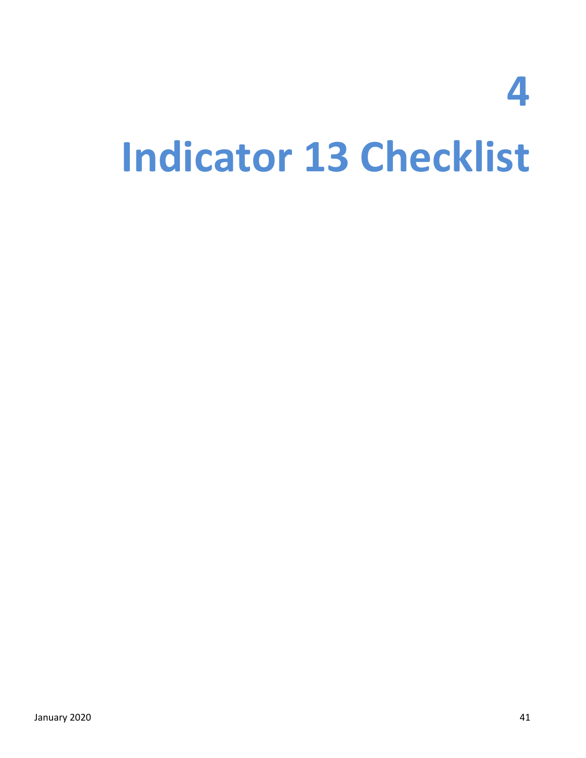# 4

# Indicator 13 Checklist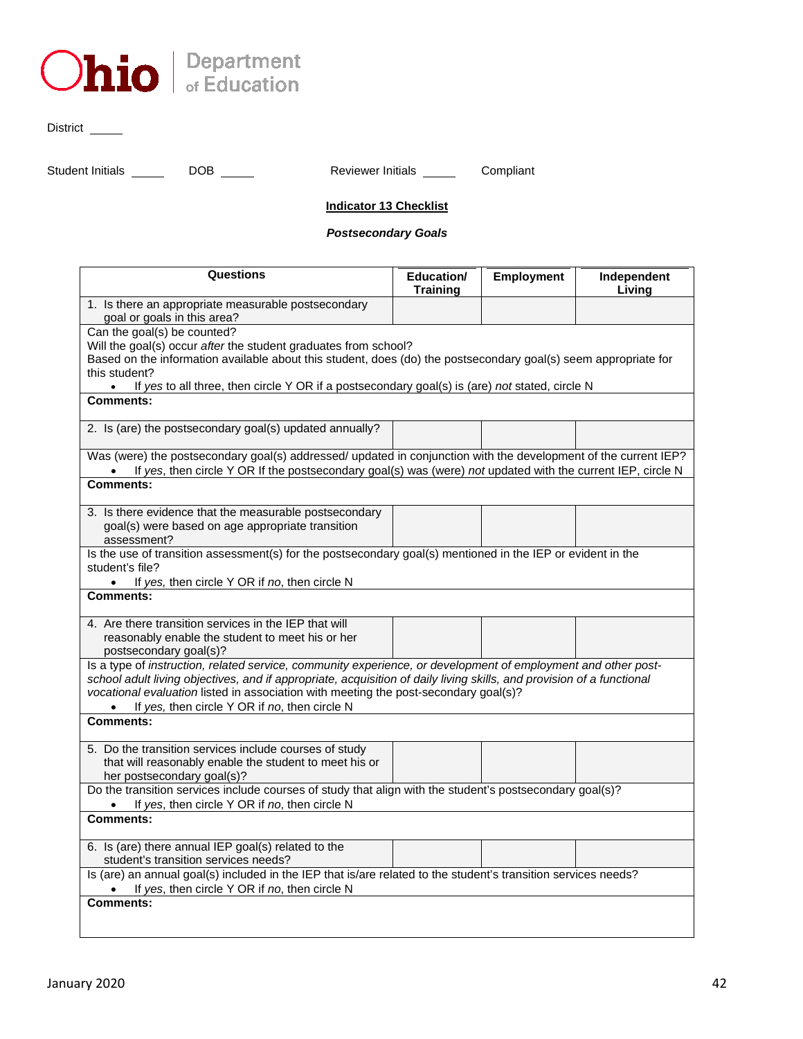Ohio Department of Education

District _____

Student Initials _____ DOB _____ Reviewer Initials _____ Compliant

**Indicator 13 Checklist**

***Postsecondary Goals***

| Questions | Education/ Training | Employment | Independent Living |
|---|---|---|---|
| 1. Is there an appropriate measurable postsecondary goal or goals in this area? | | | |
| Can the goal(s) be counted?<br>Will the goal(s) occur *after* the student graduates from school?<br>Based on the information available about this student, does (do) the postsecondary goal(s) seem appropriate for this student?<br>• If *yes* to all three, then circle Y OR if a postsecondary goal(s) is (are) *not* stated, circle N | | | |
| **Comments:** | | | |
| 2. Is (are) the postsecondary goal(s) updated annually? | | | |
| Was (were) the postsecondary goal(s) addressed/ updated in conjunction with the development of the current IEP?<br>• If *yes*, then circle Y OR If the postsecondary goal(s) was (were) *not* updated with the current IEP, circle N | | | |
| **Comments:** | | | |
| 3. Is there evidence that the measurable postsecondary goal(s) were based on age appropriate transition assessment? | | | |
| Is the use of transition assessment(s) for the postsecondary goal(s) mentioned in the IEP or evident in the student's file?<br>• If *yes,* then circle Y OR if *no*, then circle N | | | |
| **Comments:** | | | |
| 4. Are there transition services in the IEP that will reasonably enable the student to meet his or her postsecondary goal(s)? | | | |
| Is a type of *instruction, related service, community experience, or development of employment and other post-school adult living objectives, and if appropriate, acquisition of daily living skills, and provision of a functional vocational evaluation* listed in association with meeting the post-secondary goal(s)?<br>• If *yes,* then circle Y OR if *no*, then circle N | | | |
| **Comments:** | | | |
| 5. Do the transition services include courses of study that will reasonably enable the student to meet his or her postsecondary goal(s)? | | | |
| Do the transition services include courses of study that align with the student's postsecondary goal(s)?<br>• If *yes*, then circle Y OR if *no*, then circle N | | | |
| **Comments:** | | | |
| 6. Is (are) there annual IEP goal(s) related to the student's transition services needs? | | | |
| Is (are) an annual goal(s) included in the IEP that is/are related to the student's transition services needs?<br>• If *yes*, then circle Y OR if *no*, then circle N | | | |
| **Comments:** | | | |

January 2020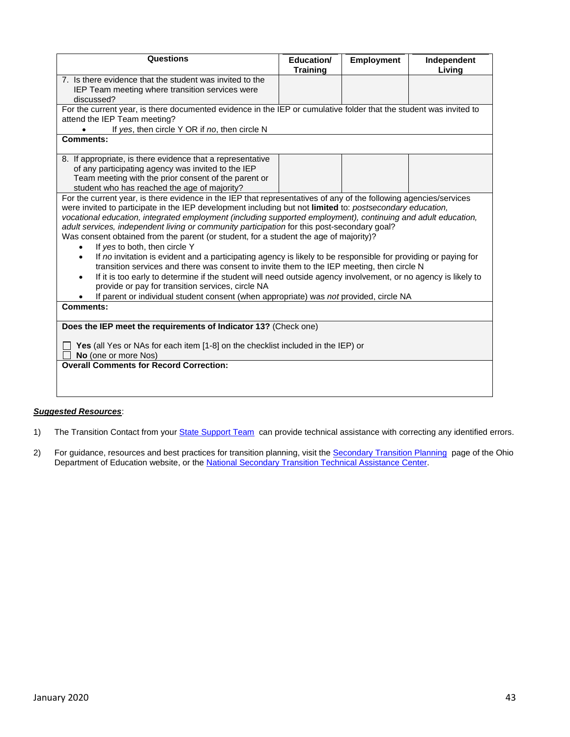| Questions | Education/ Training | Employment | Independent Living |
|---|---|---|---|
| 7. Is there evidence that the student was invited to the IEP Team meeting where transition services were discussed? | | | |
| For the current year, is there documented evidence in the IEP or cumulative folder that the student was invited to attend the IEP Team meeting?<br>• If *yes*, then circle Y OR if *no*, then circle N | | | |
| **Comments:** | | | |
| 8. If appropriate, is there evidence that a representative of any participating agency was invited to the IEP Team meeting with the prior consent of the parent or student who has reached the age of majority? | | | |
| For the current year, is there evidence in the IEP that representatives of any of the following agencies/services were invited to participate in the IEP development including but not **limited** to: *postsecondary education, vocational education, integrated employment (including supported employment), continuing and adult education, adult services, independent living or community participation* for this post-secondary goal?<br>Was consent obtained from the parent (or student, for a student the age of majority)?<br>• If *yes* to both, then circle Y<br>• If *no* invitation is evident and a participating agency is likely to be responsible for providing or paying for transition services and there was consent to invite them to the IEP meeting, then circle N<br>• If it is too early to determine if the student will need outside agency involvement, or no agency is likely to provide or pay for transition services, circle NA<br>• If parent or individual student consent (when appropriate) was *not* provided, circle NA | | | |
| **Comments:** | | | |
| **Does the IEP meet the requirements of Indicator 13?** (Check one)<br><br>☐ **Yes** (all Yes or NAs for each item [1-8] on the checklist included in the IEP) or<br>☐ **No** (one or more Nos) | | | |
| **Overall Comments for Record Correction:** | | | |

***Suggested Resources***:

1) The Transition Contact from your State Support Team can provide technical assistance with correcting any identified errors.

2) For guidance, resources and best practices for transition planning, visit the Secondary Transition Planning page of the Ohio Department of Education website, or the National Secondary Transition Technical Assistance Center.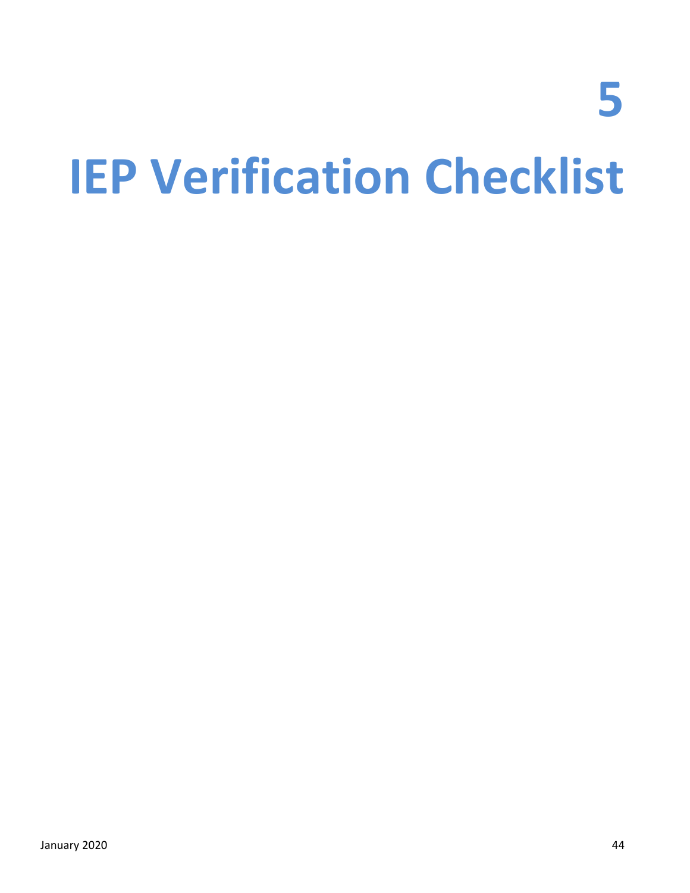# 5

# IEP Verification Checklist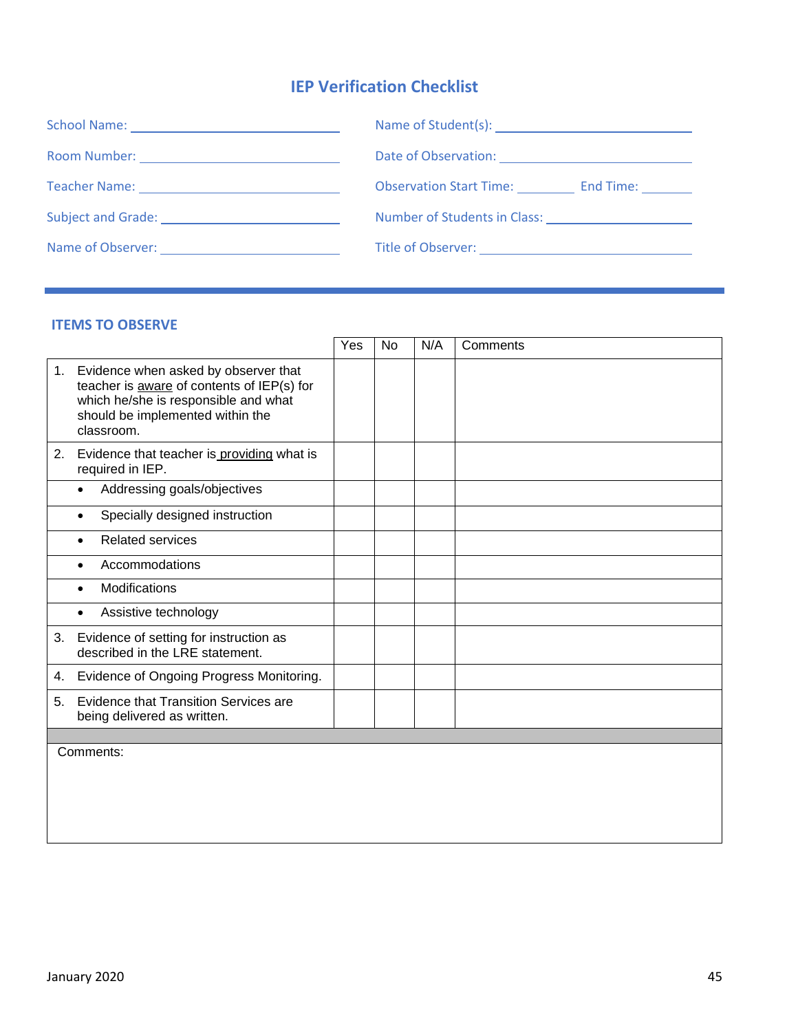# IEP Verification Checklist

School Name: ______________________________ Name of Student(s): ______________________________

Room Number: ______________________________ Date of Observation: ______________________________

Teacher Name: ______________________________ Observation Start Time: __________ End Time: __________

Subject and Grade: ______________________________ Number of Students in Class: ______________________________

Name of Observer: ______________________________ Title of Observer: ______________________________

## ITEMS TO OBSERVE

| | Yes | No | N/A | Comments |
|---|---|---|---|---|
| 1. Evidence when asked by observer that teacher is <u>aware</u> of contents of IEP(s) for which he/she is responsible and what should be implemented within the classroom. | | | | |
| 2. Evidence that teacher is <u>providing</u> what is required in IEP. | | | | |
| • Addressing goals/objectives | | | | |
| • Specially designed instruction | | | | |
| • Related services | | | | |
| • Accommodations | | | | |
| • Modifications | | | | |
| • Assistive technology | | | | |
| 3. Evidence of setting for instruction as described in the LRE statement. | | | | |
| 4. Evidence of Ongoing Progress Monitoring. | | | | |
| 5. Evidence that Transition Services are being delivered as written. | | | | |

Comments:

January 2020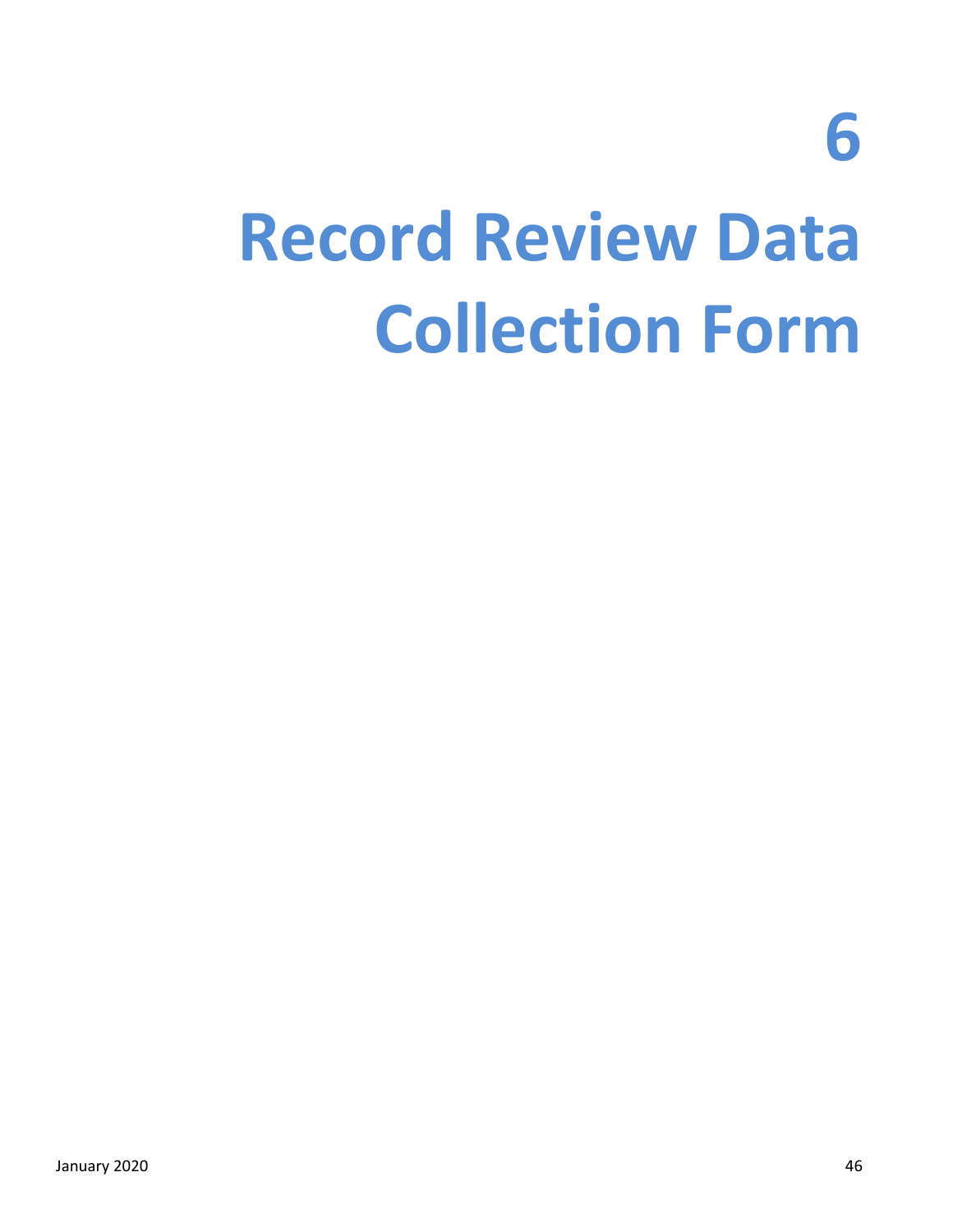# 6

# Record Review Data Collection Form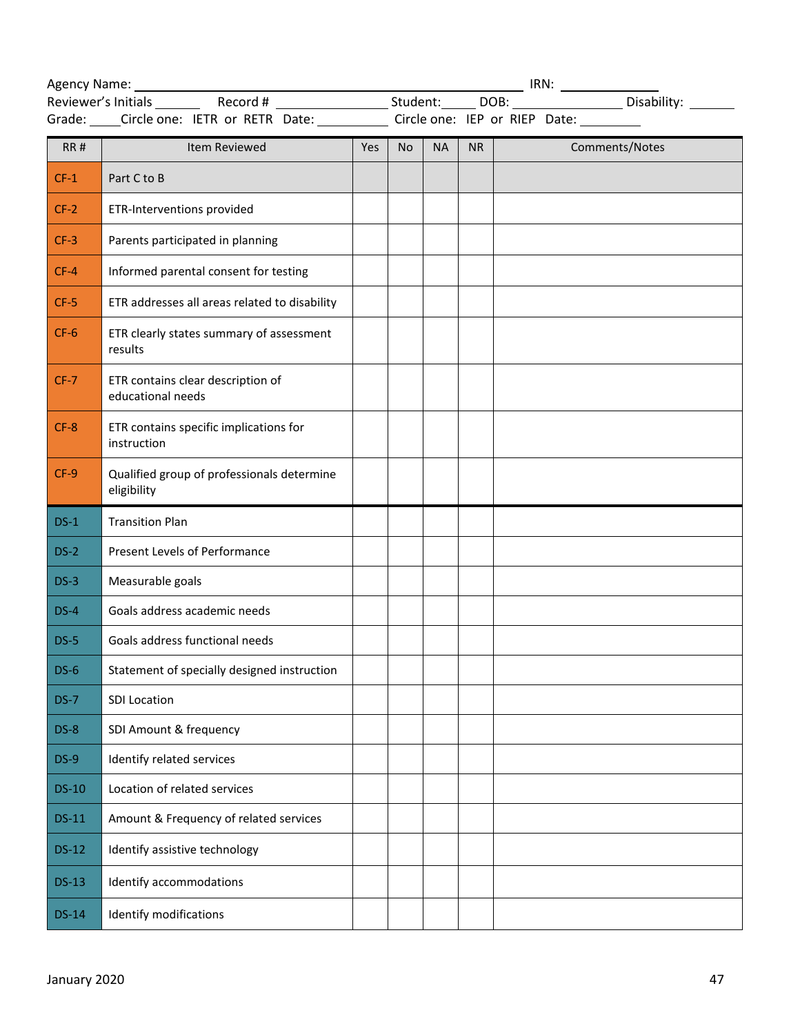Agency Name: ______________________________ IRN: ____________

Reviewer's Initials ______ Record # ______________ Student: _____ DOB: ______________ Disability: ______

Grade: _____ Circle one: IETR or RETR Date: __________ Circle one: IEP or RIEP Date: _________

| RR # | Item Reviewed | Yes | No | NA | NR | Comments/Notes |
|---|---|---|---|---|---|---|
| CF-1 | Part C to B | | | | | |
| CF-2 | ETR-Interventions provided | | | | | |
| CF-3 | Parents participated in planning | | | | | |
| CF-4 | Informed parental consent for testing | | | | | |
| CF-5 | ETR addresses all areas related to disability | | | | | |
| CF-6 | ETR clearly states summary of assessment results | | | | | |
| CF-7 | ETR contains clear description of educational needs | | | | | |
| CF-8 | ETR contains specific implications for instruction | | | | | |
| CF-9 | Qualified group of professionals determine eligibility | | | | | |
| DS-1 | Transition Plan | | | | | |
| DS-2 | Present Levels of Performance | | | | | |
| DS-3 | Measurable goals | | | | | |
| DS-4 | Goals address academic needs | | | | | |
| DS-5 | Goals address functional needs | | | | | |
| DS-6 | Statement of specially designed instruction | | | | | |
| DS-7 | SDI Location | | | | | |
| DS-8 | SDI Amount & frequency | | | | | |
| DS-9 | Identify related services | | | | | |
| DS-10 | Location of related services | | | | | |
| DS-11 | Amount & Frequency of related services | | | | | |
| DS-12 | Identify assistive technology | | | | | |
| DS-13 | Identify accommodations | | | | | |
| DS-14 | Identify modifications | | | | | |

January 2020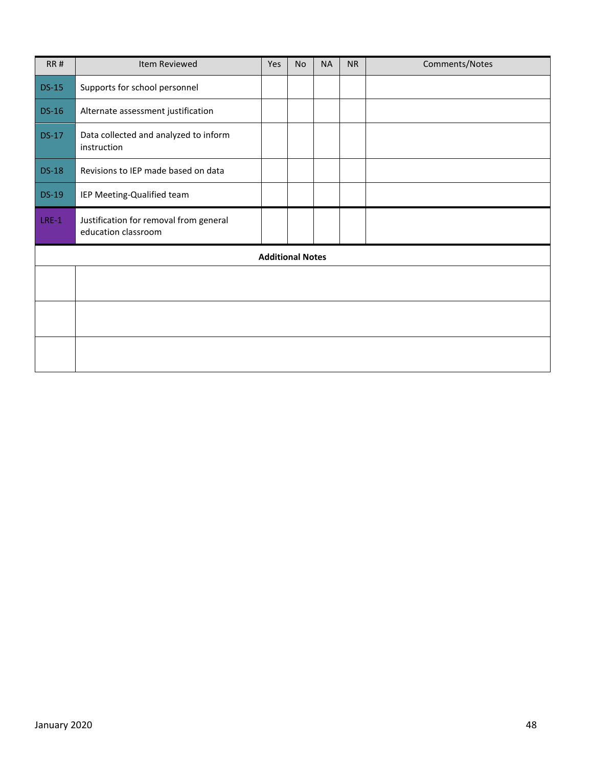| RR # | Item Reviewed | Yes | No | NA | NR | Comments/Notes |
|---|---|---|---|---|---|---|
| DS-15 | Supports for school personnel | | | | | |
| DS-16 | Alternate assessment justification | | | | | |
| DS-17 | Data collected and analyzed to inform instruction | | | | | |
| DS-18 | Revisions to IEP made based on data | | | | | |
| DS-19 | IEP Meeting-Qualified team | | | | | |
| LRE-1 | Justification for removal from general education classroom | | | | | |

| **Additional Notes** | |
|---|---|
| | |
| | |
| | |

January 2020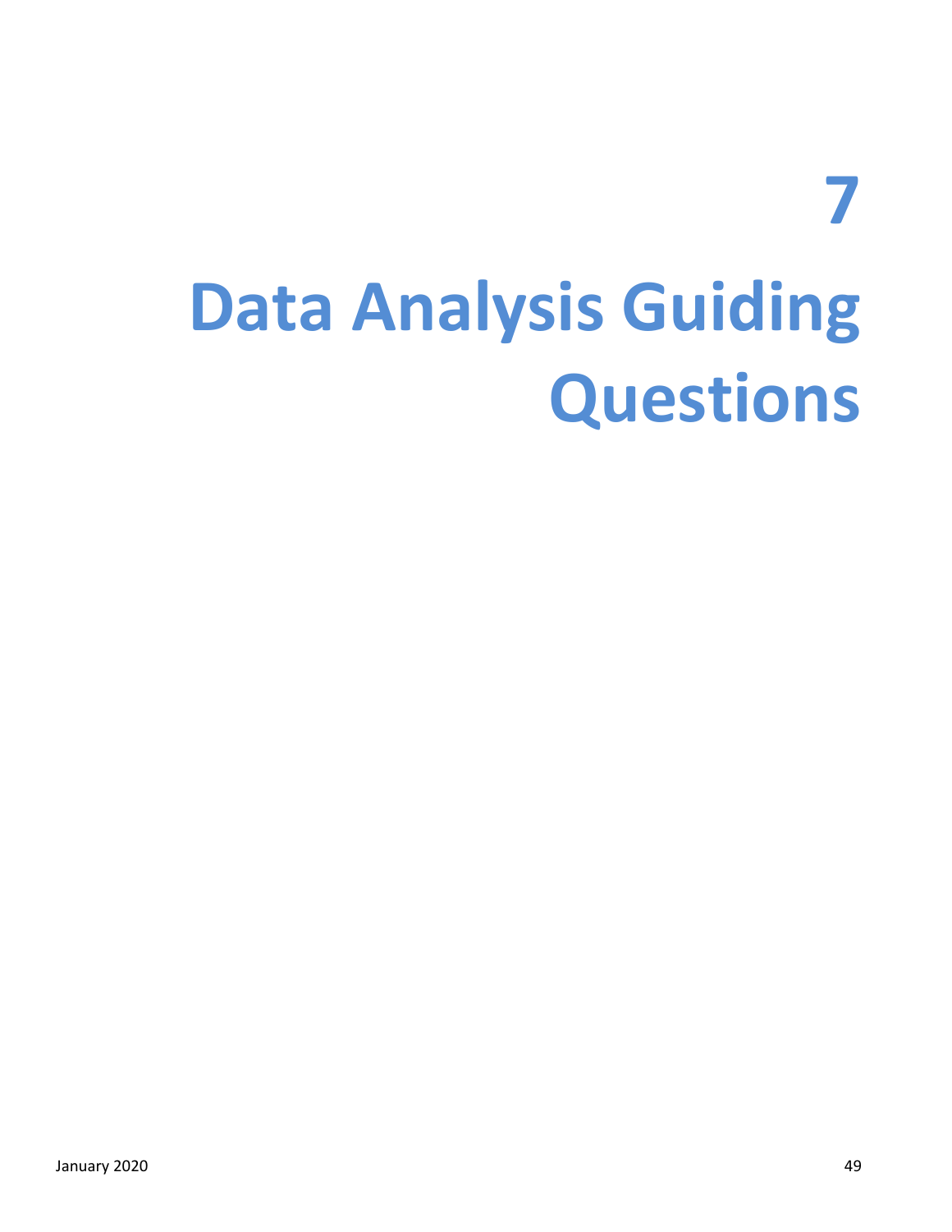# 7

# Data Analysis Guiding Questions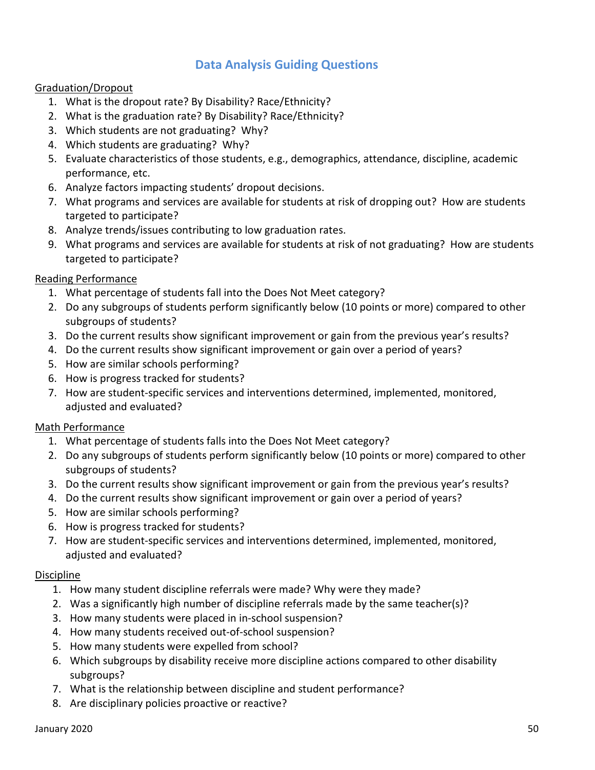## Data Analysis Guiding Questions

Graduation/Dropout

1. What is the dropout rate? By Disability? Race/Ethnicity?
2. What is the graduation rate? By Disability? Race/Ethnicity?
3. Which students are not graduating? Why?
4. Which students are graduating? Why?
5. Evaluate characteristics of those students, e.g., demographics, attendance, discipline, academic performance, etc.
6. Analyze factors impacting students' dropout decisions.
7. What programs and services are available for students at risk of dropping out? How are students targeted to participate?
8. Analyze trends/issues contributing to low graduation rates.
9. What programs and services are available for students at risk of not graduating? How are students targeted to participate?

Reading Performance

1. What percentage of students fall into the Does Not Meet category?
2. Do any subgroups of students perform significantly below (10 points or more) compared to other subgroups of students?
3. Do the current results show significant improvement or gain from the previous year's results?
4. Do the current results show significant improvement or gain over a period of years?
5. How are similar schools performing?
6. How is progress tracked for students?
7. How are student-specific services and interventions determined, implemented, monitored, adjusted and evaluated?

Math Performance

1. What percentage of students falls into the Does Not Meet category?
2. Do any subgroups of students perform significantly below (10 points or more) compared to other subgroups of students?
3. Do the current results show significant improvement or gain from the previous year's results?
4. Do the current results show significant improvement or gain over a period of years?
5. How are similar schools performing?
6. How is progress tracked for students?
7. How are student-specific services and interventions determined, implemented, monitored, adjusted and evaluated?

Discipline

1. How many student discipline referrals were made? Why were they made?
2. Was a significantly high number of discipline referrals made by the same teacher(s)?
3. How many students were placed in in-school suspension?
4. How many students received out-of-school suspension?
5. How many students were expelled from school?
6. Which subgroups by disability receive more discipline actions compared to other disability subgroups?
7. What is the relationship between discipline and student performance?
8. Are disciplinary policies proactive or reactive?

January 2020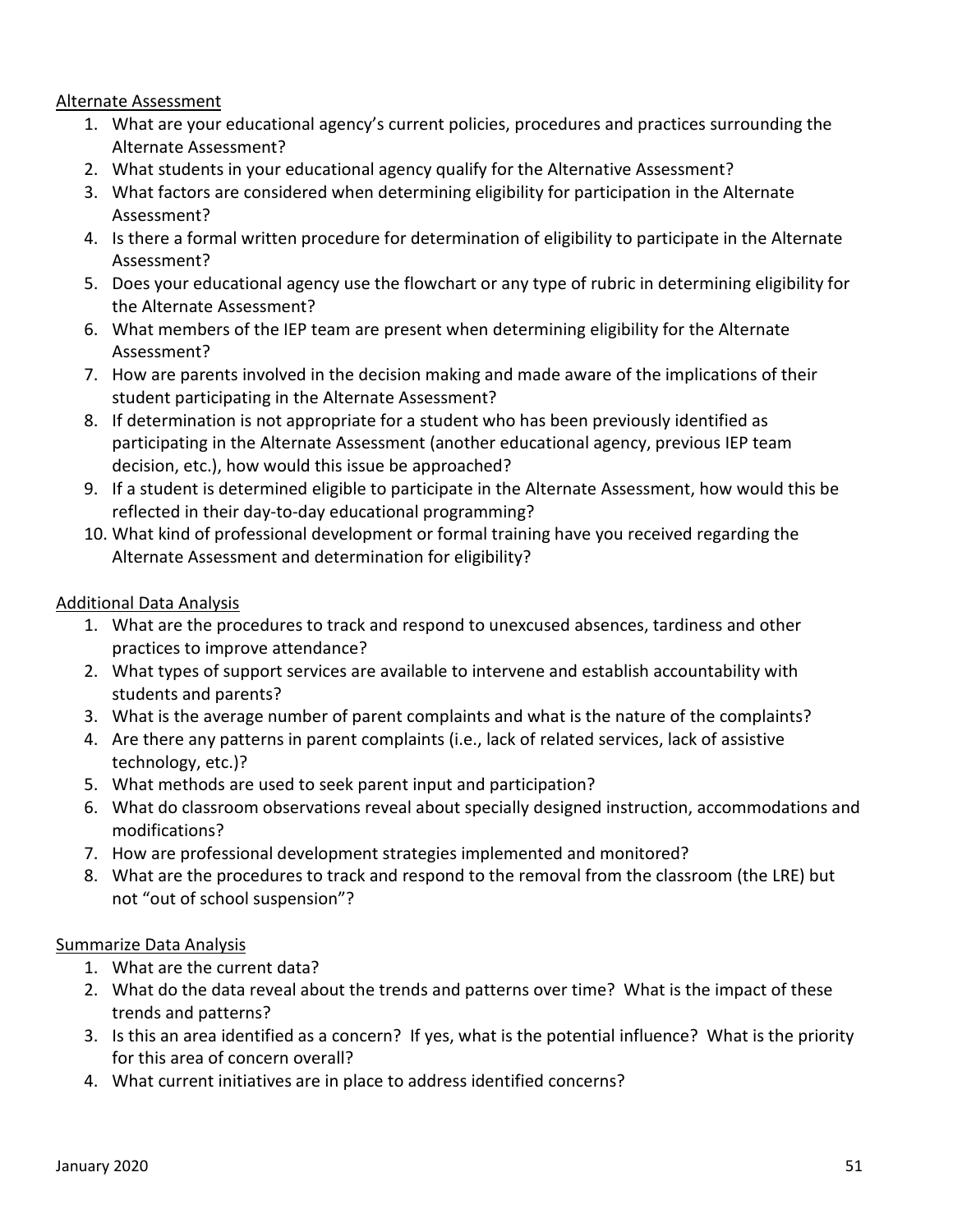<u>Alternate Assessment</u>

1. What are your educational agency's current policies, procedures and practices surrounding the Alternate Assessment?
2. What students in your educational agency qualify for the Alternative Assessment?
3. What factors are considered when determining eligibility for participation in the Alternate Assessment?
4. Is there a formal written procedure for determination of eligibility to participate in the Alternate Assessment?
5. Does your educational agency use the flowchart or any type of rubric in determining eligibility for the Alternate Assessment?
6. What members of the IEP team are present when determining eligibility for the Alternate Assessment?
7. How are parents involved in the decision making and made aware of the implications of their student participating in the Alternate Assessment?
8. If determination is not appropriate for a student who has been previously identified as participating in the Alternate Assessment (another educational agency, previous IEP team decision, etc.), how would this issue be approached?
9. If a student is determined eligible to participate in the Alternate Assessment, how would this be reflected in their day-to-day educational programming?
10. What kind of professional development or formal training have you received regarding the Alternate Assessment and determination for eligibility?

<u>Additional Data Analysis</u>

1. What are the procedures to track and respond to unexcused absences, tardiness and other practices to improve attendance?
2. What types of support services are available to intervene and establish accountability with students and parents?
3. What is the average number of parent complaints and what is the nature of the complaints?
4. Are there any patterns in parent complaints (i.e., lack of related services, lack of assistive technology, etc.)?
5. What methods are used to seek parent input and participation?
6. What do classroom observations reveal about specially designed instruction, accommodations and modifications?
7. How are professional development strategies implemented and monitored?
8. What are the procedures to track and respond to the removal from the classroom (the LRE) but not "out of school suspension"?

<u>Summarize Data Analysis</u>

1. What are the current data?
2. What do the data reveal about the trends and patterns over time? What is the impact of these trends and patterns?
3. Is this an area identified as a concern? If yes, what is the potential influence? What is the priority for this area of concern overall?
4. What current initiatives are in place to address identified concerns?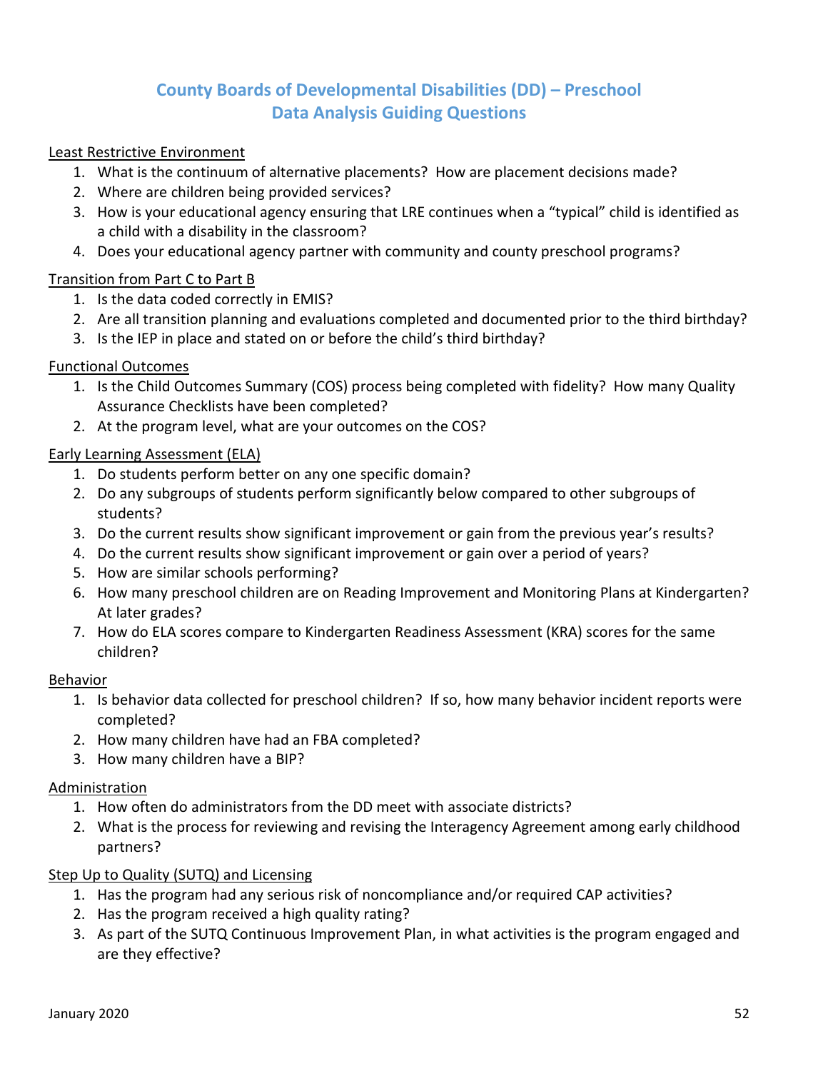# County Boards of Developmental Disabilities (DD) – Preschool Data Analysis Guiding Questions

## Least Restrictive Environment

1. What is the continuum of alternative placements? How are placement decisions made?
2. Where are children being provided services?
3. How is your educational agency ensuring that LRE continues when a "typical" child is identified as a child with a disability in the classroom?
4. Does your educational agency partner with community and county preschool programs?

## Transition from Part C to Part B

1. Is the data coded correctly in EMIS?
2. Are all transition planning and evaluations completed and documented prior to the third birthday?
3. Is the IEP in place and stated on or before the child's third birthday?

## Functional Outcomes

1. Is the Child Outcomes Summary (COS) process being completed with fidelity? How many Quality Assurance Checklists have been completed?
2. At the program level, what are your outcomes on the COS?

## Early Learning Assessment (ELA)

1. Do students perform better on any one specific domain?
2. Do any subgroups of students perform significantly below compared to other subgroups of students?
3. Do the current results show significant improvement or gain from the previous year's results?
4. Do the current results show significant improvement or gain over a period of years?
5. How are similar schools performing?
6. How many preschool children are on Reading Improvement and Monitoring Plans at Kindergarten? At later grades?
7. How do ELA scores compare to Kindergarten Readiness Assessment (KRA) scores for the same children?

## Behavior

1. Is behavior data collected for preschool children? If so, how many behavior incident reports were completed?
2. How many children have had an FBA completed?
3. How many children have a BIP?

## Administration

1. How often do administrators from the DD meet with associate districts?
2. What is the process for reviewing and revising the Interagency Agreement among early childhood partners?

## Step Up to Quality (SUTQ) and Licensing

1. Has the program had any serious risk of noncompliance and/or required CAP activities?
2. Has the program received a high quality rating?
3. As part of the SUTQ Continuous Improvement Plan, in what activities is the program engaged and are they effective?

January 2020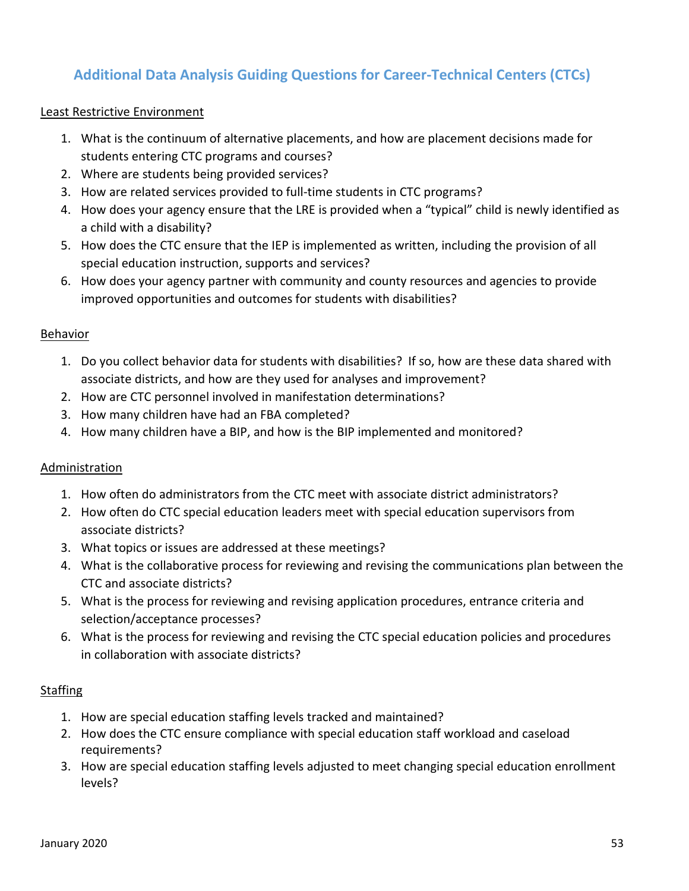## Additional Data Analysis Guiding Questions for Career-Technical Centers (CTCs)

Least Restrictive Environment

1. What is the continuum of alternative placements, and how are placement decisions made for students entering CTC programs and courses?
2. Where are students being provided services?
3. How are related services provided to full-time students in CTC programs?
4. How does your agency ensure that the LRE is provided when a "typical" child is newly identified as a child with a disability?
5. How does the CTC ensure that the IEP is implemented as written, including the provision of all special education instruction, supports and services?
6. How does your agency partner with community and county resources and agencies to provide improved opportunities and outcomes for students with disabilities?

Behavior

1. Do you collect behavior data for students with disabilities? If so, how are these data shared with associate districts, and how are they used for analyses and improvement?
2. How are CTC personnel involved in manifestation determinations?
3. How many children have had an FBA completed?
4. How many children have a BIP, and how is the BIP implemented and monitored?

Administration

1. How often do administrators from the CTC meet with associate district administrators?
2. How often do CTC special education leaders meet with special education supervisors from associate districts?
3. What topics or issues are addressed at these meetings?
4. What is the collaborative process for reviewing and revising the communications plan between the CTC and associate districts?
5. What is the process for reviewing and revising application procedures, entrance criteria and selection/acceptance processes?
6. What is the process for reviewing and revising the CTC special education policies and procedures in collaboration with associate districts?

Staffing

1. How are special education staffing levels tracked and maintained?
2. How does the CTC ensure compliance with special education staff workload and caseload requirements?
3. How are special education staffing levels adjusted to meet changing special education enrollment levels?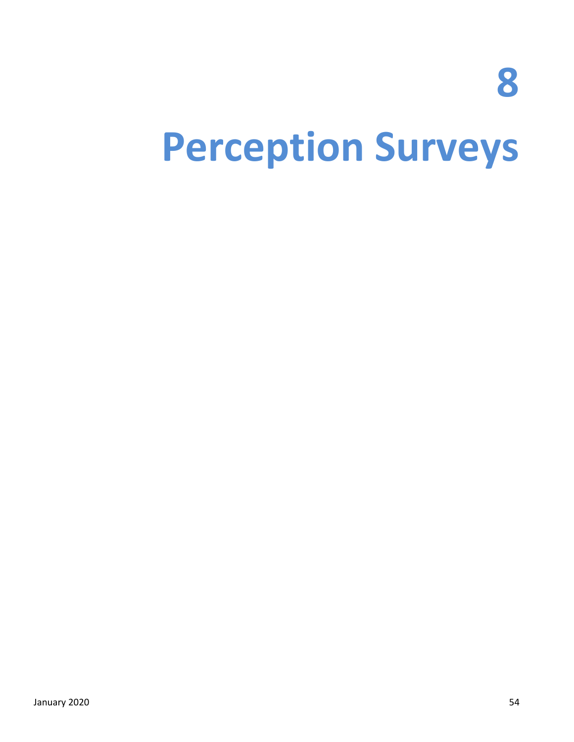# 8

# Perception Surveys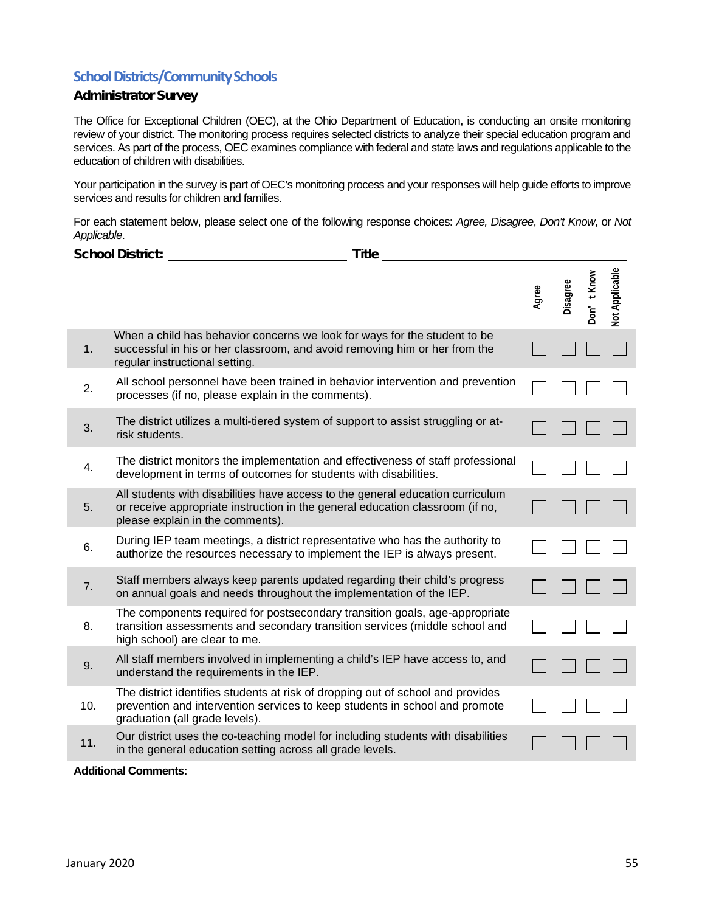## School Districts/Community Schools

### Administrator Survey

The Office for Exceptional Children (OEC), at the Ohio Department of Education, is conducting an onsite monitoring review of your district. The monitoring process requires selected districts to analyze their special education program and services. As part of the process, OEC examines compliance with federal and state laws and regulations applicable to the education of children with disabilities.

Your participation in the survey is part of OEC's monitoring process and your responses will help guide efforts to improve services and results for children and families.

For each statement below, please select one of the following response choices: *Agree, Disagree*, *Don't Know*, or *Not Applicable*.

**School District:** ______________________ **Title** ______________________

| | | Agree | Disagree | Don't Know | Not Applicable |
|---|---|---|---|---|---|
| 1. | When a child has behavior concerns we look for ways for the student to be successful in his or her classroom, and avoid removing him or her from the regular instructional setting. | ☐ | ☐ | ☐ | ☐ |
| 2. | All school personnel have been trained in behavior intervention and prevention processes (if no, please explain in the comments). | ☐ | ☐ | ☐ | ☐ |
| 3. | The district utilizes a multi-tiered system of support to assist struggling or at-risk students. | ☐ | ☐ | ☐ | ☐ |
| 4. | The district monitors the implementation and effectiveness of staff professional development in terms of outcomes for students with disabilities. | ☐ | ☐ | ☐ | ☐ |
| 5. | All students with disabilities have access to the general education curriculum or receive appropriate instruction in the general education classroom (if no, please explain in the comments). | ☐ | ☐ | ☐ | ☐ |
| 6. | During IEP team meetings, a district representative who has the authority to authorize the resources necessary to implement the IEP is always present. | ☐ | ☐ | ☐ | ☐ |
| 7. | Staff members always keep parents updated regarding their child's progress on annual goals and needs throughout the implementation of the IEP. | ☐ | ☐ | ☐ | ☐ |
| 8. | The components required for postsecondary transition goals, age-appropriate transition assessments and secondary transition services (middle school and high school) are clear to me. | ☐ | ☐ | ☐ | ☐ |
| 9. | All staff members involved in implementing a child's IEP have access to, and understand the requirements in the IEP. | ☐ | ☐ | ☐ | ☐ |
| 10. | The district identifies students at risk of dropping out of school and provides prevention and intervention services to keep students in school and promote graduation (all grade levels). | ☐ | ☐ | ☐ | ☐ |
| 11. | Our district uses the co-teaching model for including students with disabilities in the general education setting across all grade levels. | ☐ | ☐ | ☐ | ☐ |

**Additional Comments:**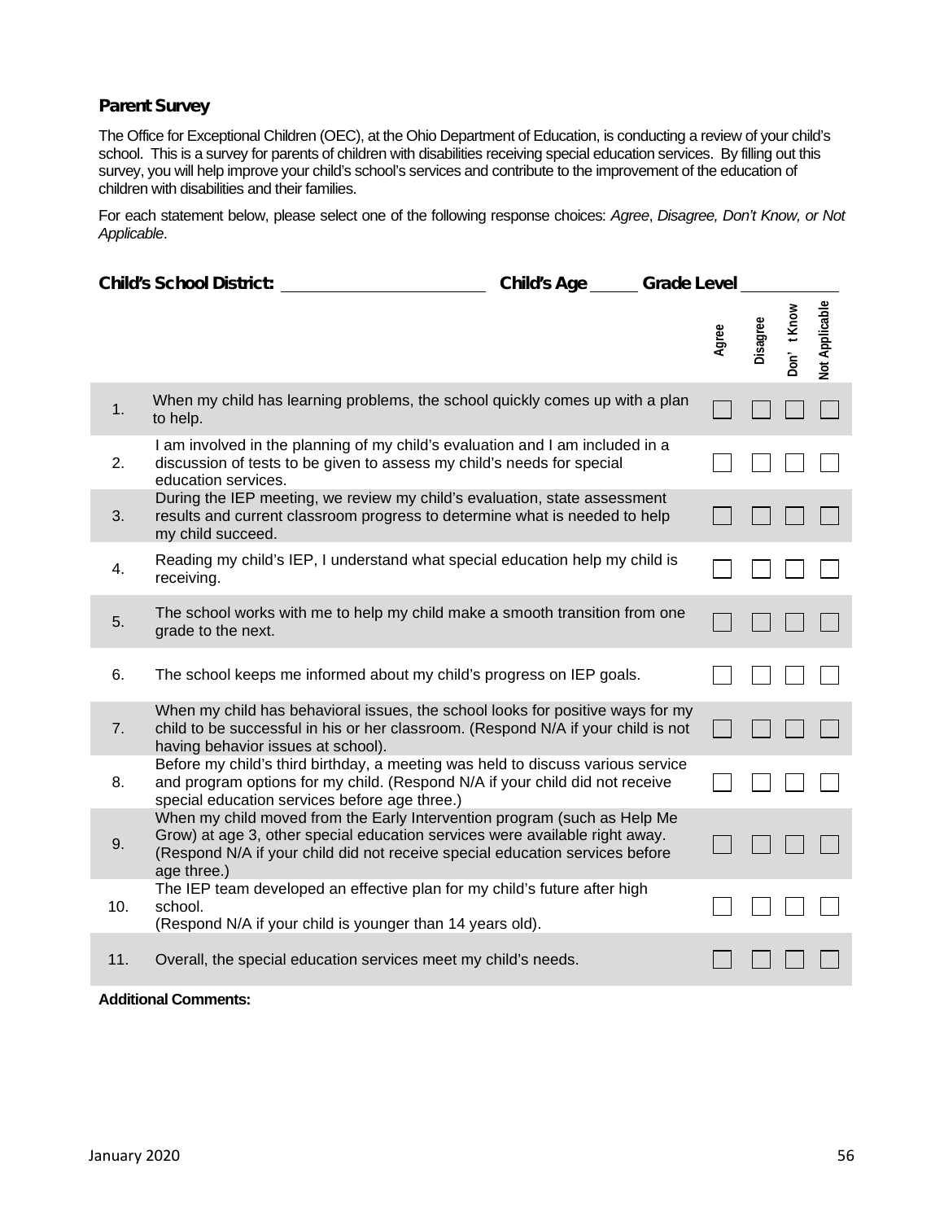## Parent Survey

The Office for Exceptional Children (OEC), at the Ohio Department of Education, is conducting a review of your child's school. This is a survey for parents of children with disabilities receiving special education services. By filling out this survey, you will help improve your child's school's services and contribute to the improvement of the education of children with disabilities and their families.

For each statement below, please select one of the following response choices: *Agree*, *Disagree, Don't Know, or Not Applicable*.

**Child's School District:** ____________________ **Child's Age** _____ **Grade Level** __________

| | | Agree | Disagree | Don't Know | Not Applicable |
|---|---|---|---|---|---|
| 1. | When my child has learning problems, the school quickly comes up with a plan to help. | ☐ | ☐ | ☐ | ☐ |
| 2. | I am involved in the planning of my child's evaluation and I am included in a discussion of tests to be given to assess my child's needs for special education services. | ☐ | ☐ | ☐ | ☐ |
| 3. | During the IEP meeting, we review my child's evaluation, state assessment results and current classroom progress to determine what is needed to help my child succeed. | ☐ | ☐ | ☐ | ☐ |
| 4. | Reading my child's IEP, I understand what special education help my child is receiving. | ☐ | ☐ | ☐ | ☐ |
| 5. | The school works with me to help my child make a smooth transition from one grade to the next. | ☐ | ☐ | ☐ | ☐ |
| 6. | The school keeps me informed about my child's progress on IEP goals. | ☐ | ☐ | ☐ | ☐ |
| 7. | When my child has behavioral issues, the school looks for positive ways for my child to be successful in his or her classroom. (Respond N/A if your child is not having behavior issues at school). | ☐ | ☐ | ☐ | ☐ |
| 8. | Before my child's third birthday, a meeting was held to discuss various service and program options for my child. (Respond N/A if your child did not receive special education services before age three.) | ☐ | ☐ | ☐ | ☐ |
| 9. | When my child moved from the Early Intervention program (such as Help Me Grow) at age 3, other special education services were available right away. (Respond N/A if your child did not receive special education services before age three.) | ☐ | ☐ | ☐ | ☐ |
| 10. | The IEP team developed an effective plan for my child's future after high school. (Respond N/A if your child is younger than 14 years old). | ☐ | ☐ | ☐ | ☐ |
| 11. | Overall, the special education services meet my child's needs. | ☐ | ☐ | ☐ | ☐ |

**Additional Comments:**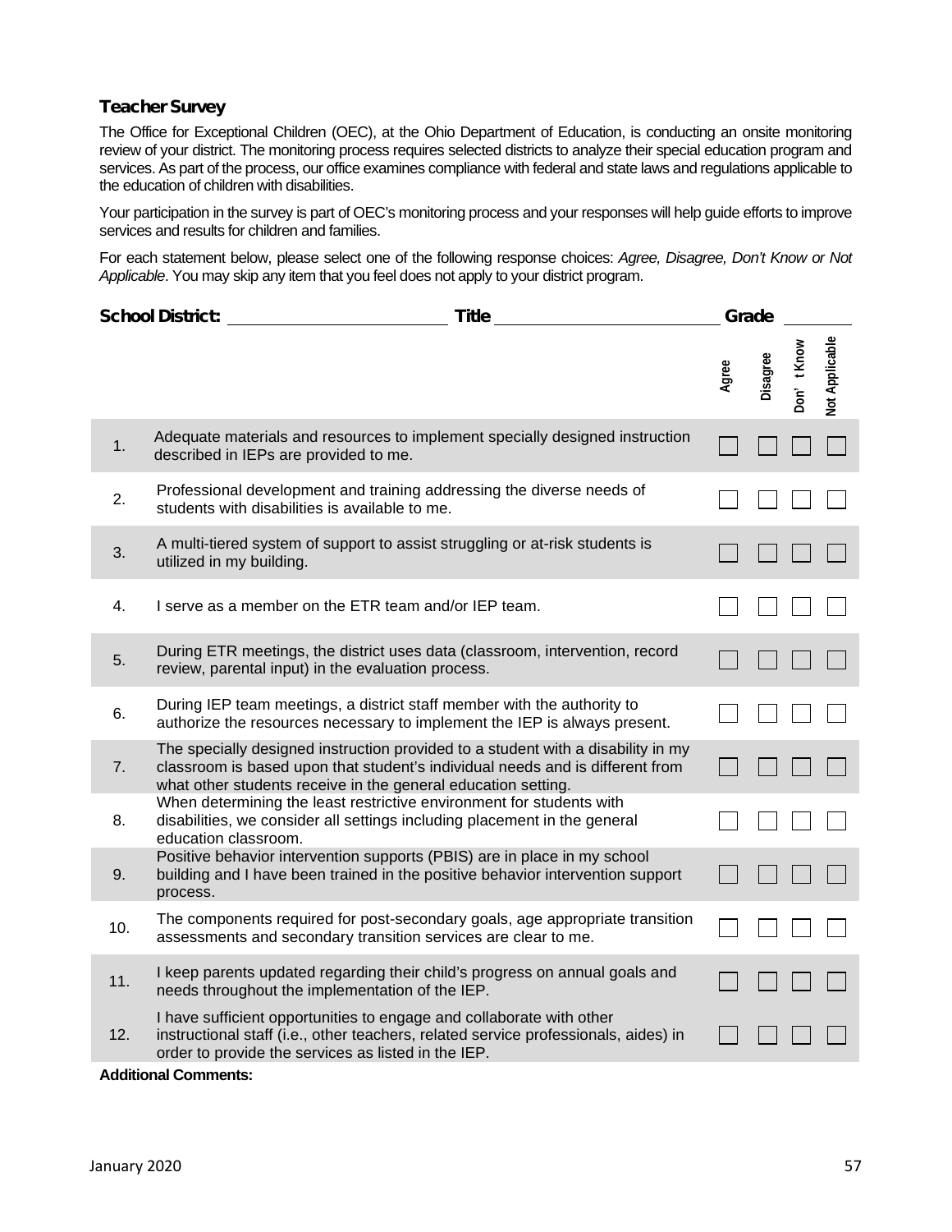### Teacher Survey

The Office for Exceptional Children (OEC), at the Ohio Department of Education, is conducting an onsite monitoring review of your district. The monitoring process requires selected districts to analyze their special education program and services. As part of the process, our office examines compliance with federal and state laws and regulations applicable to the education of children with disabilities.

Your participation in the survey is part of OEC's monitoring process and your responses will help guide efforts to improve services and results for children and families.

For each statement below, please select one of the following response choices: *Agree, Disagree, Don't Know or Not Applicable*. You may skip any item that you feel does not apply to your district program.

**School District:** ______________ **Title** ______________ **Grade** ______

| | | Agree | Disagree | Don't Know | Not Applicable |
|---|---|---|---|---|---|
| 1. | Adequate materials and resources to implement specially designed instruction described in IEPs are provided to me. | ☐ | ☐ | ☐ | ☐ |
| 2. | Professional development and training addressing the diverse needs of students with disabilities is available to me. | ☐ | ☐ | ☐ | ☐ |
| 3. | A multi-tiered system of support to assist struggling or at-risk students is utilized in my building. | ☐ | ☐ | ☐ | ☐ |
| 4. | I serve as a member on the ETR team and/or IEP team. | ☐ | ☐ | ☐ | ☐ |
| 5. | During ETR meetings, the district uses data (classroom, intervention, record review, parental input) in the evaluation process. | ☐ | ☐ | ☐ | ☐ |
| 6. | During IEP team meetings, a district staff member with the authority to authorize the resources necessary to implement the IEP is always present. | ☐ | ☐ | ☐ | ☐ |
| 7. | The specially designed instruction provided to a student with a disability in my classroom is based upon that student's individual needs and is different from what other students receive in the general education setting. | ☐ | ☐ | ☐ | ☐ |
| 8. | When determining the least restrictive environment for students with disabilities, we consider all settings including placement in the general education classroom. | ☐ | ☐ | ☐ | ☐ |
| 9. | Positive behavior intervention supports (PBIS) are in place in my school building and I have been trained in the positive behavior intervention support process. | ☐ | ☐ | ☐ | ☐ |
| 10. | The components required for post-secondary goals, age appropriate transition assessments and secondary transition services are clear to me. | ☐ | ☐ | ☐ | ☐ |
| 11. | I keep parents updated regarding their child's progress on annual goals and needs throughout the implementation of the IEP. | ☐ | ☐ | ☐ | ☐ |
| 12. | I have sufficient opportunities to engage and collaborate with other instructional staff (i.e., other teachers, related service professionals, aides) in order to provide the services as listed in the IEP. | ☐ | ☐ | ☐ | ☐ |

**Additional Comments:**

January 2020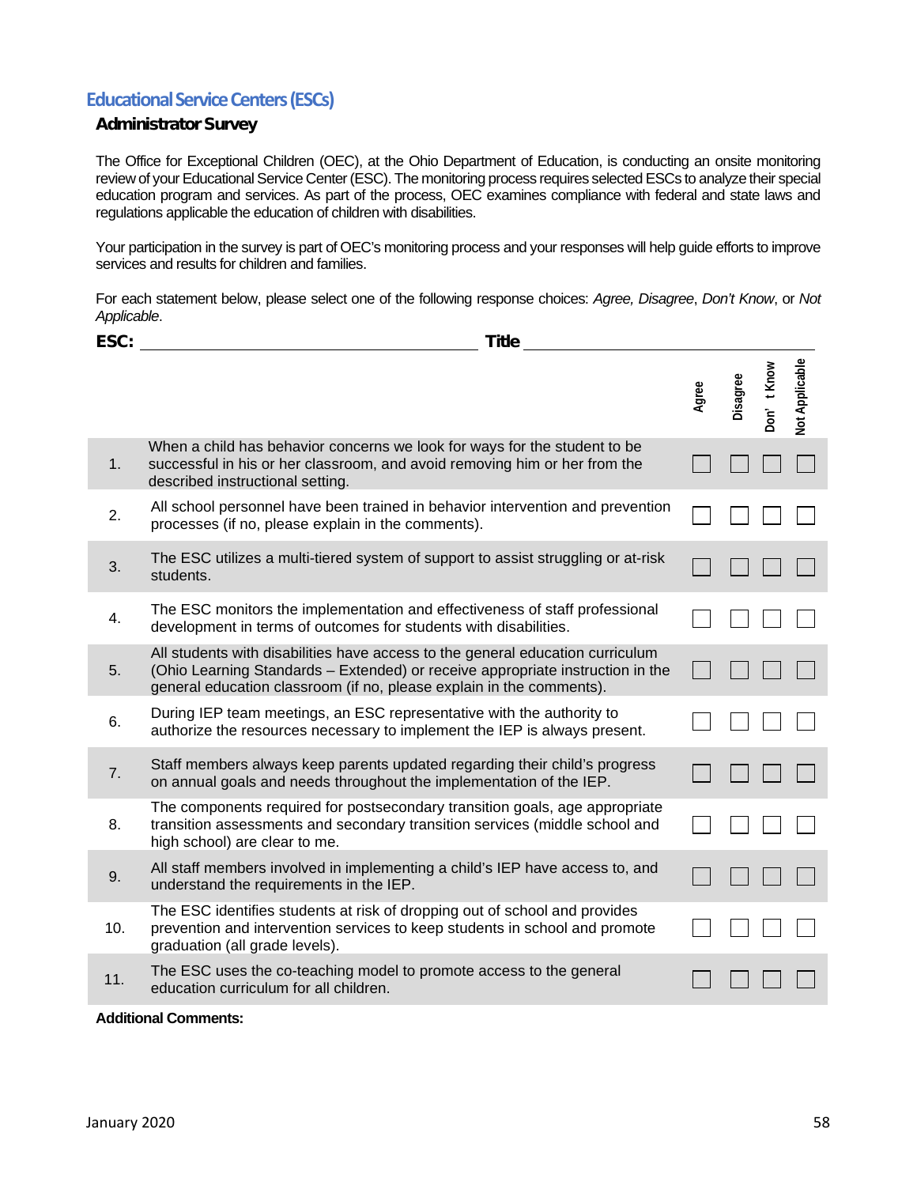## Educational Service Centers (ESCs)

### Administrator Survey

The Office for Exceptional Children (OEC), at the Ohio Department of Education, is conducting an onsite monitoring review of your Educational Service Center (ESC). The monitoring process requires selected ESCs to analyze their special education program and services. As part of the process, OEC examines compliance with federal and state laws and regulations applicable the education of children with disabilities.

Your participation in the survey is part of OEC's monitoring process and your responses will help guide efforts to improve services and results for children and families.

For each statement below, please select one of the following response choices: *Agree, Disagree*, *Don't Know*, or *Not Applicable*.

**ESC:** ______________________________ **Title** ______________________________

| | | Agree | Disagree | Don't Know | Not Applicable |
|---|---|---|---|---|---|
| 1. | When a child has behavior concerns we look for ways for the student to be successful in his or her classroom, and avoid removing him or her from the described instructional setting. | ☐ | ☐ | ☐ | ☐ |
| 2. | All school personnel have been trained in behavior intervention and prevention processes (if no, please explain in the comments). | ☐ | ☐ | ☐ | ☐ |
| 3. | The ESC utilizes a multi-tiered system of support to assist struggling or at-risk students. | ☐ | ☐ | ☐ | ☐ |
| 4. | The ESC monitors the implementation and effectiveness of staff professional development in terms of outcomes for students with disabilities. | ☐ | ☐ | ☐ | ☐ |
| 5. | All students with disabilities have access to the general education curriculum (Ohio Learning Standards – Extended) or receive appropriate instruction in the general education classroom (if no, please explain in the comments). | ☐ | ☐ | ☐ | ☐ |
| 6. | During IEP team meetings, an ESC representative with the authority to authorize the resources necessary to implement the IEP is always present. | ☐ | ☐ | ☐ | ☐ |
| 7. | Staff members always keep parents updated regarding their child's progress on annual goals and needs throughout the implementation of the IEP. | ☐ | ☐ | ☐ | ☐ |
| 8. | The components required for postsecondary transition goals, age appropriate transition assessments and secondary transition services (middle school and high school) are clear to me. | ☐ | ☐ | ☐ | ☐ |
| 9. | All staff members involved in implementing a child's IEP have access to, and understand the requirements in the IEP. | ☐ | ☐ | ☐ | ☐ |
| 10. | The ESC identifies students at risk of dropping out of school and provides prevention and intervention services to keep students in school and promote graduation (all grade levels). | ☐ | ☐ | ☐ | ☐ |
| 11. | The ESC uses the co-teaching model to promote access to the general education curriculum for all children. | ☐ | ☐ | ☐ | ☐ |

**Additional Comments:**

January 2020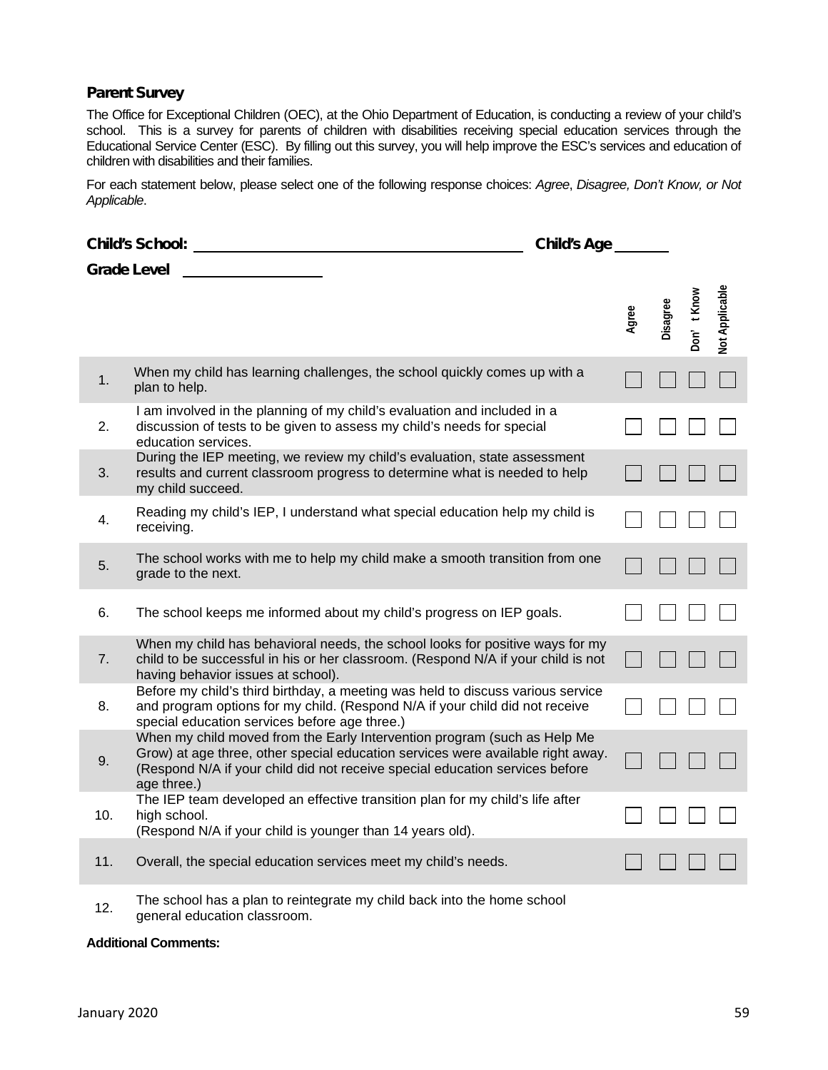**Parent Survey**

The Office for Exceptional Children (OEC), at the Ohio Department of Education, is conducting a review of your child's school. This is a survey for parents of children with disabilities receiving special education services through the Educational Service Center (ESC). By filling out this survey, you will help improve the ESC's services and education of children with disabilities and their families.

For each statement below, please select one of the following response choices: *Agree*, *Disagree, Don't Know, or Not Applicable*.

**Child's School:** ______________________ **Child's Age** ______

**Grade Level** ____________

| | | Agree | Disagree | Don't Know | Not Applicable |
|---|---|---|---|---|---|
| 1. | When my child has learning challenges, the school quickly comes up with a plan to help. | ☐ | ☐ | ☐ | ☐ |
| 2. | I am involved in the planning of my child's evaluation and included in a discussion of tests to be given to assess my child's needs for special education services. | ☐ | ☐ | ☐ | ☐ |
| 3. | During the IEP meeting, we review my child's evaluation, state assessment results and current classroom progress to determine what is needed to help my child succeed. | ☐ | ☐ | ☐ | ☐ |
| 4. | Reading my child's IEP, I understand what special education help my child is receiving. | ☐ | ☐ | ☐ | ☐ |
| 5. | The school works with me to help my child make a smooth transition from one grade to the next. | ☐ | ☐ | ☐ | ☐ |
| 6. | The school keeps me informed about my child's progress on IEP goals. | ☐ | ☐ | ☐ | ☐ |
| 7. | When my child has behavioral needs, the school looks for positive ways for my child to be successful in his or her classroom. (Respond N/A if your child is not having behavior issues at school). | ☐ | ☐ | ☐ | ☐ |
| 8. | Before my child's third birthday, a meeting was held to discuss various service and program options for my child. (Respond N/A if your child did not receive special education services before age three.) | ☐ | ☐ | ☐ | ☐ |
| 9. | When my child moved from the Early Intervention program (such as Help Me Grow) at age three, other special education services were available right away. (Respond N/A if your child did not receive special education services before age three.) | ☐ | ☐ | ☐ | ☐ |
| 10. | The IEP team developed an effective transition plan for my child's life after high school. (Respond N/A if your child is younger than 14 years old). | ☐ | ☐ | ☐ | ☐ |
| 11. | Overall, the special education services meet my child's needs. | ☐ | ☐ | ☐ | ☐ |
| 12. | The school has a plan to reintegrate my child back into the home school general education classroom. | | | | |

**Additional Comments:**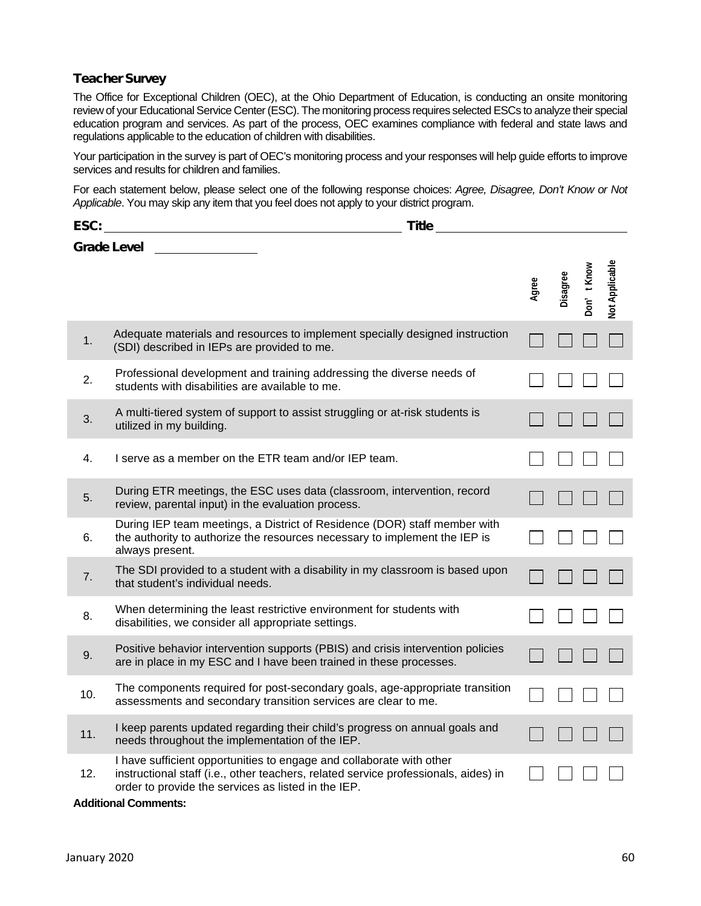### Teacher Survey

The Office for Exceptional Children (OEC), at the Ohio Department of Education, is conducting an onsite monitoring review of your Educational Service Center (ESC). The monitoring process requires selected ESCs to analyze their special education program and services. As part of the process, OEC examines compliance with federal and state laws and regulations applicable to the education of children with disabilities.

Your participation in the survey is part of OEC's monitoring process and your responses will help guide efforts to improve services and results for children and families.

For each statement below, please select one of the following response choices: *Agree, Disagree, Don't Know or Not Applicable*. You may skip any item that you feel does not apply to your district program.

**ESC:** ______________________________ **Title** ____________________

**Grade Level** ____________

| | | Agree | Disagree | Don't Know | Not Applicable |
|---|---|---|---|---|---|
| 1. | Adequate materials and resources to implement specially designed instruction (SDI) described in IEPs are provided to me. | ☐ | ☐ | ☐ | ☐ |
| 2. | Professional development and training addressing the diverse needs of students with disabilities are available to me. | ☐ | ☐ | ☐ | ☐ |
| 3. | A multi-tiered system of support to assist struggling or at-risk students is utilized in my building. | ☐ | ☐ | ☐ | ☐ |
| 4. | I serve as a member on the ETR team and/or IEP team. | ☐ | ☐ | ☐ | ☐ |
| 5. | During ETR meetings, the ESC uses data (classroom, intervention, record review, parental input) in the evaluation process. | ☐ | ☐ | ☐ | ☐ |
| 6. | During IEP team meetings, a District of Residence (DOR) staff member with the authority to authorize the resources necessary to implement the IEP is always present. | ☐ | ☐ | ☐ | ☐ |
| 7. | The SDI provided to a student with a disability in my classroom is based upon that student's individual needs. | ☐ | ☐ | ☐ | ☐ |
| 8. | When determining the least restrictive environment for students with disabilities, we consider all appropriate settings. | ☐ | ☐ | ☐ | ☐ |
| 9. | Positive behavior intervention supports (PBIS) and crisis intervention policies are in place in my ESC and I have been trained in these processes. | ☐ | ☐ | ☐ | ☐ |
| 10. | The components required for post-secondary goals, age-appropriate transition assessments and secondary transition services are clear to me. | ☐ | ☐ | ☐ | ☐ |
| 11. | I keep parents updated regarding their child's progress on annual goals and needs throughout the implementation of the IEP. | ☐ | ☐ | ☐ | ☐ |
| 12. | I have sufficient opportunities to engage and collaborate with other instructional staff (i.e., other teachers, related service professionals, aides) in order to provide the services as listed in the IEP. | ☐ | ☐ | ☐ | ☐ |

**Additional Comments:**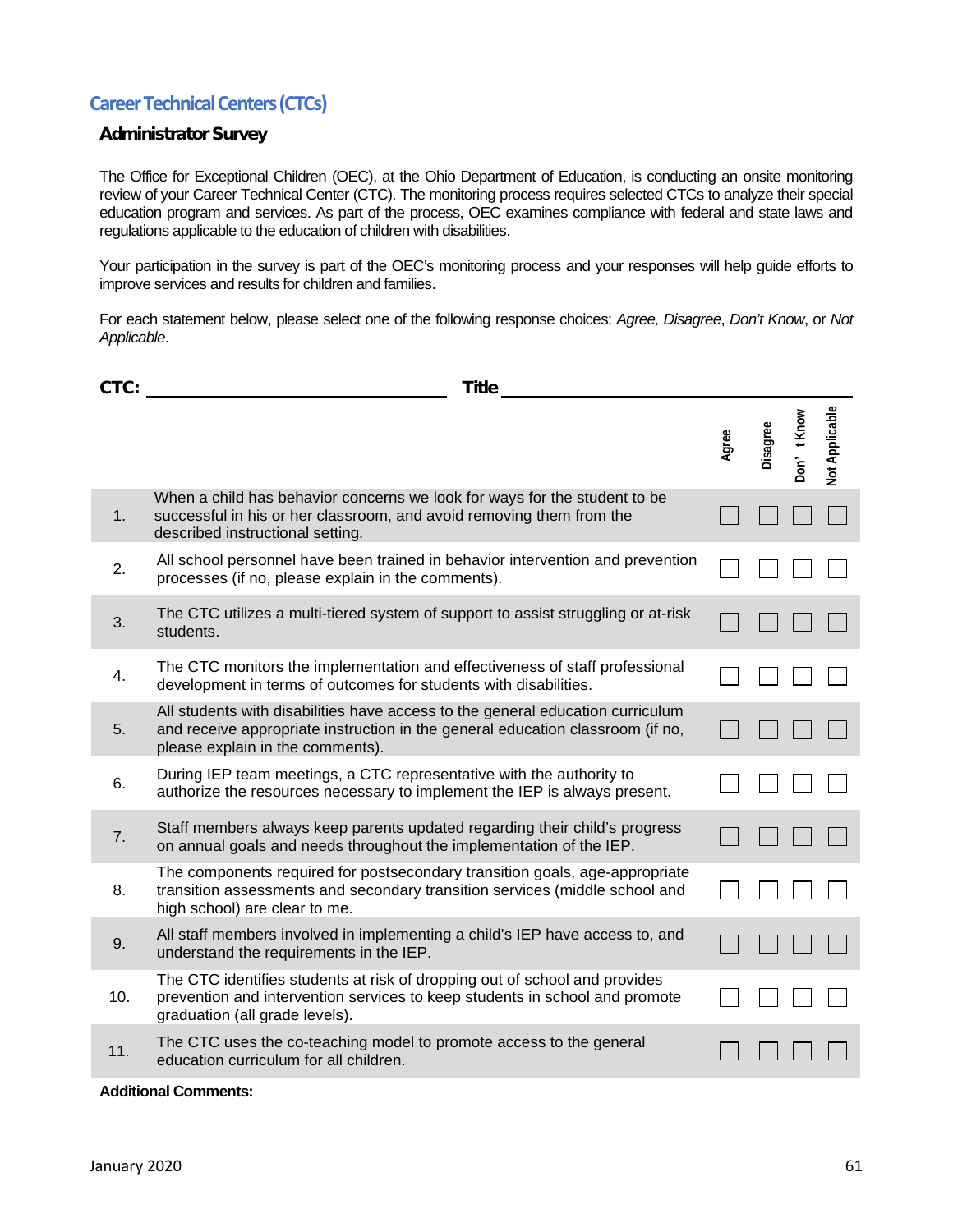## Career Technical Centers (CTCs)

### Administrator Survey

The Office for Exceptional Children (OEC), at the Ohio Department of Education, is conducting an onsite monitoring review of your Career Technical Center (CTC). The monitoring process requires selected CTCs to analyze their special education program and services. As part of the process, OEC examines compliance with federal and state laws and regulations applicable to the education of children with disabilities.

Your participation in the survey is part of the OEC's monitoring process and your responses will help guide efforts to improve services and results for children and families.

For each statement below, please select one of the following response choices: *Agree, Disagree*, *Don't Know*, or *Not Applicable*.

**CTC:** ______________________ **Title** ______________________

| | | Agree | Disagree | Don't Know | Not Applicable |
|---|---|---|---|---|---|
| 1. | When a child has behavior concerns we look for ways for the student to be successful in his or her classroom, and avoid removing them from the described instructional setting. | ☐ | ☐ | ☐ | ☐ |
| 2. | All school personnel have been trained in behavior intervention and prevention processes (if no, please explain in the comments). | ☐ | ☐ | ☐ | ☐ |
| 3. | The CTC utilizes a multi-tiered system of support to assist struggling or at-risk students. | ☐ | ☐ | ☐ | ☐ |
| 4. | The CTC monitors the implementation and effectiveness of staff professional development in terms of outcomes for students with disabilities. | ☐ | ☐ | ☐ | ☐ |
| 5. | All students with disabilities have access to the general education curriculum and receive appropriate instruction in the general education classroom (if no, please explain in the comments). | ☐ | ☐ | ☐ | ☐ |
| 6. | During IEP team meetings, a CTC representative with the authority to authorize the resources necessary to implement the IEP is always present. | ☐ | ☐ | ☐ | ☐ |
| 7. | Staff members always keep parents updated regarding their child's progress on annual goals and needs throughout the implementation of the IEP. | ☐ | ☐ | ☐ | ☐ |
| 8. | The components required for postsecondary transition goals, age-appropriate transition assessments and secondary transition services (middle school and high school) are clear to me. | ☐ | ☐ | ☐ | ☐ |
| 9. | All staff members involved in implementing a child's IEP have access to, and understand the requirements in the IEP. | ☐ | ☐ | ☐ | ☐ |
| 10. | The CTC identifies students at risk of dropping out of school and provides prevention and intervention services to keep students in school and promote graduation (all grade levels). | ☐ | ☐ | ☐ | ☐ |
| 11. | The CTC uses the co-teaching model to promote access to the general education curriculum for all children. | ☐ | ☐ | ☐ | ☐ |

**Additional Comments:**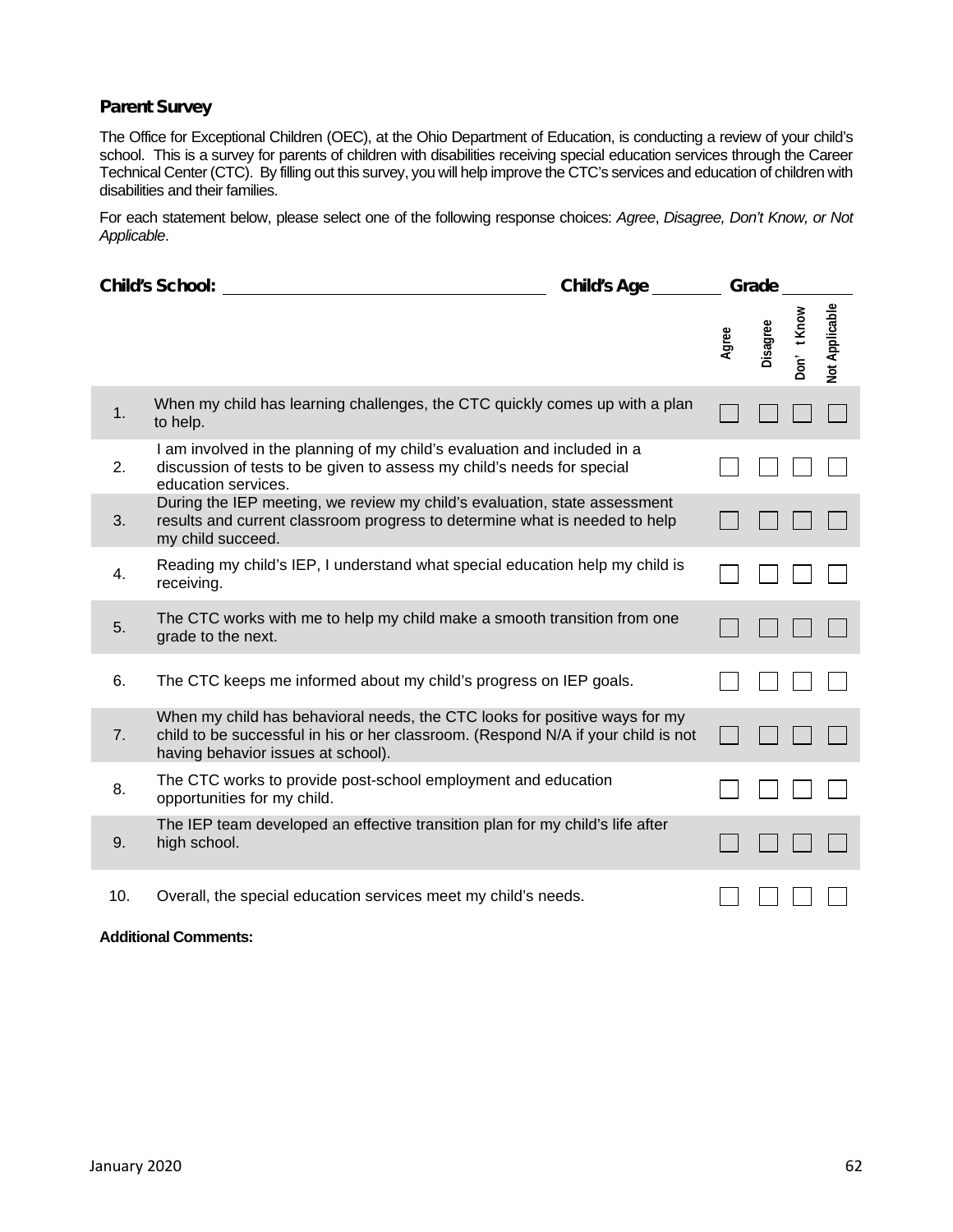### Parent Survey

The Office for Exceptional Children (OEC), at the Ohio Department of Education, is conducting a review of your child's school. This is a survey for parents of children with disabilities receiving special education services through the Career Technical Center (CTC). By filling out this survey, you will help improve the CTC's services and education of children with disabilities and their families.

For each statement below, please select one of the following response choices: *Agree*, *Disagree, Don't Know, or Not Applicable*.

**Child's School:** \_\_\_\_\_\_\_\_\_\_\_\_\_\_\_\_\_\_\_\_\_\_\_\_\_\_\_\_ **Child's Age** \_\_\_\_\_\_\_ **Grade** \_\_\_\_\_\_\_

| | | Agree | Disagree | Don't Know | Not Applicable |
|---|---|---|---|---|---|
| 1. | When my child has learning challenges, the CTC quickly comes up with a plan to help. | ☐ | ☐ | ☐ | ☐ |
| 2. | I am involved in the planning of my child's evaluation and included in a discussion of tests to be given to assess my child's needs for special education services. | ☐ | ☐ | ☐ | ☐ |
| 3. | During the IEP meeting, we review my child's evaluation, state assessment results and current classroom progress to determine what is needed to help my child succeed. | ☐ | ☐ | ☐ | ☐ |
| 4. | Reading my child's IEP, I understand what special education help my child is receiving. | ☐ | ☐ | ☐ | ☐ |
| 5. | The CTC works with me to help my child make a smooth transition from one grade to the next. | ☐ | ☐ | ☐ | ☐ |
| 6. | The CTC keeps me informed about my child's progress on IEP goals. | ☐ | ☐ | ☐ | ☐ |
| 7. | When my child has behavioral needs, the CTC looks for positive ways for my child to be successful in his or her classroom. (Respond N/A if your child is not having behavior issues at school). | ☐ | ☐ | ☐ | ☐ |
| 8. | The CTC works to provide post-school employment and education opportunities for my child. | ☐ | ☐ | ☐ | ☐ |
| 9. | The IEP team developed an effective transition plan for my child's life after high school. | ☐ | ☐ | ☐ | ☐ |
| 10. | Overall, the special education services meet my child's needs. | ☐ | ☐ | ☐ | ☐ |

**Additional Comments:**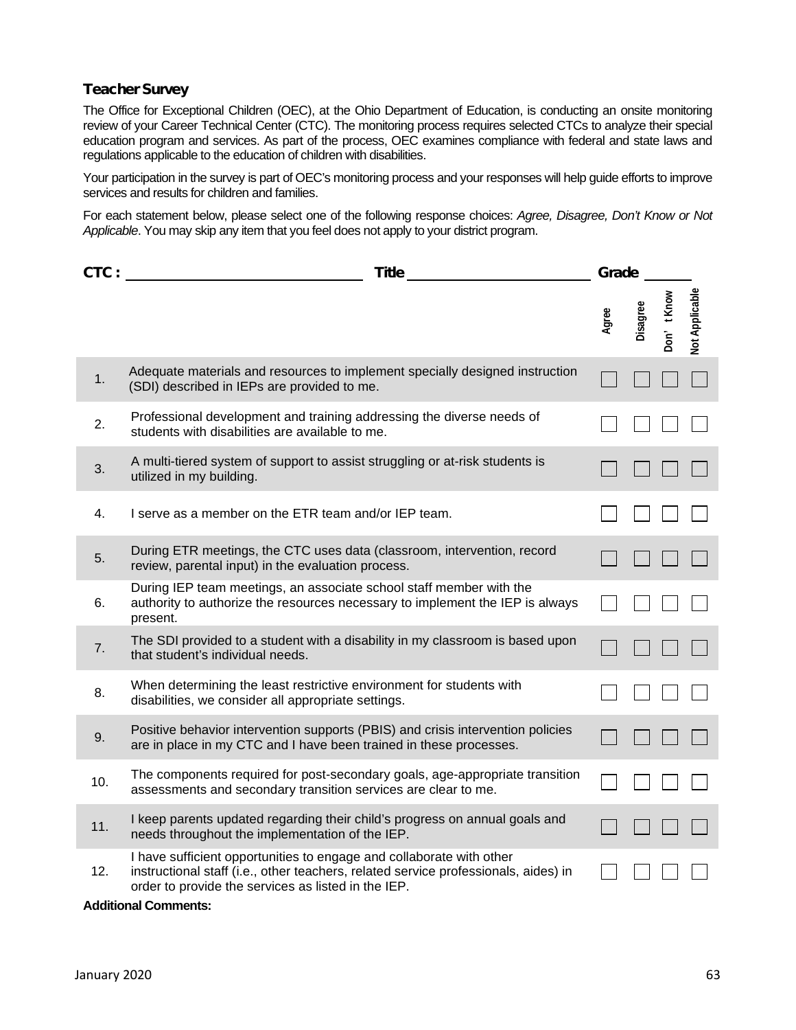### Teacher Survey

The Office for Exceptional Children (OEC), at the Ohio Department of Education, is conducting an onsite monitoring review of your Career Technical Center (CTC). The monitoring process requires selected CTCs to analyze their special education program and services. As part of the process, OEC examines compliance with federal and state laws and regulations applicable to the education of children with disabilities.

Your participation in the survey is part of OEC's monitoring process and your responses will help guide efforts to improve services and results for children and families.

For each statement below, please select one of the following response choices: *Agree, Disagree, Don't Know or Not Applicable*. You may skip any item that you feel does not apply to your district program.

**CTC :** ______________________ **Title** ______________________ **Grade** ______

| | | Agree | Disagree | Don't Know | Not Applicable |
|---|---|---|---|---|---|
| 1. | Adequate materials and resources to implement specially designed instruction (SDI) described in IEPs are provided to me. | ☐ | ☐ | ☐ | ☐ |
| 2. | Professional development and training addressing the diverse needs of students with disabilities are available to me. | ☐ | ☐ | ☐ | ☐ |
| 3. | A multi-tiered system of support to assist struggling or at-risk students is utilized in my building. | ☐ | ☐ | ☐ | ☐ |
| 4. | I serve as a member on the ETR team and/or IEP team. | ☐ | ☐ | ☐ | ☐ |
| 5. | During ETR meetings, the CTC uses data (classroom, intervention, record review, parental input) in the evaluation process. | ☐ | ☐ | ☐ | ☐ |
| 6. | During IEP team meetings, an associate school staff member with the authority to authorize the resources necessary to implement the IEP is always present. | ☐ | ☐ | ☐ | ☐ |
| 7. | The SDI provided to a student with a disability in my classroom is based upon that student's individual needs. | ☐ | ☐ | ☐ | ☐ |
| 8. | When determining the least restrictive environment for students with disabilities, we consider all appropriate settings. | ☐ | ☐ | ☐ | ☐ |
| 9. | Positive behavior intervention supports (PBIS) and crisis intervention policies are in place in my CTC and I have been trained in these processes. | ☐ | ☐ | ☐ | ☐ |
| 10. | The components required for post-secondary goals, age-appropriate transition assessments and secondary transition services are clear to me. | ☐ | ☐ | ☐ | ☐ |
| 11. | I keep parents updated regarding their child's progress on annual goals and needs throughout the implementation of the IEP. | ☐ | ☐ | ☐ | ☐ |
| 12. | I have sufficient opportunities to engage and collaborate with other instructional staff (i.e., other teachers, related service professionals, aides) in order to provide the services as listed in the IEP. | ☐ | ☐ | ☐ | ☐ |

**Additional Comments:**

January 2020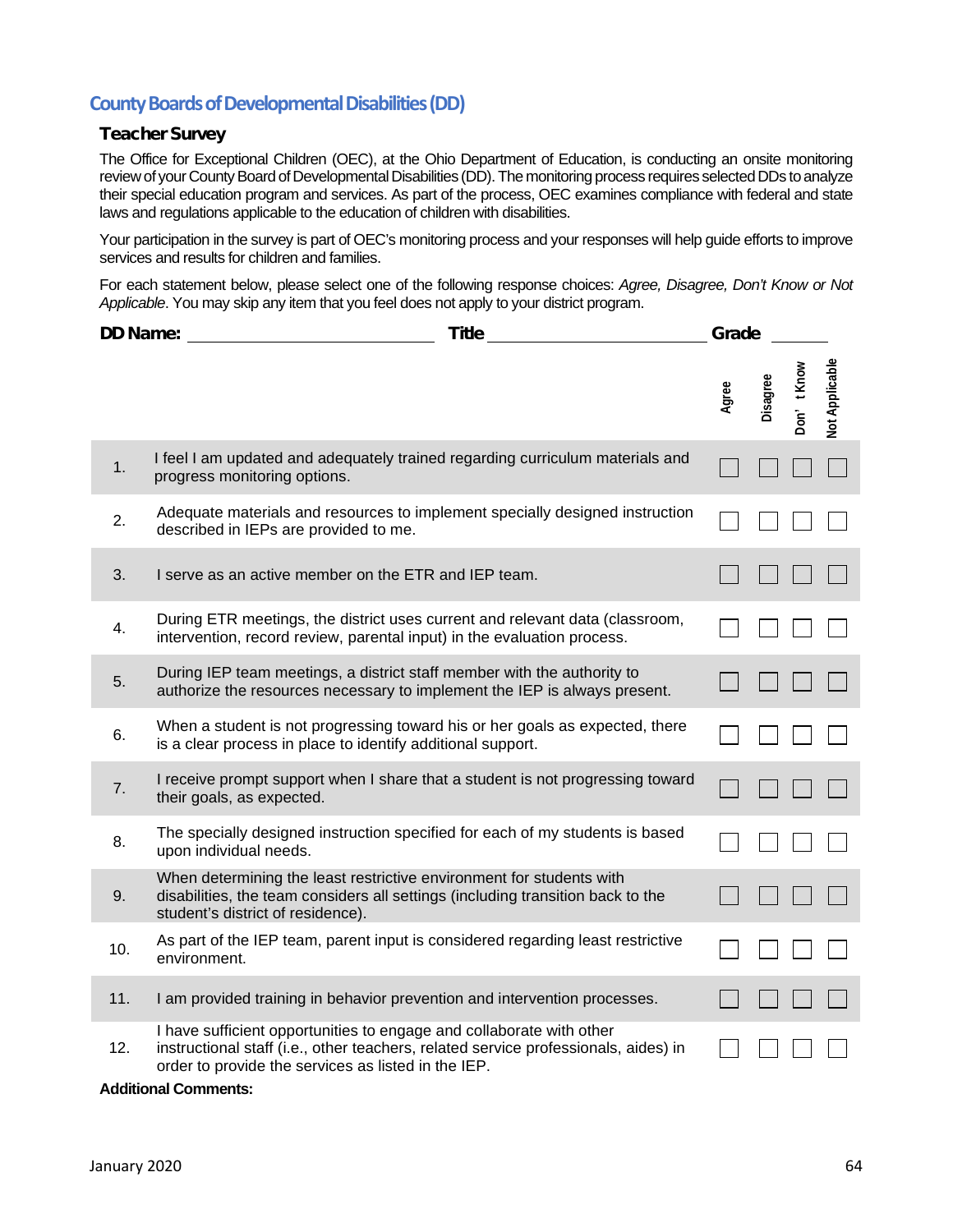## County Boards of Developmental Disabilities (DD)

### Teacher Survey

The Office for Exceptional Children (OEC), at the Ohio Department of Education, is conducting an onsite monitoring review of your County Board of Developmental Disabilities (DD). The monitoring process requires selected DDs to analyze their special education program and services. As part of the process, OEC examines compliance with federal and state laws and regulations applicable to the education of children with disabilities.

Your participation in the survey is part of OEC's monitoring process and your responses will help guide efforts to improve services and results for children and families.

For each statement below, please select one of the following response choices: *Agree, Disagree, Don't Know or Not Applicable*. You may skip any item that you feel does not apply to your district program.

**DD Name:** ______________________ **Title** ______________________ **Grade** ________

| | | Agree | Disagree | Don't Know | Not Applicable |
|---|---|---|---|---|---|
| 1. | I feel I am updated and adequately trained regarding curriculum materials and progress monitoring options. | ☐ | ☐ | ☐ | ☐ |
| 2. | Adequate materials and resources to implement specially designed instruction described in IEPs are provided to me. | ☐ | ☐ | ☐ | ☐ |
| 3. | I serve as an active member on the ETR and IEP team. | ☐ | ☐ | ☐ | ☐ |
| 4. | During ETR meetings, the district uses current and relevant data (classroom, intervention, record review, parental input) in the evaluation process. | ☐ | ☐ | ☐ | ☐ |
| 5. | During IEP team meetings, a district staff member with the authority to authorize the resources necessary to implement the IEP is always present. | ☐ | ☐ | ☐ | ☐ |
| 6. | When a student is not progressing toward his or her goals as expected, there is a clear process in place to identify additional support. | ☐ | ☐ | ☐ | ☐ |
| 7. | I receive prompt support when I share that a student is not progressing toward their goals, as expected. | ☐ | ☐ | ☐ | ☐ |
| 8. | The specially designed instruction specified for each of my students is based upon individual needs. | ☐ | ☐ | ☐ | ☐ |
| 9. | When determining the least restrictive environment for students with disabilities, the team considers all settings (including transition back to the student's district of residence). | ☐ | ☐ | ☐ | ☐ |
| 10. | As part of the IEP team, parent input is considered regarding least restrictive environment. | ☐ | ☐ | ☐ | ☐ |
| 11. | I am provided training in behavior prevention and intervention processes. | ☐ | ☐ | ☐ | ☐ |
| 12. | I have sufficient opportunities to engage and collaborate with other instructional staff (i.e., other teachers, related service professionals, aides) in order to provide the services as listed in the IEP. | ☐ | ☐ | ☐ | ☐ |

**Additional Comments:**

January 2020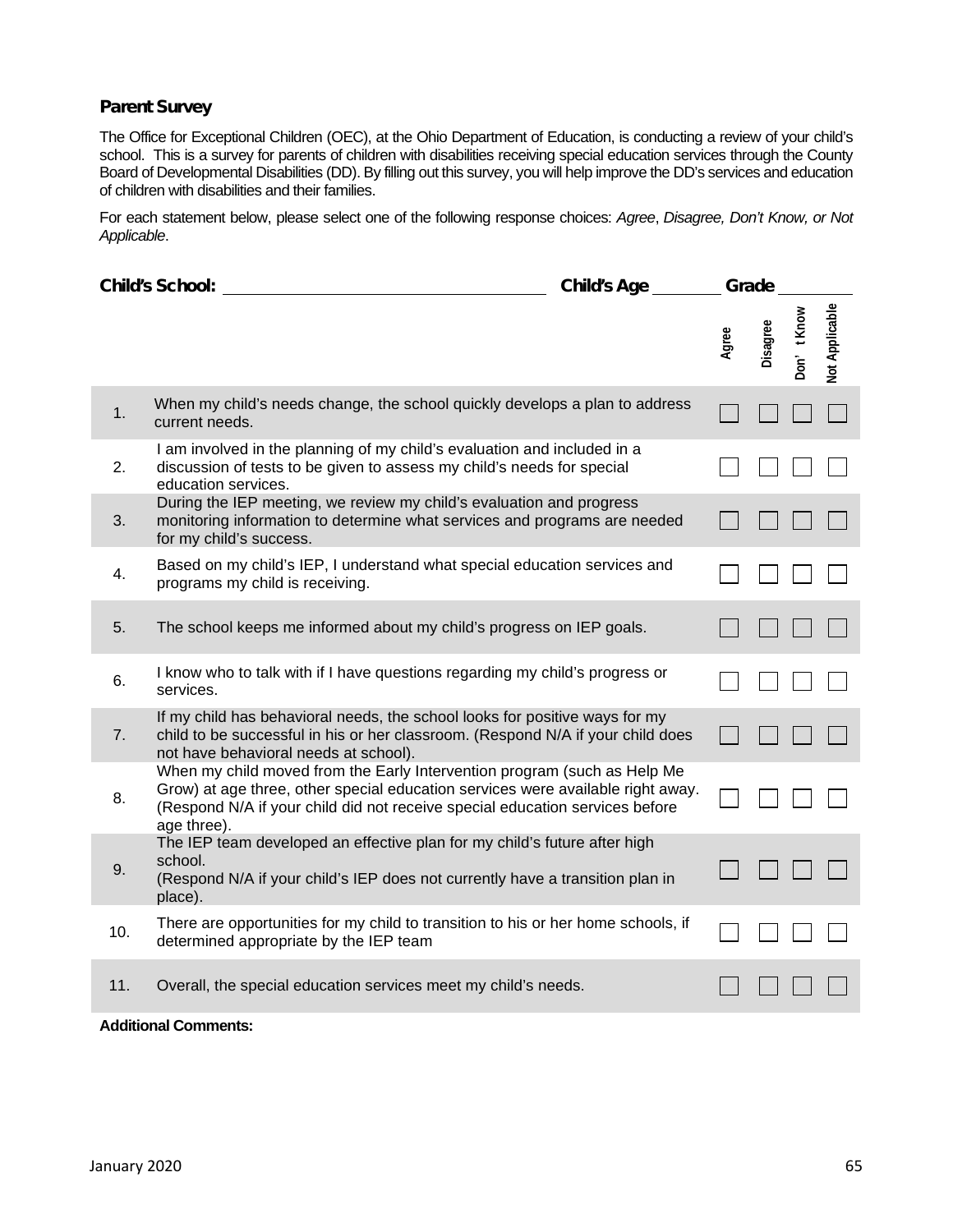## Parent Survey

The Office for Exceptional Children (OEC), at the Ohio Department of Education, is conducting a review of your child's school. This is a survey for parents of children with disabilities receiving special education services through the County Board of Developmental Disabilities (DD). By filling out this survey, you will help improve the DD's services and education of children with disabilities and their families.

For each statement below, please select one of the following response choices: *Agree*, *Disagree, Don't Know, or Not Applicable*.

**Child's School:** ____________________ **Child's Age** ________ **Grade** ________

| | | Agree | Disagree | Don't Know | Not Applicable |
|---|---|---|---|---|---|
| 1. | When my child's needs change, the school quickly develops a plan to address current needs. | ☐ | ☐ | ☐ | ☐ |
| 2. | I am involved in the planning of my child's evaluation and included in a discussion of tests to be given to assess my child's needs for special education services. | ☐ | ☐ | ☐ | ☐ |
| 3. | During the IEP meeting, we review my child's evaluation and progress monitoring information to determine what services and programs are needed for my child's success. | ☐ | ☐ | ☐ | ☐ |
| 4. | Based on my child's IEP, I understand what special education services and programs my child is receiving. | ☐ | ☐ | ☐ | ☐ |
| 5. | The school keeps me informed about my child's progress on IEP goals. | ☐ | ☐ | ☐ | ☐ |
| 6. | I know who to talk with if I have questions regarding my child's progress or services. | ☐ | ☐ | ☐ | ☐ |
| 7. | If my child has behavioral needs, the school looks for positive ways for my child to be successful in his or her classroom. (Respond N/A if your child does not have behavioral needs at school). | ☐ | ☐ | ☐ | ☐ |
| 8. | When my child moved from the Early Intervention program (such as Help Me Grow) at age three, other special education services were available right away. (Respond N/A if your child did not receive special education services before age three). | ☐ | ☐ | ☐ | ☐ |
| 9. | The IEP team developed an effective plan for my child's future after high school. (Respond N/A if your child's IEP does not currently have a transition plan in place). | ☐ | ☐ | ☐ | ☐ |
| 10. | There are opportunities for my child to transition to his or her home schools, if determined appropriate by the IEP team | ☐ | ☐ | ☐ | ☐ |
| 11. | Overall, the special education services meet my child's needs. | ☐ | ☐ | ☐ | ☐ |

**Additional Comments:**

January 2020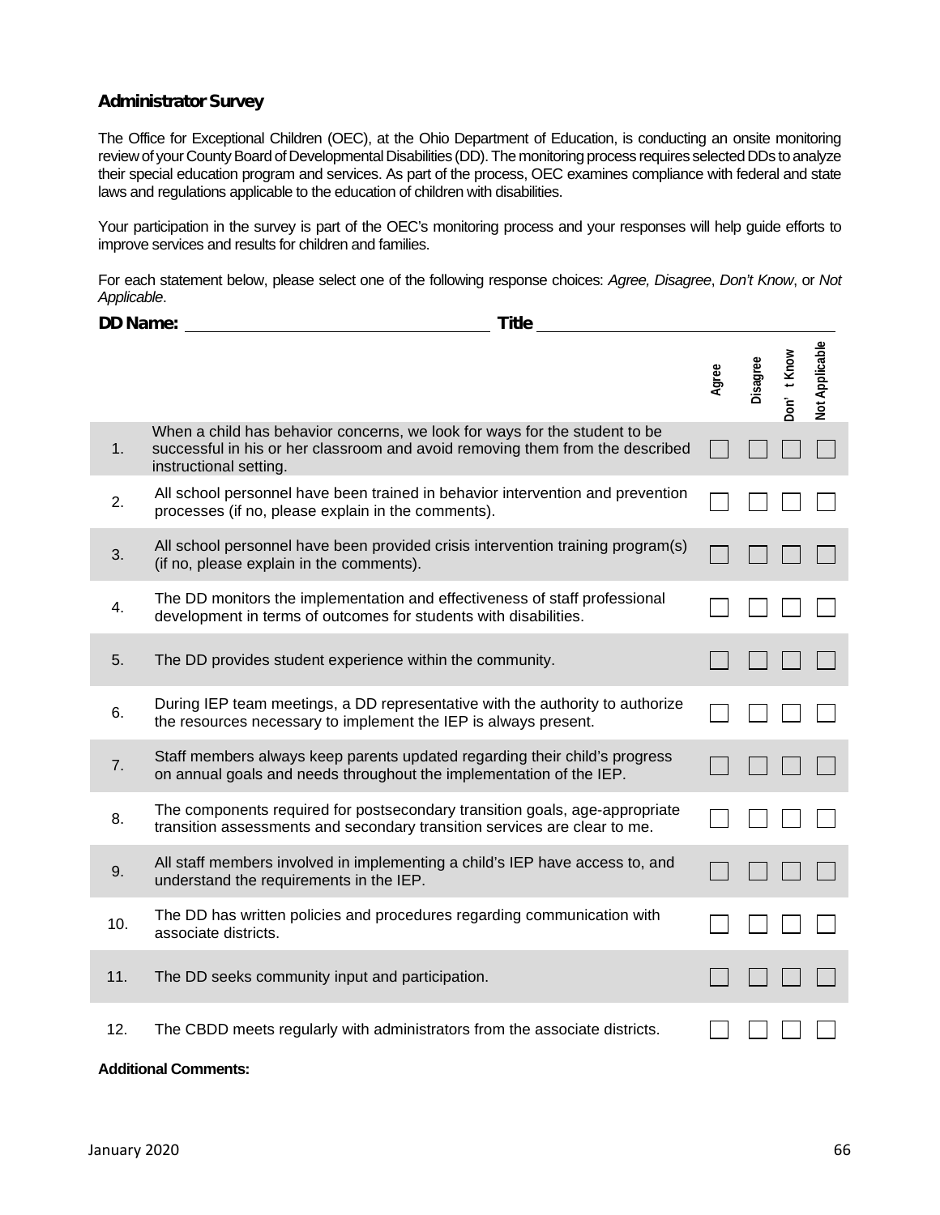**Administrator Survey**

The Office for Exceptional Children (OEC), at the Ohio Department of Education, is conducting an onsite monitoring review of your County Board of Developmental Disabilities (DD). The monitoring process requires selected DDs to analyze their special education program and services. As part of the process, OEC examines compliance with federal and state laws and regulations applicable to the education of children with disabilities.

Your participation in the survey is part of the OEC's monitoring process and your responses will help guide efforts to improve services and results for children and families.

For each statement below, please select one of the following response choices: *Agree, Disagree*, *Don't Know*, or *Not Applicable*.

**DD Name:** ______________________ **Title** ______________________

| | | Agree | Disagree | Don't Know | Not Applicable |
|---|---|---|---|---|---|
| 1. | When a child has behavior concerns, we look for ways for the student to be successful in his or her classroom and avoid removing them from the described instructional setting. | ☐ | ☐ | ☐ | ☐ |
| 2. | All school personnel have been trained in behavior intervention and prevention processes (if no, please explain in the comments). | ☐ | ☐ | ☐ | ☐ |
| 3. | All school personnel have been provided crisis intervention training program(s) (if no, please explain in the comments). | ☐ | ☐ | ☐ | ☐ |
| 4. | The DD monitors the implementation and effectiveness of staff professional development in terms of outcomes for students with disabilities. | ☐ | ☐ | ☐ | ☐ |
| 5. | The DD provides student experience within the community. | ☐ | ☐ | ☐ | ☐ |
| 6. | During IEP team meetings, a DD representative with the authority to authorize the resources necessary to implement the IEP is always present. | ☐ | ☐ | ☐ | ☐ |
| 7. | Staff members always keep parents updated regarding their child's progress on annual goals and needs throughout the implementation of the IEP. | ☐ | ☐ | ☐ | ☐ |
| 8. | The components required for postsecondary transition goals, age-appropriate transition assessments and secondary transition services are clear to me. | ☐ | ☐ | ☐ | ☐ |
| 9. | All staff members involved in implementing a child's IEP have access to, and understand the requirements in the IEP. | ☐ | ☐ | ☐ | ☐ |
| 10. | The DD has written policies and procedures regarding communication with associate districts. | ☐ | ☐ | ☐ | ☐ |
| 11. | The DD seeks community input and participation. | ☐ | ☐ | ☐ | ☐ |
| 12. | The CBDD meets regularly with administrators from the associate districts. | ☐ | ☐ | ☐ | ☐ |

**Additional Comments:**

January 2020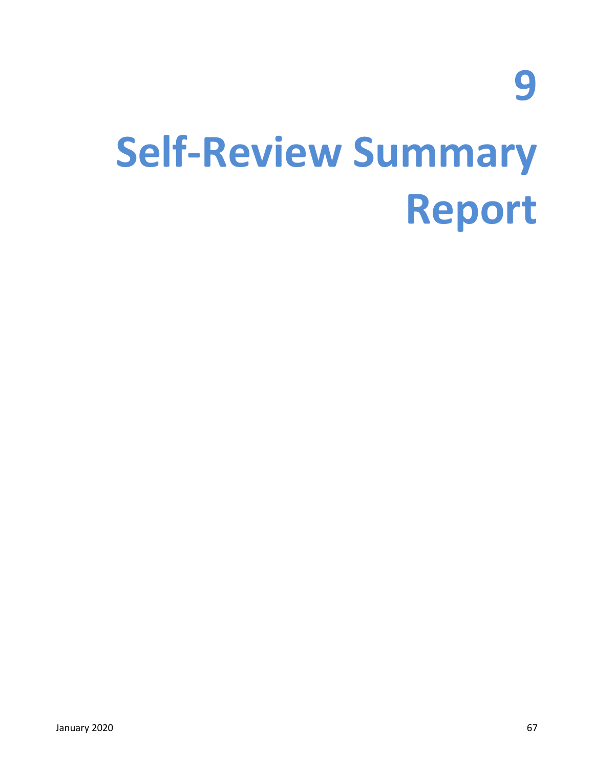# 9

# Self-Review Summary Report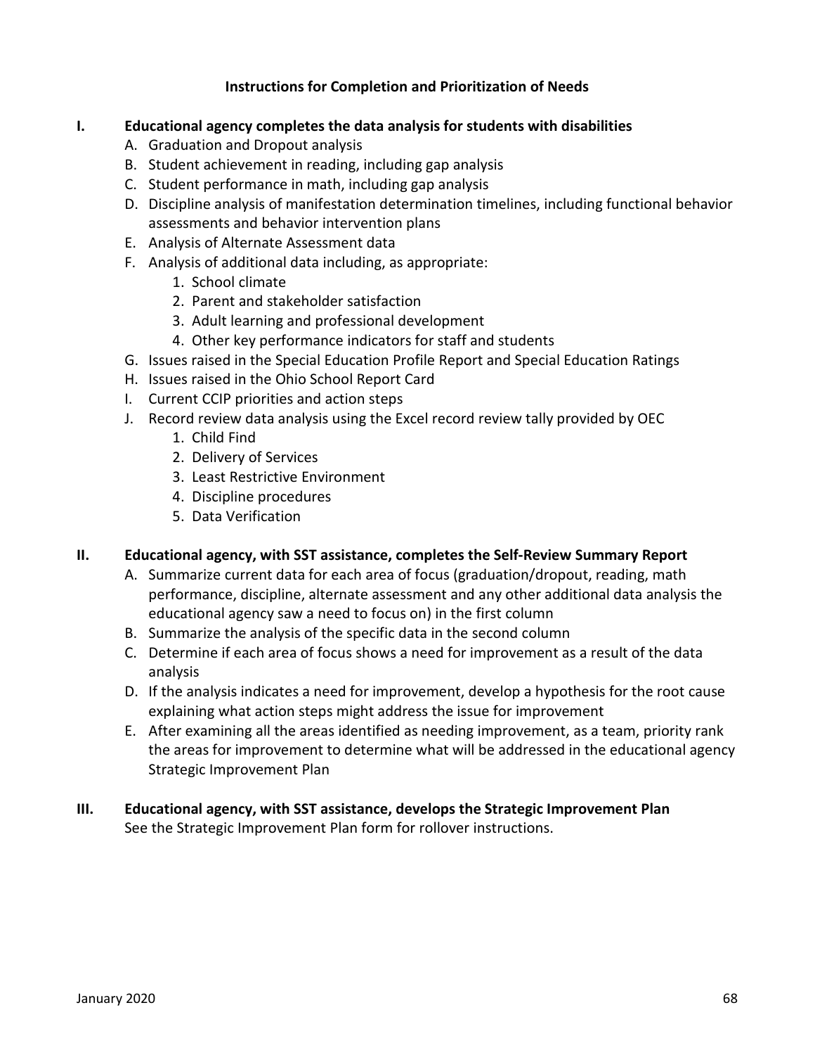## Instructions for Completion and Prioritization of Needs

**I. Educational agency completes the data analysis for students with disabilities**

A. Graduation and Dropout analysis
B. Student achievement in reading, including gap analysis
C. Student performance in math, including gap analysis
D. Discipline analysis of manifestation determination timelines, including functional behavior assessments and behavior intervention plans
E. Analysis of Alternate Assessment data
F. Analysis of additional data including, as appropriate:
    1. School climate
    2. Parent and stakeholder satisfaction
    3. Adult learning and professional development
    4. Other key performance indicators for staff and students
G. Issues raised in the Special Education Profile Report and Special Education Ratings
H. Issues raised in the Ohio School Report Card
I. Current CCIP priorities and action steps
J. Record review data analysis using the Excel record review tally provided by OEC
    1. Child Find
    2. Delivery of Services
    3. Least Restrictive Environment
    4. Discipline procedures
    5. Data Verification

**II. Educational agency, with SST assistance, completes the Self-Review Summary Report**

A. Summarize current data for each area of focus (graduation/dropout, reading, math performance, discipline, alternate assessment and any other additional data analysis the educational agency saw a need to focus on) in the first column
B. Summarize the analysis of the specific data in the second column
C. Determine if each area of focus shows a need for improvement as a result of the data analysis
D. If the analysis indicates a need for improvement, develop a hypothesis for the root cause explaining what action steps might address the issue for improvement
E. After examining all the areas identified as needing improvement, as a team, priority rank the areas for improvement to determine what will be addressed in the educational agency Strategic Improvement Plan

**III. Educational agency, with SST assistance, develops the Strategic Improvement Plan**

See the Strategic Improvement Plan form for rollover instructions.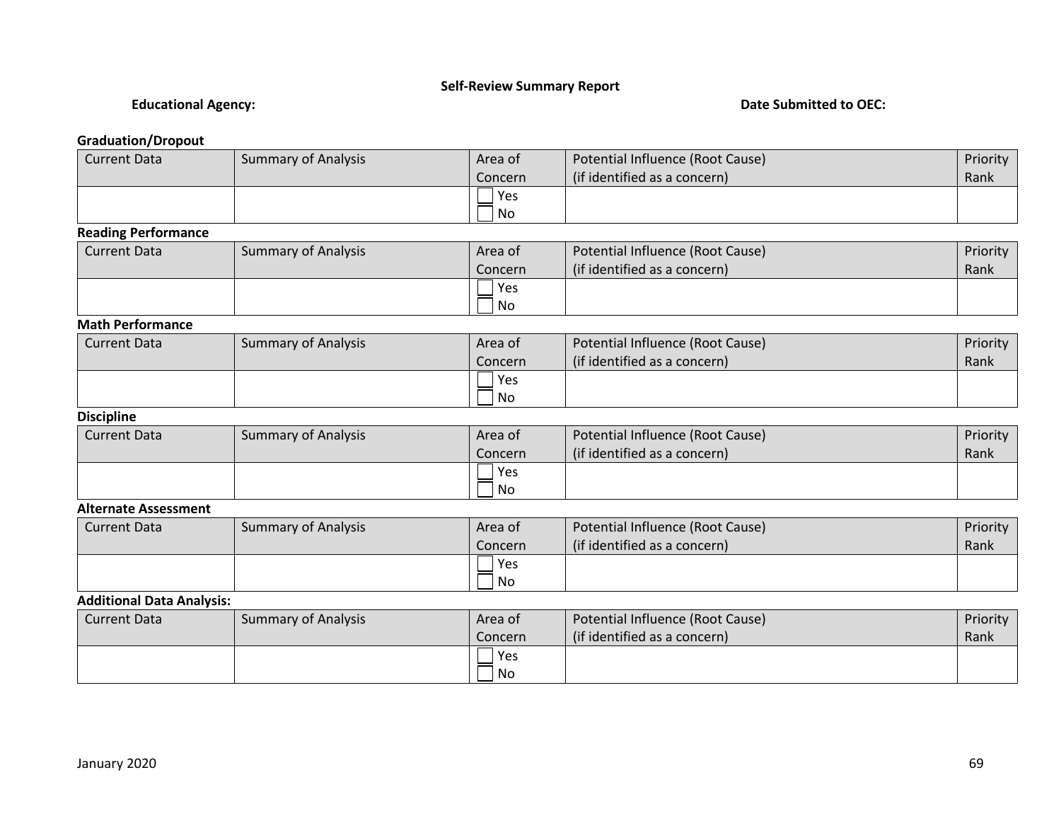**Self-Review Summary Report**

**Educational Agency:** **Date Submitted to OEC:**

**Graduation/Dropout**

| Current Data | Summary of Analysis | Area of Concern | Potential Influence (Root Cause) (if identified as a concern) | Priority Rank |
|---|---|---|---|---|
| | | ☐ Yes<br>☐ No | | |

**Reading Performance**

| Current Data | Summary of Analysis | Area of Concern | Potential Influence (Root Cause) (if identified as a concern) | Priority Rank |
|---|---|---|---|---|
| | | ☐ Yes<br>☐ No | | |

**Math Performance**

| Current Data | Summary of Analysis | Area of Concern | Potential Influence (Root Cause) (if identified as a concern) | Priority Rank |
|---|---|---|---|---|
| | | ☐ Yes<br>☐ No | | |

**Discipline**

| Current Data | Summary of Analysis | Area of Concern | Potential Influence (Root Cause) (if identified as a concern) | Priority Rank |
|---|---|---|---|---|
| | | ☐ Yes<br>☐ No | | |

**Alternate Assessment**

| Current Data | Summary of Analysis | Area of Concern | Potential Influence (Root Cause) (if identified as a concern) | Priority Rank |
|---|---|---|---|---|
| | | ☐ Yes<br>☐ No | | |

**Additional Data Analysis:**

| Current Data | Summary of Analysis | Area of Concern | Potential Influence (Root Cause) (if identified as a concern) | Priority Rank |
|---|---|---|---|---|
| | | ☐ Yes<br>☐ No | | |

January 2020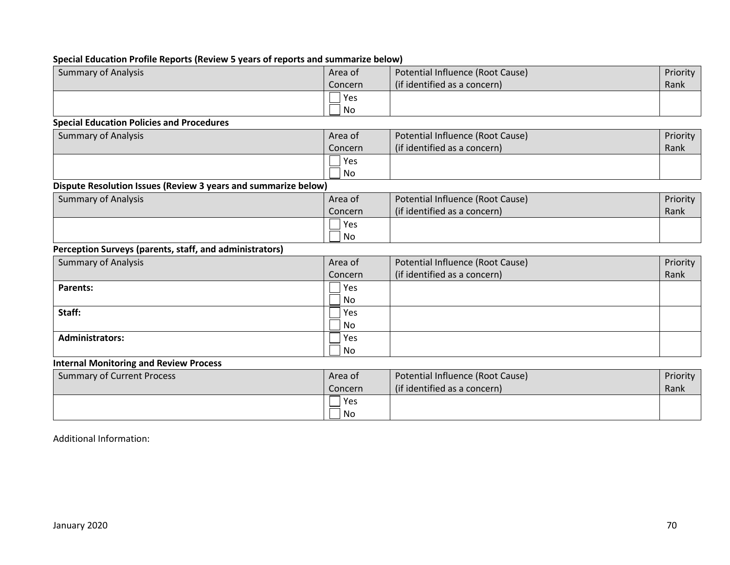**Special Education Profile Reports (Review 5 years of reports and summarize below)**

| Summary of Analysis | Area of Concern | Potential Influence (Root Cause) (if identified as a concern) | Priority Rank |
|---|---|---|---|
| | ☐ Yes ☐ No | | |

**Special Education Policies and Procedures**

| Summary of Analysis | Area of Concern | Potential Influence (Root Cause) (if identified as a concern) | Priority Rank |
|---|---|---|---|
| | ☐ Yes ☐ No | | |

**Dispute Resolution Issues (Review 3 years and summarize below)**

| Summary of Analysis | Area of Concern | Potential Influence (Root Cause) (if identified as a concern) | Priority Rank |
|---|---|---|---|
| | ☐ Yes ☐ No | | |

**Perception Surveys (parents, staff, and administrators)**

| Summary of Analysis | Area of Concern | Potential Influence (Root Cause) (if identified as a concern) | Priority Rank |
|---|---|---|---|
| **Parents:** | ☐ Yes ☐ No | | |
| **Staff:** | ☐ Yes ☐ No | | |
| **Administrators:** | ☐ Yes ☐ No | | |

**Internal Monitoring and Review Process**

| Summary of Current Process | Area of Concern | Potential Influence (Root Cause) (if identified as a concern) | Priority Rank |
|---|---|---|---|
| | ☐ Yes ☐ No | | |

Additional Information:

January 2020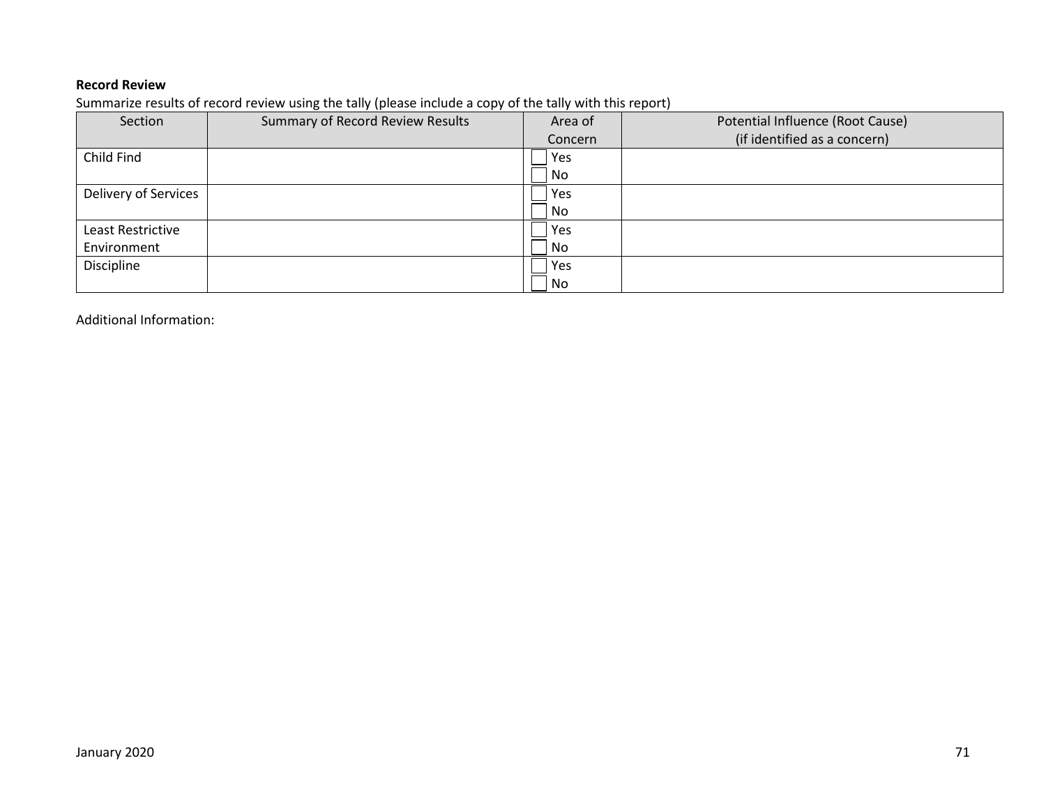**Record Review**

Summarize results of record review using the tally (please include a copy of the tally with this report)

| Section | Summary of Record Review Results | Area of Concern | Potential Influence (Root Cause) (if identified as a concern) |
|---|---|---|---|
| Child Find | | ☐ Yes ☐ No | |
| Delivery of Services | | ☐ Yes ☐ No | |
| Least Restrictive Environment | | ☐ Yes ☐ No | |
| Discipline | | ☐ Yes ☐ No | |

Additional Information:

January 2020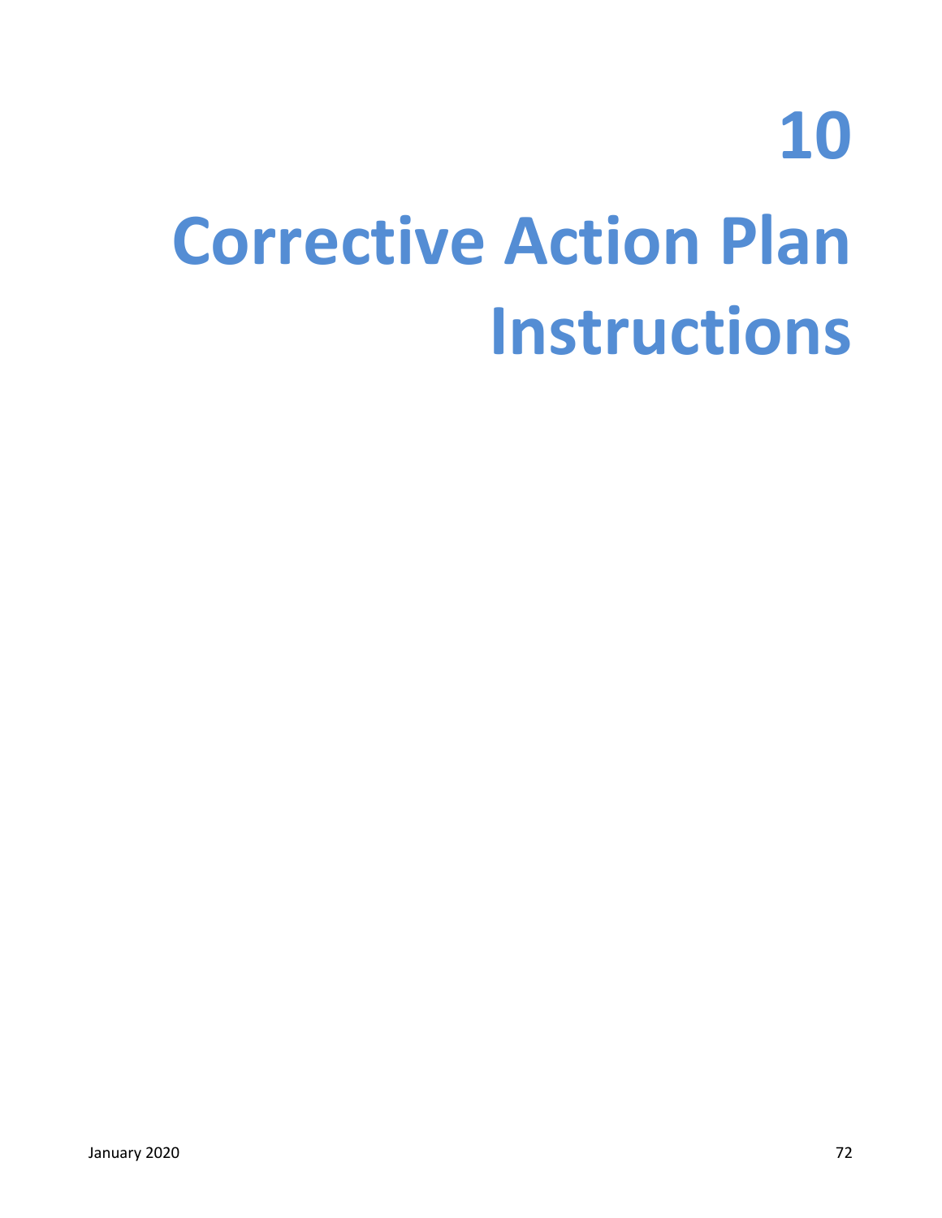# 10

# Corrective Action Plan Instructions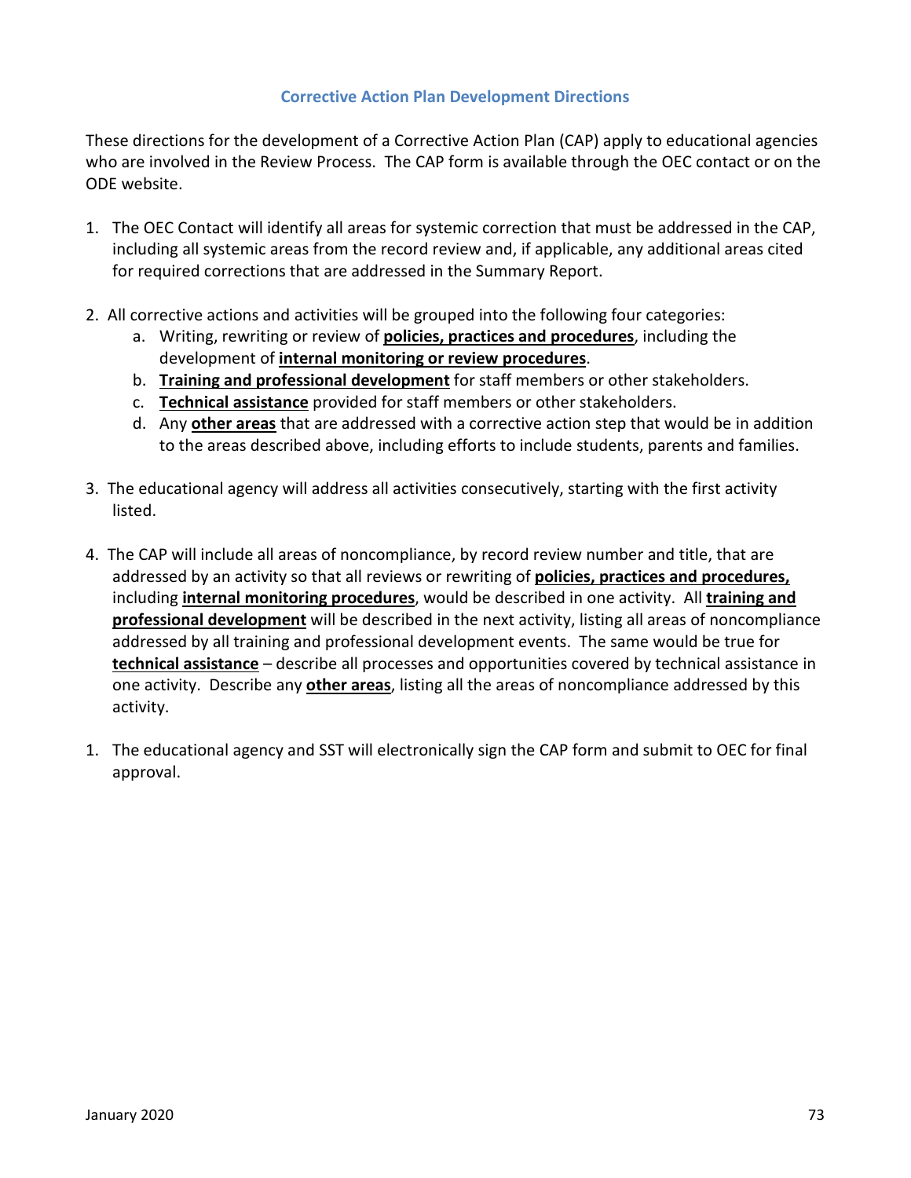## Corrective Action Plan Development Directions

These directions for the development of a Corrective Action Plan (CAP) apply to educational agencies who are involved in the Review Process. The CAP form is available through the OEC contact or on the ODE website.

1. The OEC Contact will identify all areas for systemic correction that must be addressed in the CAP, including all systemic areas from the record review and, if applicable, any additional areas cited for required corrections that are addressed in the Summary Report.

2. All corrective actions and activities will be grouped into the following four categories:
   a. Writing, rewriting or review of **<u>policies, practices and procedures</u>**, including the development of **<u>internal monitoring or review procedures</u>**.
   b. **<u>Training and professional development</u>** for staff members or other stakeholders.
   c. **<u>Technical assistance</u>** provided for staff members or other stakeholders.
   d. Any **<u>other areas</u>** that are addressed with a corrective action step that would be in addition to the areas described above, including efforts to include students, parents and families.

3. The educational agency will address all activities consecutively, starting with the first activity listed.

4. The CAP will include all areas of noncompliance, by record review number and title, that are addressed by an activity so that all reviews or rewriting of **<u>policies, practices and procedures,</u>** including **<u>internal monitoring procedures</u>**, would be described in one activity. All **<u>training and professional development</u>** will be described in the next activity, listing all areas of noncompliance addressed by all training and professional development events. The same would be true for **<u>technical assistance</u>** – describe all processes and opportunities covered by technical assistance in one activity. Describe any **<u>other areas</u>**, listing all the areas of noncompliance addressed by this activity.

1. The educational agency and SST will electronically sign the CAP form and submit to OEC for final approval.

January 2020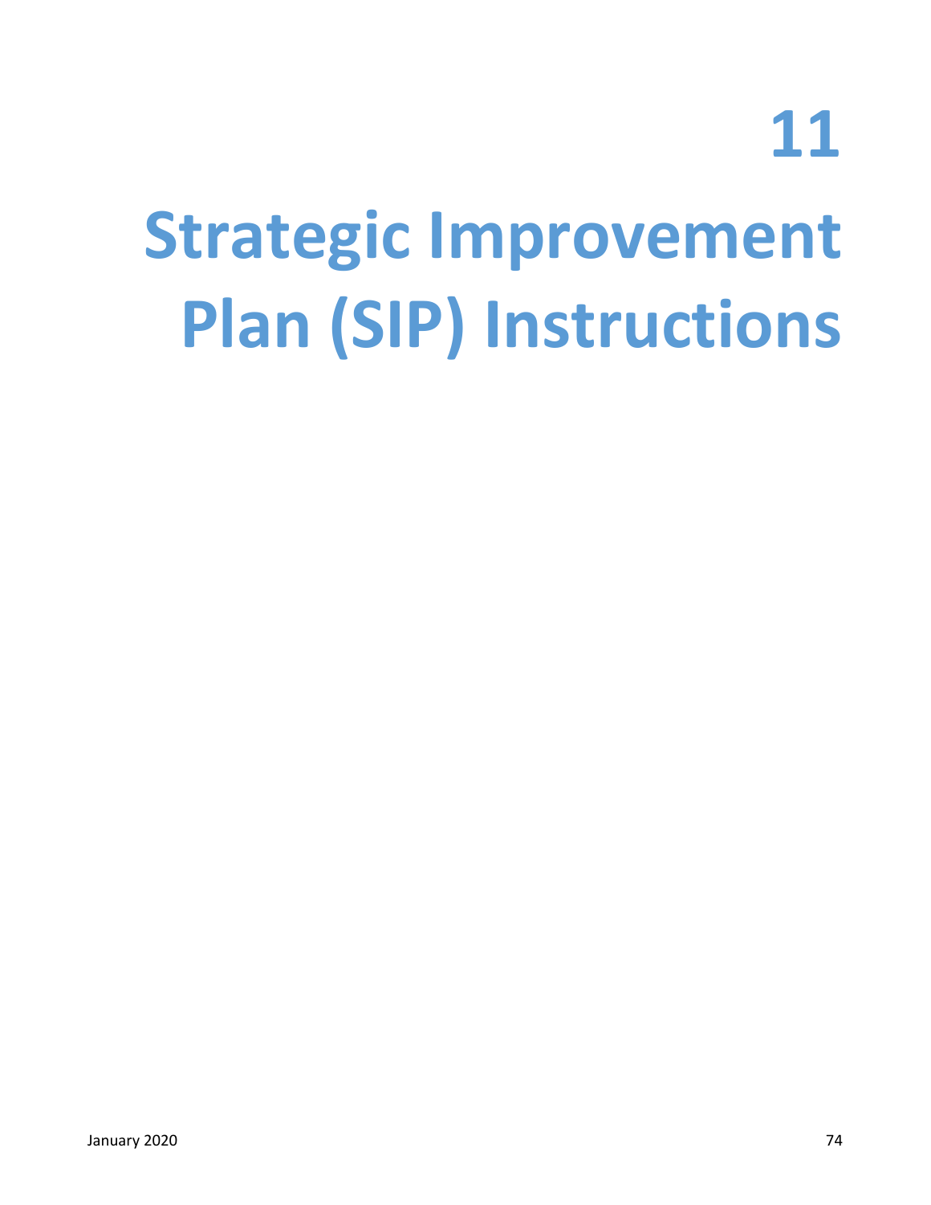# 11

# Strategic Improvement Plan (SIP) Instructions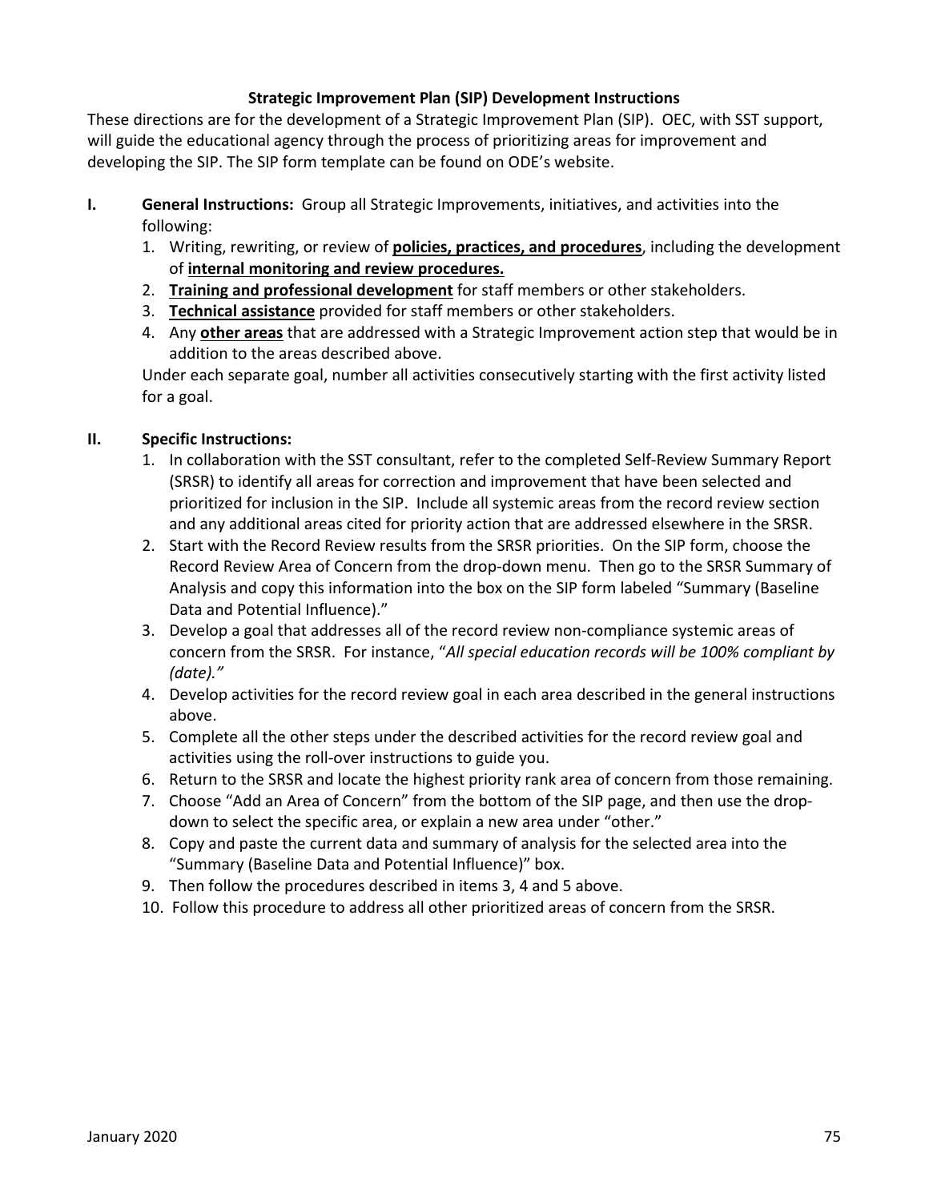## Strategic Improvement Plan (SIP) Development Instructions

These directions are for the development of a Strategic Improvement Plan (SIP). OEC, with SST support, will guide the educational agency through the process of prioritizing areas for improvement and developing the SIP. The SIP form template can be found on ODE's website.

**I. General Instructions:** Group all Strategic Improvements, initiatives, and activities into the following:

1. Writing, rewriting, or review of **<u>policies, practices, and procedures</u>**, including the development of **<u>internal monitoring and review procedures.</u>**
2. **<u>Training and professional development</u>** for staff members or other stakeholders.
3. **<u>Technical assistance</u>** provided for staff members or other stakeholders.
4. Any **<u>other areas</u>** that are addressed with a Strategic Improvement action step that would be in addition to the areas described above.

Under each separate goal, number all activities consecutively starting with the first activity listed for a goal.

**II. Specific Instructions:**

1. In collaboration with the SST consultant, refer to the completed Self-Review Summary Report (SRSR) to identify all areas for correction and improvement that have been selected and prioritized for inclusion in the SIP. Include all systemic areas from the record review section and any additional areas cited for priority action that are addressed elsewhere in the SRSR.
2. Start with the Record Review results from the SRSR priorities. On the SIP form, choose the Record Review Area of Concern from the drop-down menu. Then go to the SRSR Summary of Analysis and copy this information into the box on the SIP form labeled "Summary (Baseline Data and Potential Influence)."
3. Develop a goal that addresses all of the record review non-compliance systemic areas of concern from the SRSR. For instance, "*All special education records will be 100% compliant by (date).*"
4. Develop activities for the record review goal in each area described in the general instructions above.
5. Complete all the other steps under the described activities for the record review goal and activities using the roll-over instructions to guide you.
6. Return to the SRSR and locate the highest priority rank area of concern from those remaining.
7. Choose "Add an Area of Concern" from the bottom of the SIP page, and then use the drop-down to select the specific area, or explain a new area under "other."
8. Copy and paste the current data and summary of analysis for the selected area into the "Summary (Baseline Data and Potential Influence)" box.
9. Then follow the procedures described in items 3, 4 and 5 above.
10. Follow this procedure to address all other prioritized areas of concern from the SRSR.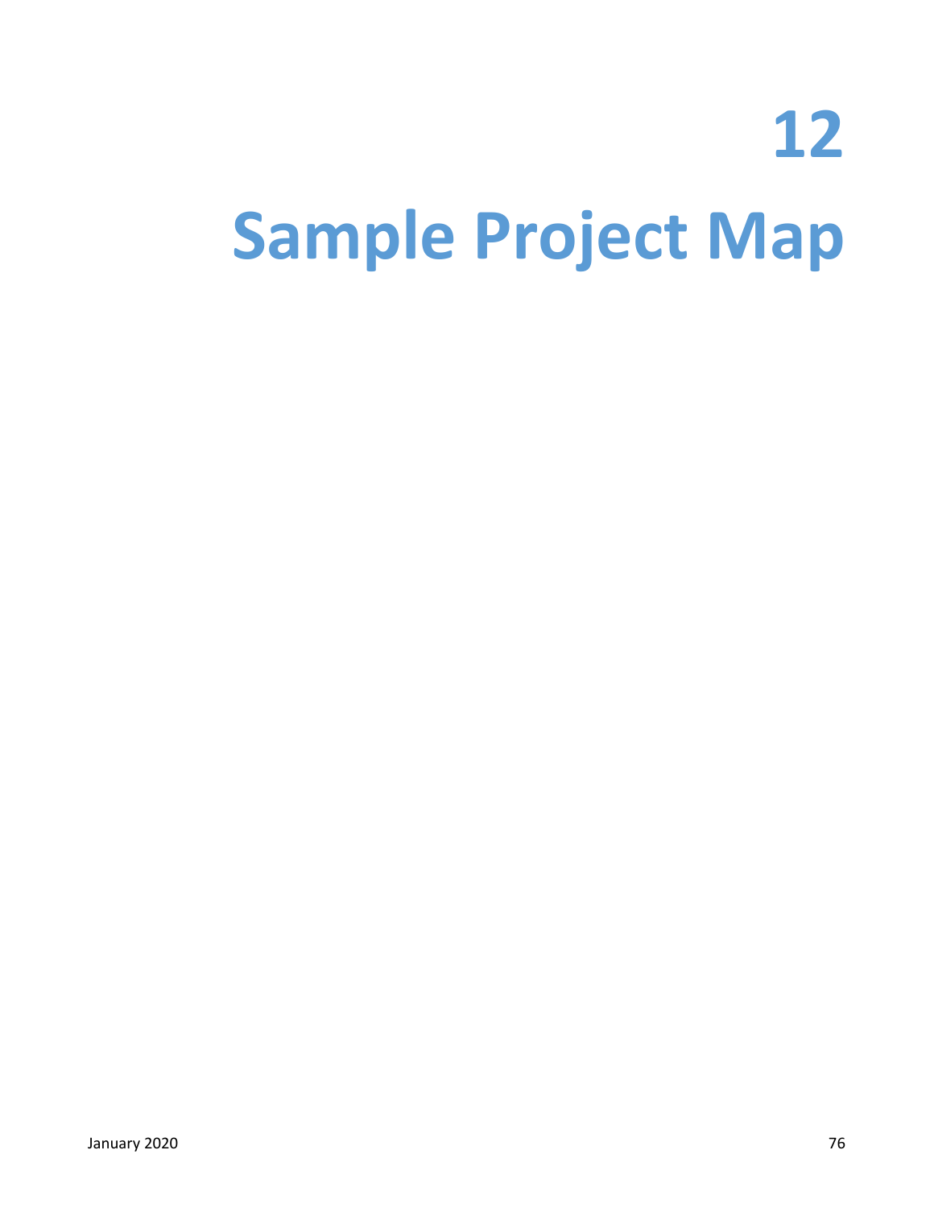# 12

# Sample Project Map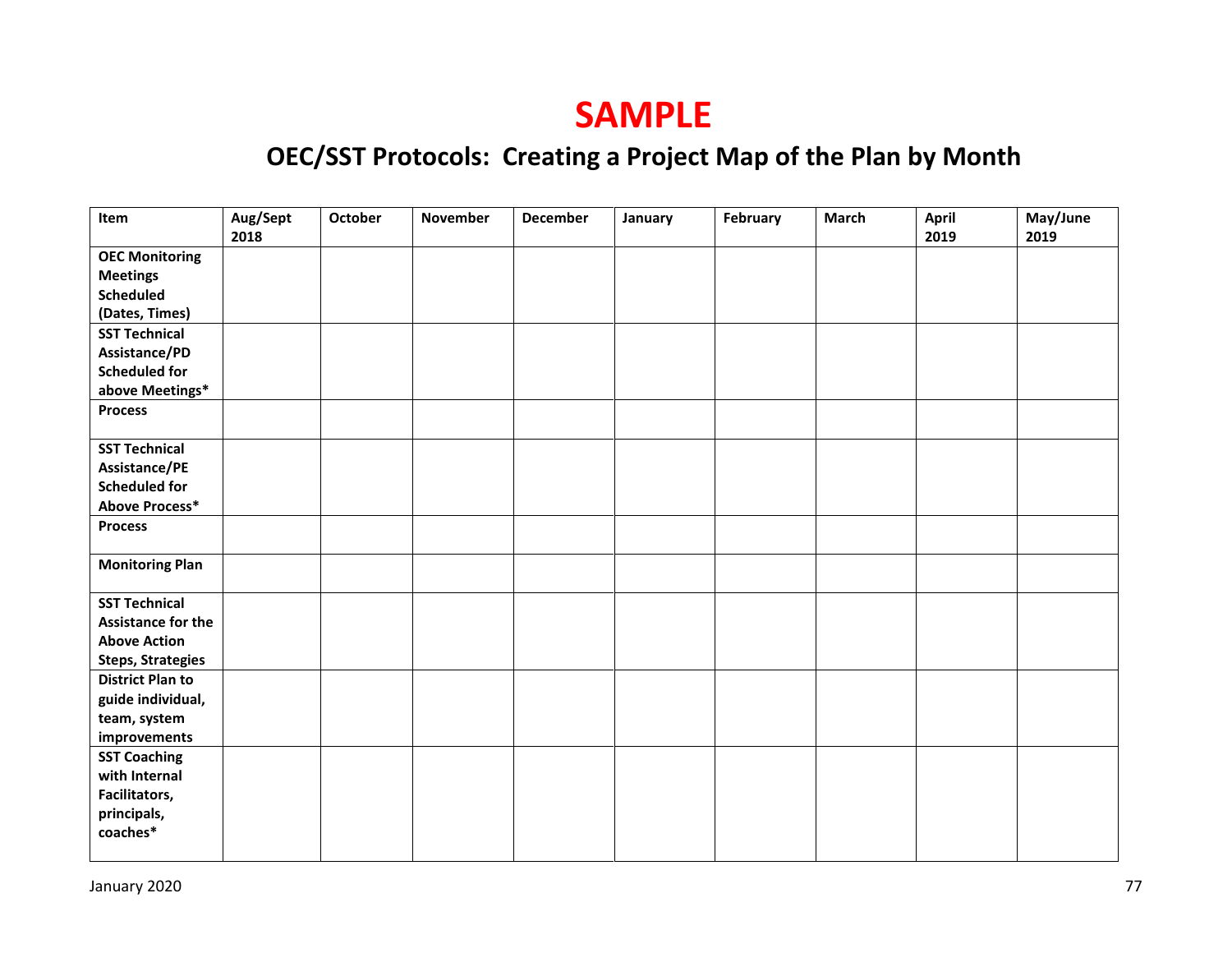# SAMPLE

## OEC/SST Protocols: Creating a Project Map of the Plan by Month

| Item | Aug/Sept 2018 | October | November | December | January | February | March | April 2019 | May/June 2019 |
|---|---|---|---|---|---|---|---|---|---|
| **OEC Monitoring Meetings Scheduled (Dates, Times)** | | | | | | | | | |
| **SST Technical Assistance/PD Scheduled for above Meetings*** | | | | | | | | | |
| **Process** | | | | | | | | | |
| **SST Technical Assistance/PE Scheduled for Above Process*** | | | | | | | | | |
| **Process** | | | | | | | | | |
| **Monitoring Plan** | | | | | | | | | |
| **SST Technical Assistance for the Above Action Steps, Strategies** | | | | | | | | | |
| **District Plan to guide individual, team, system improvements** | | | | | | | | | |
| **SST Coaching with Internal Facilitators, principals, coaches*** | | | | | | | | | |

January 2020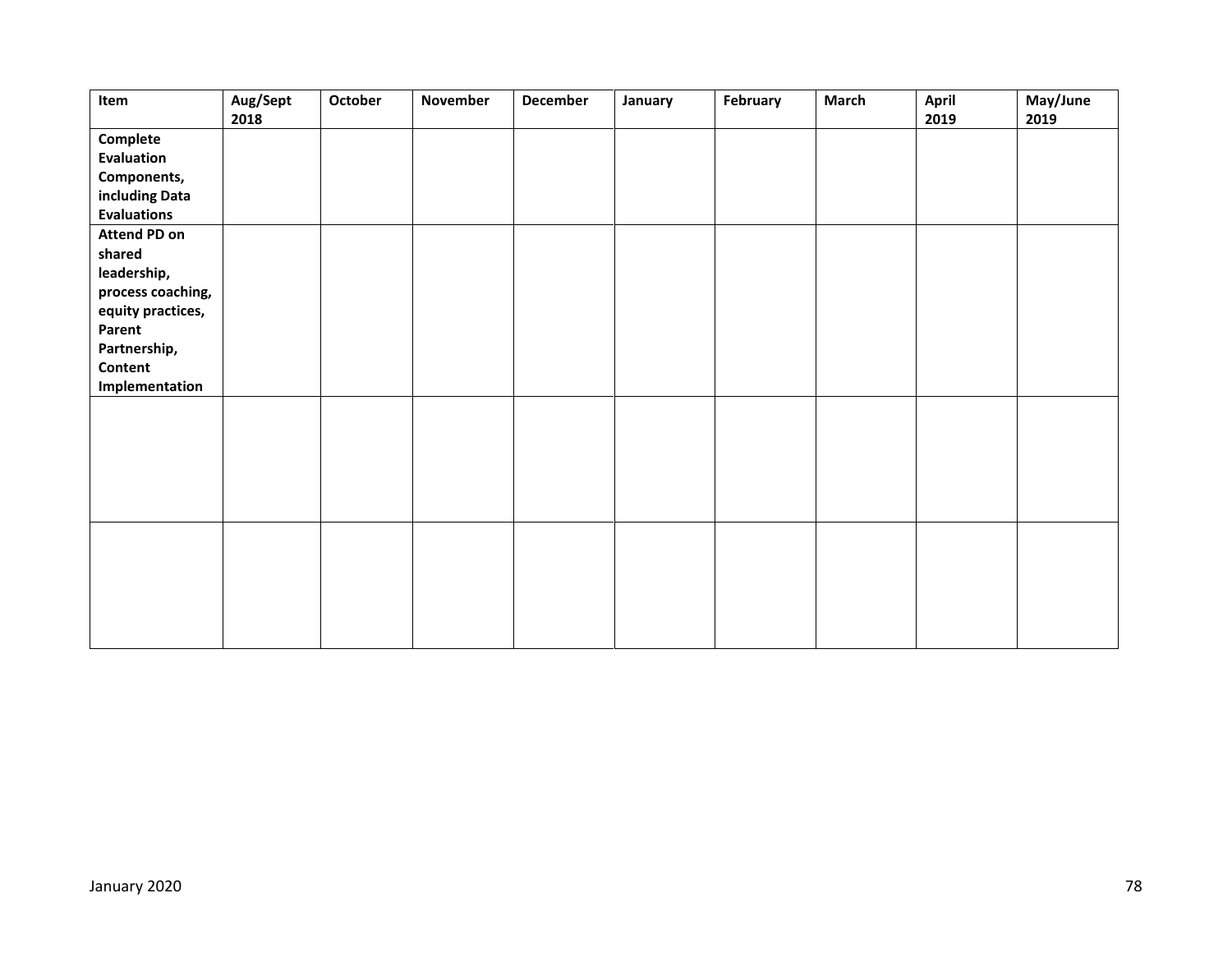| Item | Aug/Sept 2018 | October | November | December | January | February | March | April 2019 | May/June 2019 |
|---|---|---|---|---|---|---|---|---|---|
| **Complete Evaluation Components, including Data Evaluations** | | | | | | | | | |
| **Attend PD on shared leadership, process coaching, equity practices, Parent Partnership, Content Implementation** | | | | | | | | | |
| | | | | | | | | | |
| | | | | | | | | | |

January 2020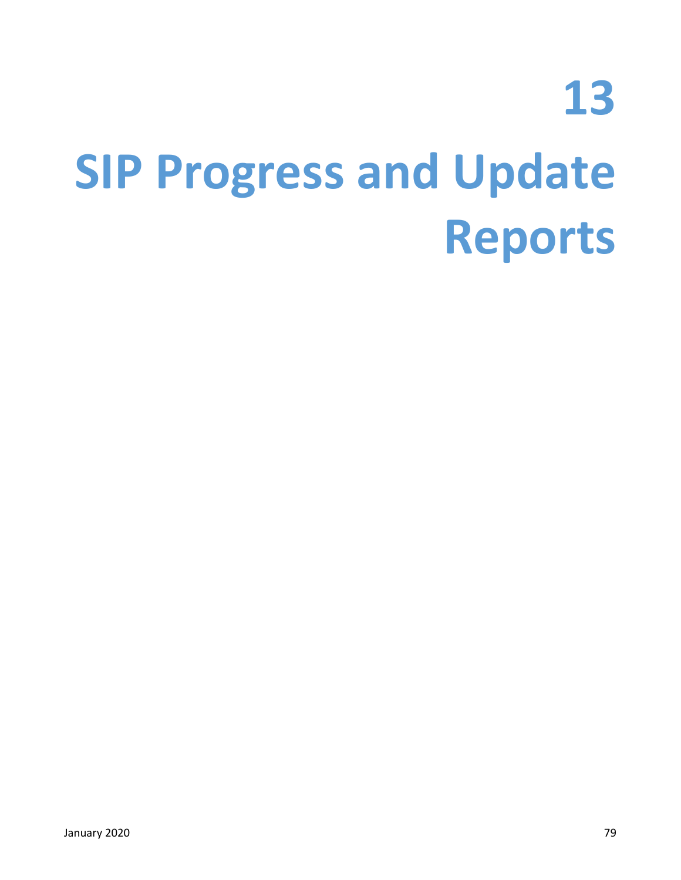# 13

# SIP Progress and Update Reports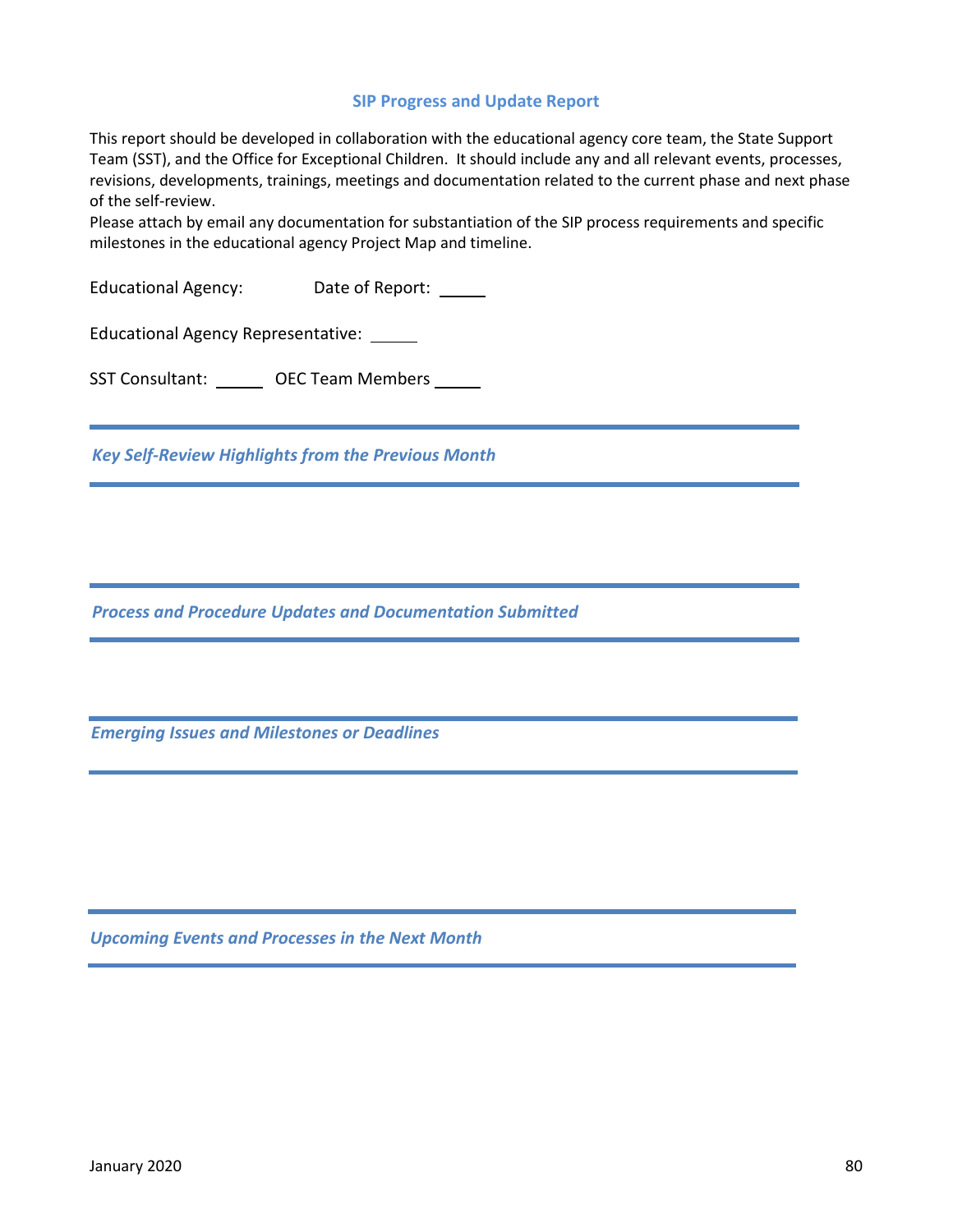## SIP Progress and Update Report

This report should be developed in collaboration with the educational agency core team, the State Support Team (SST), and the Office for Exceptional Children. It should include any and all relevant events, processes, revisions, developments, trainings, meetings and documentation related to the current phase and next phase of the self-review.

Please attach by email any documentation for substantiation of the SIP process requirements and specific milestones in the educational agency Project Map and timeline.

Educational Agency: Date of Report: _____

Educational Agency Representative: _____

SST Consultant: _____ OEC Team Members _____

---

### *Key Self-Review Highlights from the Previous Month*

---

### *Process and Procedure Updates and Documentation Submitted*

---

### *Emerging Issues and Milestones or Deadlines*

---

### *Upcoming Events and Processes in the Next Month*

---

January 2020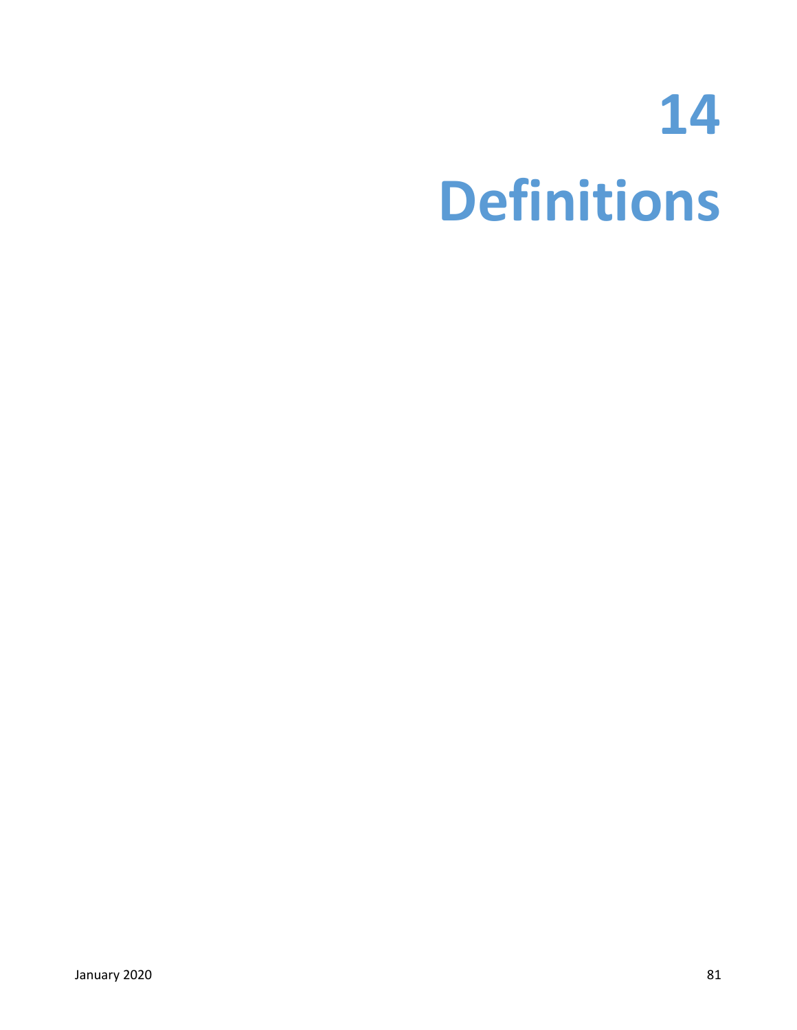# 14 Definitions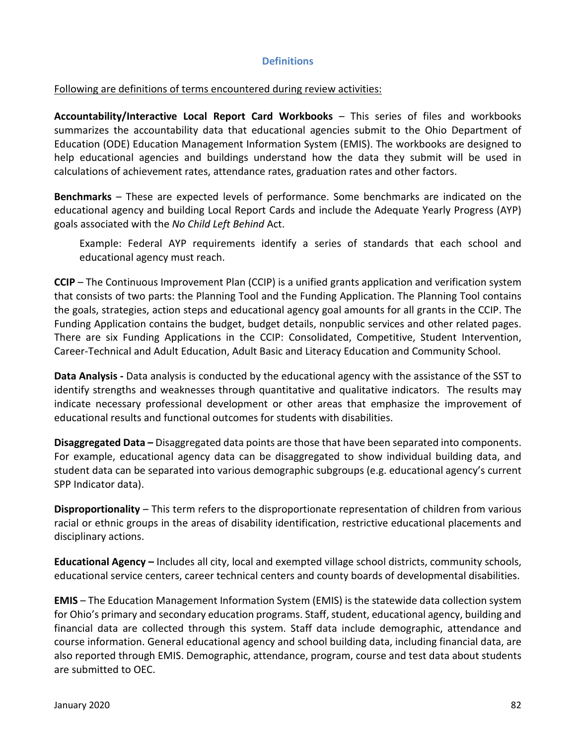## Definitions

Following are definitions of terms encountered during review activities:

**Accountability/Interactive Local Report Card Workbooks** – This series of files and workbooks summarizes the accountability data that educational agencies submit to the Ohio Department of Education (ODE) Education Management Information System (EMIS). The workbooks are designed to help educational agencies and buildings understand how the data they submit will be used in calculations of achievement rates, attendance rates, graduation rates and other factors.

**Benchmarks** – These are expected levels of performance. Some benchmarks are indicated on the educational agency and building Local Report Cards and include the Adequate Yearly Progress (AYP) goals associated with the *No Child Left Behind* Act.

> Example: Federal AYP requirements identify a series of standards that each school and educational agency must reach.

**CCIP** – The Continuous Improvement Plan (CCIP) is a unified grants application and verification system that consists of two parts: the Planning Tool and the Funding Application. The Planning Tool contains the goals, strategies, action steps and educational agency goal amounts for all grants in the CCIP. The Funding Application contains the budget, budget details, nonpublic services and other related pages. There are six Funding Applications in the CCIP: Consolidated, Competitive, Student Intervention, Career-Technical and Adult Education, Adult Basic and Literacy Education and Community School.

**Data Analysis -** Data analysis is conducted by the educational agency with the assistance of the SST to identify strengths and weaknesses through quantitative and qualitative indicators. The results may indicate necessary professional development or other areas that emphasize the improvement of educational results and functional outcomes for students with disabilities.

**Disaggregated Data –** Disaggregated data points are those that have been separated into components. For example, educational agency data can be disaggregated to show individual building data, and student data can be separated into various demographic subgroups (e.g. educational agency's current SPP Indicator data).

**Disproportionality** – This term refers to the disproportionate representation of children from various racial or ethnic groups in the areas of disability identification, restrictive educational placements and disciplinary actions.

**Educational Agency –** Includes all city, local and exempted village school districts, community schools, educational service centers, career technical centers and county boards of developmental disabilities.

**EMIS** – The Education Management Information System (EMIS) is the statewide data collection system for Ohio's primary and secondary education programs. Staff, student, educational agency, building and financial data are collected through this system. Staff data include demographic, attendance and course information. General educational agency and school building data, including financial data, are also reported through EMIS. Demographic, attendance, program, course and test data about students are submitted to OEC.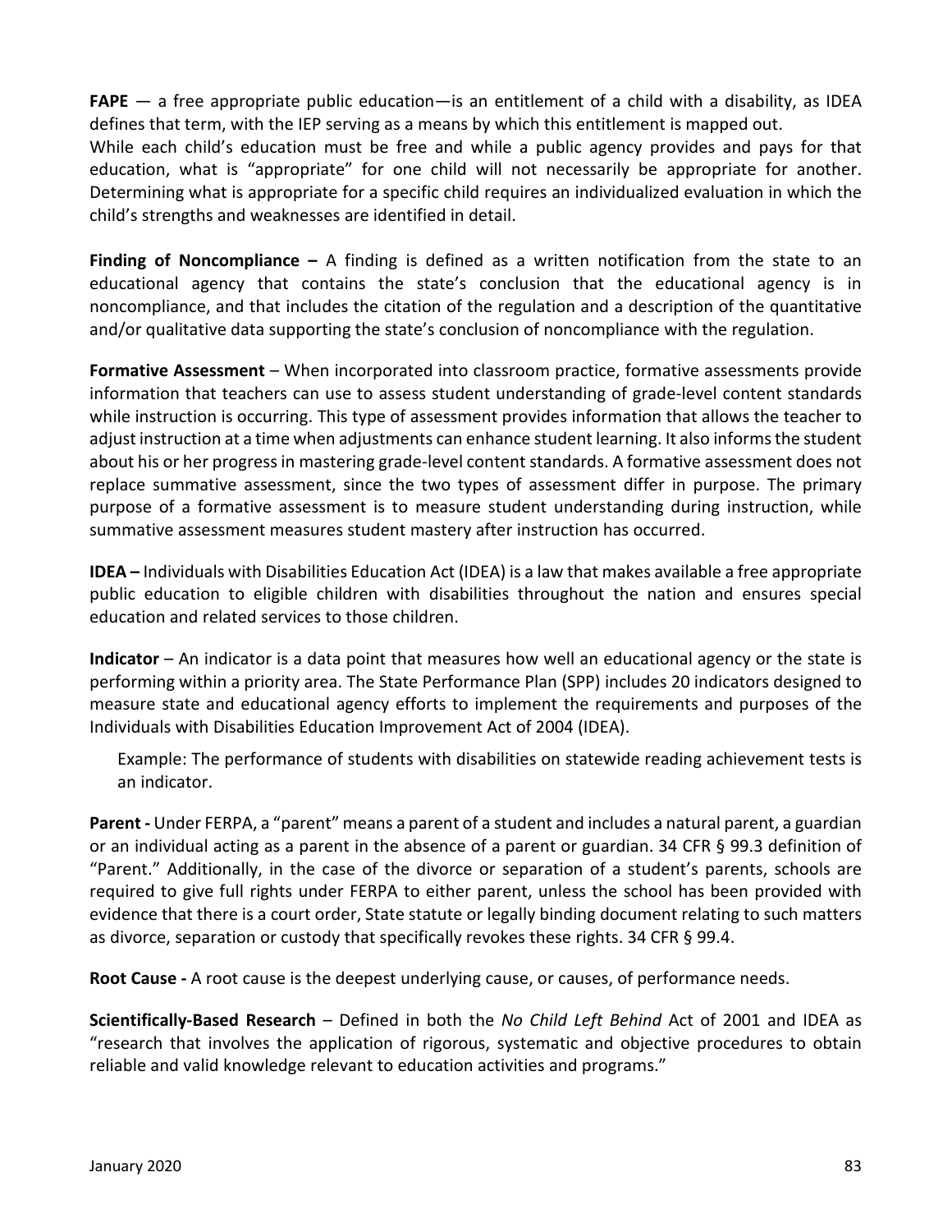**FAPE** — a free appropriate public education—is an entitlement of a child with a disability, as IDEA defines that term, with the IEP serving as a means by which this entitlement is mapped out.
While each child's education must be free and while a public agency provides and pays for that education, what is "appropriate" for one child will not necessarily be appropriate for another. Determining what is appropriate for a specific child requires an individualized evaluation in which the child's strengths and weaknesses are identified in detail.

**Finding of Noncompliance –** A finding is defined as a written notification from the state to an educational agency that contains the state's conclusion that the educational agency is in noncompliance, and that includes the citation of the regulation and a description of the quantitative and/or qualitative data supporting the state's conclusion of noncompliance with the regulation.

**Formative Assessment** – When incorporated into classroom practice, formative assessments provide information that teachers can use to assess student understanding of grade-level content standards while instruction is occurring. This type of assessment provides information that allows the teacher to adjust instruction at a time when adjustments can enhance student learning. It also informs the student about his or her progress in mastering grade-level content standards. A formative assessment does not replace summative assessment, since the two types of assessment differ in purpose. The primary purpose of a formative assessment is to measure student understanding during instruction, while summative assessment measures student mastery after instruction has occurred.

**IDEA –** Individuals with Disabilities Education Act (IDEA) is a law that makes available a free appropriate public education to eligible children with disabilities throughout the nation and ensures special education and related services to those children.

**Indicator** – An indicator is a data point that measures how well an educational agency or the state is performing within a priority area. The State Performance Plan (SPP) includes 20 indicators designed to measure state and educational agency efforts to implement the requirements and purposes of the Individuals with Disabilities Education Improvement Act of 2004 (IDEA).

> Example: The performance of students with disabilities on statewide reading achievement tests is an indicator.

**Parent -** Under FERPA, a "parent" means a parent of a student and includes a natural parent, a guardian or an individual acting as a parent in the absence of a parent or guardian. 34 CFR § 99.3 definition of "Parent." Additionally, in the case of the divorce or separation of a student's parents, schools are required to give full rights under FERPA to either parent, unless the school has been provided with evidence that there is a court order, State statute or legally binding document relating to such matters as divorce, separation or custody that specifically revokes these rights. 34 CFR § 99.4.

**Root Cause -** A root cause is the deepest underlying cause, or causes, of performance needs.

**Scientifically-Based Research** – Defined in both the *No Child Left Behind* Act of 2001 and IDEA as "research that involves the application of rigorous, systematic and objective procedures to obtain reliable and valid knowledge relevant to education activities and programs."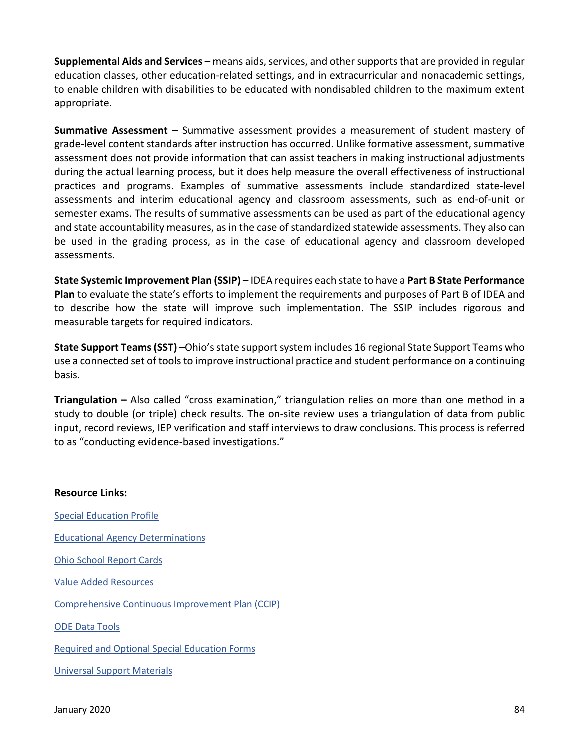**Supplemental Aids and Services –** means aids, services, and other supports that are provided in regular education classes, other education-related settings, and in extracurricular and nonacademic settings, to enable children with disabilities to be educated with nondisabled children to the maximum extent appropriate.

**Summative Assessment** – Summative assessment provides a measurement of student mastery of grade-level content standards after instruction has occurred. Unlike formative assessment, summative assessment does not provide information that can assist teachers in making instructional adjustments during the actual learning process, but it does help measure the overall effectiveness of instructional practices and programs. Examples of summative assessments include standardized state-level assessments and interim educational agency and classroom assessments, such as end-of-unit or semester exams. The results of summative assessments can be used as part of the educational agency and state accountability measures, as in the case of standardized statewide assessments. They also can be used in the grading process, as in the case of educational agency and classroom developed assessments.

**State Systemic Improvement Plan (SSIP) –** IDEA requires each state to have a **Part B State Performance Plan** to evaluate the state's efforts to implement the requirements and purposes of Part B of IDEA and to describe how the state will improve such implementation. The SSIP includes rigorous and measurable targets for required indicators.

**State Support Teams (SST)** –Ohio's state support system includes 16 regional State Support Teams who use a connected set of tools to improve instructional practice and student performance on a continuing basis.

**Triangulation –** Also called "cross examination," triangulation relies on more than one method in a study to double (or triple) check results. The on-site review uses a triangulation of data from public input, record reviews, IEP verification and staff interviews to draw conclusions. This process is referred to as "conducting evidence-based investigations."

**Resource Links:**

Special Education Profile

Educational Agency Determinations

Ohio School Report Cards

Value Added Resources

Comprehensive Continuous Improvement Plan (CCIP)

ODE Data Tools

Required and Optional Special Education Forms

Universal Support Materials